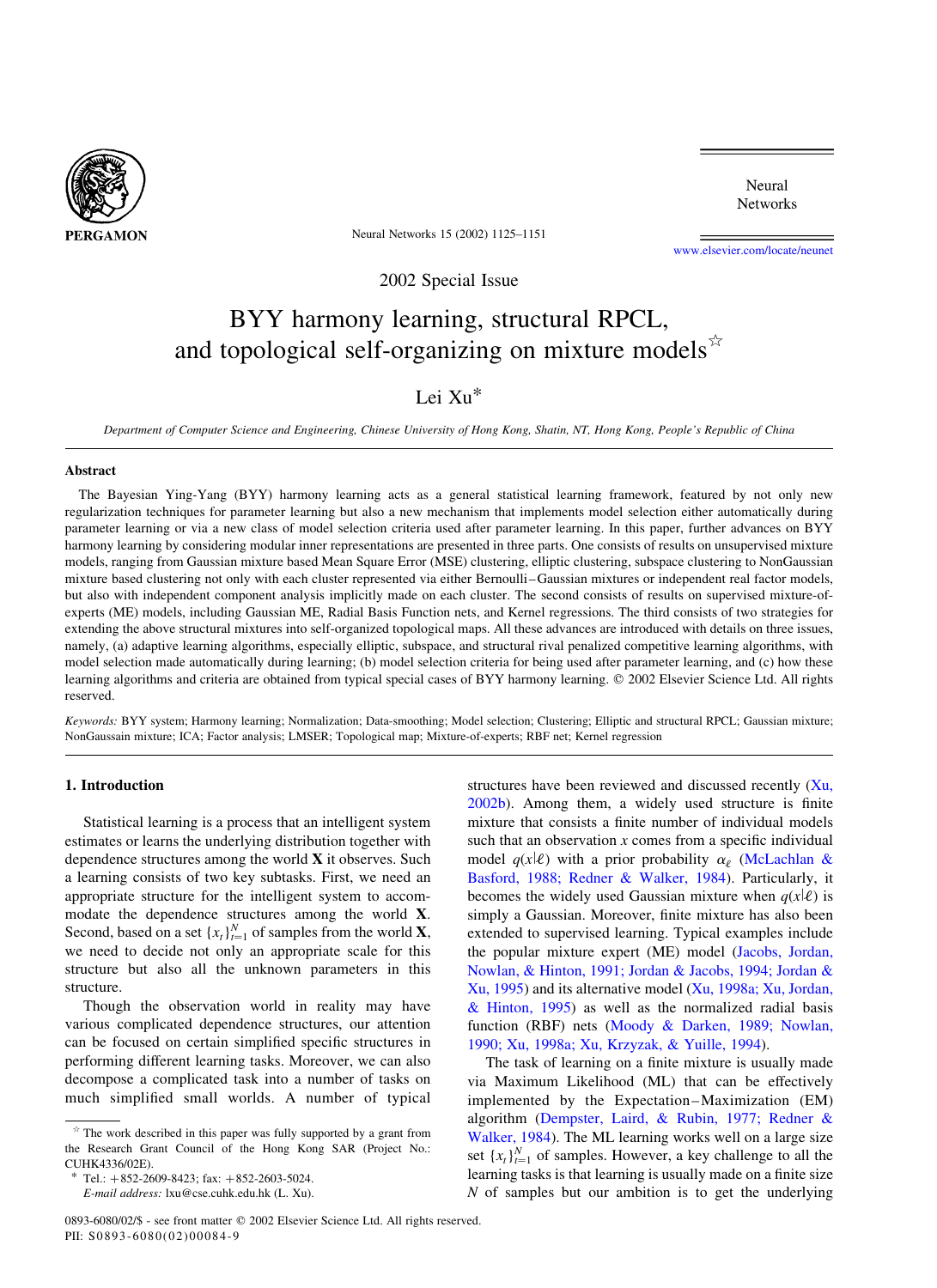2002 Special Issue

# BYY harmony learning, structural RPCL, and topological self-organizing on mixture models ☆

Lei Xu*

*Department of Computer Science and Engineering, Chinese University of Hong Kong, Shatin, NT, Hong Kong, People's Republic of China*

## Abstract

The Bayesian Ying-Yang (BYY) harmony learning acts as a general statistical learning framework, featured by not only new regularization techniques for parameter learning but also a new mechanism that implements model selection either automatically during parameter learning or via a new class of model selection criteria used after parameter learning. In this paper, further advances on BYY harmony learning by considering modular inner representations are presented in three parts. One consists of results on unsupervised mixture models, ranging from Gaussian mixture based Mean Square Error (MSE) clustering, elliptic clustering, subspace clustering to NonGaussian mixture based clustering not only with each cluster represented via either Bernoulli–Gaussian mixtures or independent real factor models, but also with independent component analysis implicitly made on each cluster. The second consists of results on supervised mixture-of-experts (ME) models, including Gaussian ME, Radial Basis Function nets, and Kernel regressions. The third consists of two strategies for extending the above structural mixtures into self-organized topological maps. All these advances are introduced with details on three issues, namely, (a) adaptive learning algorithms, especially elliptic, subspace, and structural rival penalized competitive learning algorithms, with model selection made automatically during learning; (b) model selection criteria for being used after parameter learning, and (c) how these learning algorithms and criteria are obtained from typical special cases of BYY harmony learning. © 2002 Elsevier Science Ltd. All rights reserved.

*Keywords:* BYY system; Harmony learning; Normalization; Data-smoothing; Model selection; Clustering; Elliptic and structural RPCL; Gaussian mixture; NonGaussain mixture; ICA; Factor analysis; LMSER; Topological map; Mixture-of-experts; RBF net; Kernel regression

## 1. Introduction

Statistical learning is a process that an intelligent system estimates or learns the underlying distribution together with dependence structures among the world **X** it observes. Such a learning consists of two key subtasks. First, we need an appropriate structure for the intelligent system to accommodate the dependence structures among the world **X**. Second, based on a set $\{x_t\}_{t=1}^N$ of samples from the world **X**, we need to decide not only an appropriate scale for this structure but also all the unknown parameters in this structure.

Though the observation world in reality may have various complicated dependence structures, our attention can be focused on certain simplified specific structures in performing different learning tasks. Moreover, we can also decompose a complicated task into a number of tasks on much simplified small worlds. A number of typical structures have been reviewed and discussed recently (Xu, 2002b). Among them, a widely used structure is finite mixture that consists a finite number of individual models such that an observation $x$ comes from a specific individual model $q(x|\ell)$ with a prior probability $\alpha_\ell$ (McLachlan & Basford, 1988; Redner & Walker, 1984). Particularly, it becomes the widely used Gaussian mixture when $q(x|\ell)$ is simply a Gaussian. Moreover, finite mixture has also been extended to supervised learning. Typical examples include the popular mixture expert (ME) model (Jacobs, Jordan, Nowlan, & Hinton, 1991; Jordan & Jacobs, 1994; Jordan & Xu, 1995) and its alternative model (Xu, 1998a; Xu, Jordan, & Hinton, 1995) as well as the normalized radial basis function (RBF) nets (Moody & Darken, 1989; Nowlan, 1990; Xu, 1998a; Xu, Krzyzak, & Yuille, 1994).

The task of learning on a finite mixture is usually made via Maximum Likelihood (ML) that can be effectively implemented by the Expectation–Maximization (EM) algorithm (Dempster, Laird, & Rubin, 1977; Redner & Walker, 1984). The ML learning works well on a large size set $\{x_t\}_{t=1}^N$ of samples. However, a key challenge to all the learning tasks is that learning is usually made on a finite size $N$ of samples but our ambition is to get the underlying

---

☆ The work described in this paper was fully supported by a grant from the Research Grant Council of the Hong Kong SAR (Project No.: CUHK4336/02E).

\* Tel.: +852-2609-8423; fax: +852-2603-5024.
*E-mail address:* lxu@cse.cuhk.edu.hk (L. Xu).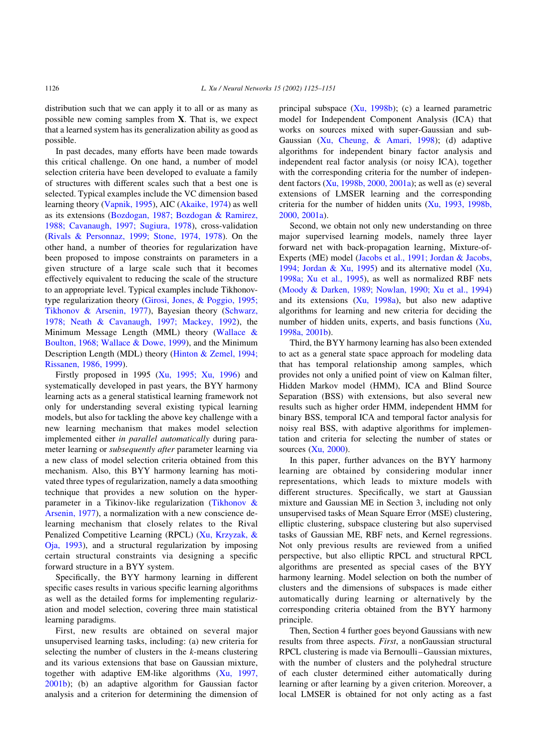distribution such that we can apply it to all or as many as possible new coming samples from **X**. That is, we expect that a learned system has its generalization ability as good as possible.

In past decades, many efforts have been made towards this critical challenge. On one hand, a number of model selection criteria have been developed to evaluate a family of structures with different scales such that a best one is selected. Typical examples include the VC dimension based learning theory (Vapnik, 1995), AIC (Akaike, 1974) as well as its extensions (Bozdogan, 1987; Bozdogan & Ramirez, 1988; Cavanaugh, 1997; Sugiura, 1978), cross-validation (Rivals & Personnaz, 1999; Stone, 1974, 1978). On the other hand, a number of theories for regularization have been proposed to impose constraints on parameters in a given structure of a large scale such that it becomes effectively equivalent to reducing the scale of the structure to an appropriate level. Typical examples include Tikhonov-type regularization theory (Girosi, Jones, & Poggio, 1995; Tikhonov & Arsenin, 1977), Bayesian theory (Schwarz, 1978; Neath & Cavanaugh, 1997; Mackey, 1992), the Minimum Message Length (MML) theory (Wallace & Boulton, 1968; Wallace & Dowe, 1999), and the Minimum Description Length (MDL) theory (Hinton & Zemel, 1994; Rissanen, 1986, 1999).

Firstly proposed in 1995 (Xu, 1995; Xu, 1996) and systematically developed in past years, the BYY harmony learning acts as a general statistical learning framework not only for understanding several existing typical learning models, but also for tackling the above key challenge with a new learning mechanism that makes model selection implemented either *in parallel automatically* during parameter learning or *subsequently after* parameter learning via a new class of model selection criteria obtained from this mechanism. Also, this BYY harmony learning has motivated three types of regularization, namely a data smoothing technique that provides a new solution on the hyper-parameter in a Tikinov-like regularization (Tikhonov & Arsenin, 1977), a normalization with a new conscience de-learning mechanism that closely relates to the Rival Penalized Competitive Learning (RPCL) (Xu, Krzyzak, & Oja, 1993), and a structural regularization by imposing certain structural constraints via designing a specific forward structure in a BYY system.

Specifically, the BYY harmony learning in different specific cases results in various specific learning algorithms as well as the detailed forms for implementing regularization and model selection, covering three main statistical learning paradigms.

First, new results are obtained on several major unsupervised learning tasks, including: (a) new criteria for selecting the number of clusters in the *k*-means clustering and its various extensions that base on Gaussian mixture, together with adaptive EM-like algorithms (Xu, 1997, 2001b); (b) an adaptive algorithm for Gaussian factor analysis and a criterion for determining the dimension of principal subspace (Xu, 1998b); (c) a learned parametric model for Independent Component Analysis (ICA) that works on sources mixed with super-Gaussian and sub-Gaussian (Xu, Cheung, & Amari, 1998); (d) adaptive algorithms for independent binary factor analysis and independent real factor analysis (or noisy ICA), together with the corresponding criteria for the number of independent factors (Xu, 1998b, 2000, 2001a); as well as (e) several extensions of LMSER learning and the corresponding criteria for the number of hidden units (Xu, 1993, 1998b, 2000, 2001a).

Second, we obtain not only new understanding on three major supervised learning models, namely three layer forward net with back-propagation learning, Mixture-of-Experts (ME) model (Jacobs et al., 1991; Jordan & Jacobs, 1994; Jordan & Xu, 1995) and its alternative model (Xu, 1998a; Xu et al., 1995), as well as normalized RBF nets (Moody & Darken, 1989; Nowlan, 1990; Xu et al., 1994) and its extensions (Xu, 1998a), but also new adaptive algorithms for learning and new criteria for deciding the number of hidden units, experts, and basis functions (Xu, 1998a, 2001b).

Third, the BYY harmony learning has also been extended to act as a general state space approach for modeling data that has temporal relationship among samples, which provides not only a unified point of view on Kalman filter, Hidden Markov model (HMM), ICA and Blind Source Separation (BSS) with extensions, but also several new results such as higher order HMM, independent HMM for binary BSS, temporal ICA and temporal factor analysis for noisy real BSS, with adaptive algorithms for implementation and criteria for selecting the number of states or sources (Xu, 2000).

In this paper, further advances on the BYY harmony learning are obtained by considering modular inner representations, which leads to mixture models with different structures. Specifically, we start at Gaussian mixture and Gaussian ME in Section 3, including not only unsupervised tasks of Mean Square Error (MSE) clustering, elliptic clustering, subspace clustering but also supervised tasks of Gaussian ME, RBF nets, and Kernel regressions. Not only previous results are reviewed from a unified perspective, but also elliptic RPCL and structural RPCL algorithms are presented as special cases of the BYY harmony learning. Model selection on both the number of clusters and the dimensions of subspaces is made either automatically during learning or alternatively by the corresponding criteria obtained from the BYY harmony principle.

Then, Section 4 further goes beyond Gaussians with new results from three aspects. *First*, a nonGaussian structural RPCL clustering is made via Bernoulli–Gaussian mixtures, with the number of clusters and the polyhedral structure of each cluster determined either automatically during learning or after learning by a given criterion. Moreover, a local LMSER is obtained for not only acting as a fast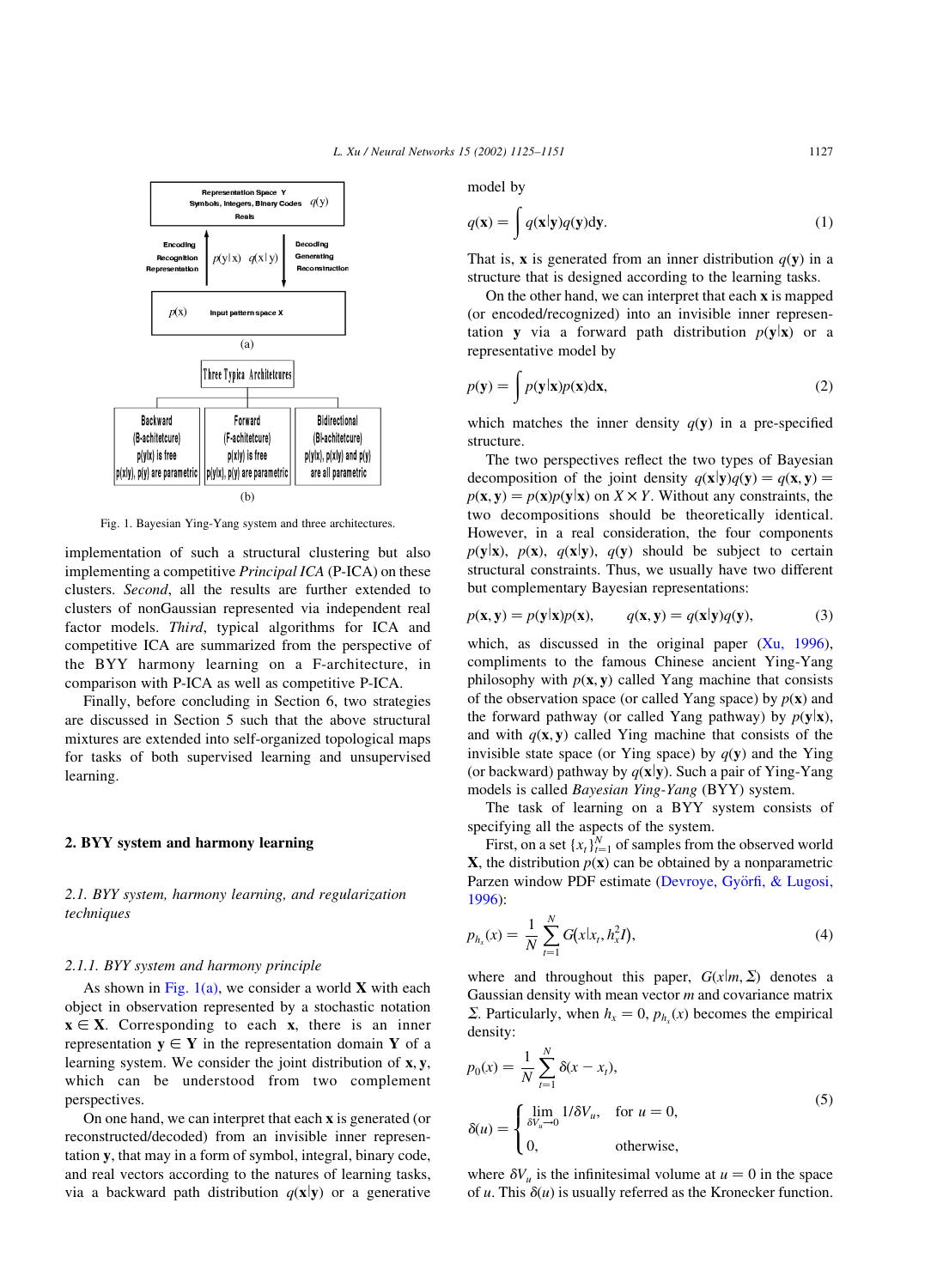Representation Space Y
Symbols, Integers, Binary Codes $q(\mathrm{y})$
Reals

Encoding
Recognition
Representation

$p(\mathrm{y}|\mathrm{x})$ $q(\mathrm{x}|\mathrm{y})$

Decoding
Generating
Reconstruction

$p(\mathrm{x})$ Input pattern space X

(a)

Three Typica Architetcures

Backward
(B-achitetcure)
p(y|x) is free
p(x|y), p(y) are parametric

Forward
(F-achitetcure)
p(x|y) is free
p(y|x), p(y) are parametric

Bidirectional
(BI-achitetcure)
p(y|x), p(x|y) and p(y)
are all parametric

(b)

Fig. 1. Bayesian Ying-Yang system and three architectures.

implementation of such a structural clustering but also implementing a competitive *Principal ICA* (P-ICA) on these clusters. *Second*, all the results are further extended to clusters of nonGaussian represented via independent real factor models. *Third*, typical algorithms for ICA and competitive ICA are summarized from the perspective of the BYY harmony learning on a F-architecture, in comparison with P-ICA as well as competitive P-ICA.

Finally, before concluding in Section 6, two strategies are discussed in Section 5 such that the above structural mixtures are extended into self-organized topological maps for tasks of both supervised learning and unsupervised learning.

## 2. BYY system and harmony learning

### 2.1. BYY system, harmony learning, and regularization techniques

#### 2.1.1. BYY system and harmony principle

As shown in Fig. 1(a), we consider a world $\mathbf{X}$ with each object in observation represented by a stochastic notation $\mathbf{x} \in \mathbf{X}$. Corresponding to each $\mathbf{x}$, there is an inner representation $\mathbf{y} \in \mathbf{Y}$ in the representation domain $\mathbf{Y}$ of a learning system. We consider the joint distribution of $\mathbf{x}, \mathbf{y}$, which can be understood from two complement perspectives.

On one hand, we can interpret that each $\mathbf{x}$ is generated (or reconstructed/decoded) from an invisible inner representation $\mathbf{y}$, that may in a form of symbol, integral, binary code, and real vectors according to the natures of learning tasks, via a backward path distribution $q(\mathbf{x}|\mathbf{y})$ or a generative model by

$$q(\mathbf{x}) = \int q(\mathbf{x}|\mathbf{y})q(\mathbf{y})\mathrm{d}\mathbf{y}. \tag{1}$$

That is, $\mathbf{x}$ is generated from an inner distribution $q(\mathbf{y})$ in a structure that is designed according to the learning tasks.

On the other hand, we can interpret that each $\mathbf{x}$ is mapped (or encoded/recognized) into an invisible inner representation $\mathbf{y}$ via a forward path distribution $p(\mathbf{y}|\mathbf{x})$ or a representative model by

$$p(\mathbf{y}) = \int p(\mathbf{y}|\mathbf{x})p(\mathbf{x})\mathrm{d}\mathbf{x}, \tag{2}$$

which matches the inner density $q(\mathbf{y})$ in a pre-specified structure.

The two perspectives reflect the two types of Bayesian decomposition of the joint density $q(\mathbf{x}|\mathbf{y})q(\mathbf{y}) = q(\mathbf{x}, \mathbf{y}) = p(\mathbf{x}, \mathbf{y}) = p(\mathbf{x})p(\mathbf{y}|\mathbf{x})$ on $X \times Y$. Without any constraints, the two decompositions should be theoretically identical. However, in a real consideration, the four components $p(\mathbf{y}|\mathbf{x})$, $p(\mathbf{x})$, $q(\mathbf{x}|\mathbf{y})$, $q(\mathbf{y})$ should be subject to certain structural constraints. Thus, we usually have two different but complementary Bayesian representations:

$$p(\mathbf{x}, \mathbf{y}) = p(\mathbf{y}|\mathbf{x})p(\mathbf{x}), \qquad q(\mathbf{x}, \mathbf{y}) = q(\mathbf{x}|\mathbf{y})q(\mathbf{y}), \tag{3}$$

which, as discussed in the original paper (Xu, 1996), compliments to the famous Chinese ancient Ying-Yang philosophy with $p(\mathbf{x}, \mathbf{y})$ called Yang machine that consists of the observation space (or called Yang space) by $p(\mathbf{x})$ and the forward pathway (or called Yang pathway) by $p(\mathbf{y}|\mathbf{x})$, and with $q(\mathbf{x}, \mathbf{y})$ called Ying machine that consists of the invisible state space (or Ying space) by $q(\mathbf{y})$ and the Ying (or backward) pathway by $q(\mathbf{x}|\mathbf{y})$. Such a pair of Ying-Yang models is called *Bayesian Ying-Yang* (BYY) system.

The task of learning on a BYY system consists of specifying all the aspects of the system.

First, on a set $\{x_t\}_{t=1}^N$ of samples from the observed world $\mathbf{X}$, the distribution $p(\mathbf{x})$ can be obtained by a nonparametric Parzen window PDF estimate (Devroye, Györfi, & Lugosi, 1996):

$$p_{h_x}(x) = \frac{1}{N}\sum_{t=1}^{N} G(x|x_t, h_x^2 I), \tag{4}$$

where and throughout this paper, $G(x|m, \Sigma)$ denotes a Gaussian density with mean vector $m$ and covariance matrix $\Sigma$. Particularly, when $h_x = 0$, $p_{h_x}(x)$ becomes the empirical density:

$$p_0(x) = \frac{1}{N}\sum_{t=1}^{N} \delta(x - x_t),$$
$$\delta(u) = \begin{cases} \lim_{\delta V_u \to 0} 1/\delta V_u, & \text{for } u = 0, \\ 0, & \text{otherwise}, \end{cases} \tag{5}$$

where $\delta V_u$ is the infinitesimal volume at $u = 0$ in the space of $u$. This $\delta(u)$ is usually referred as the Kronecker function.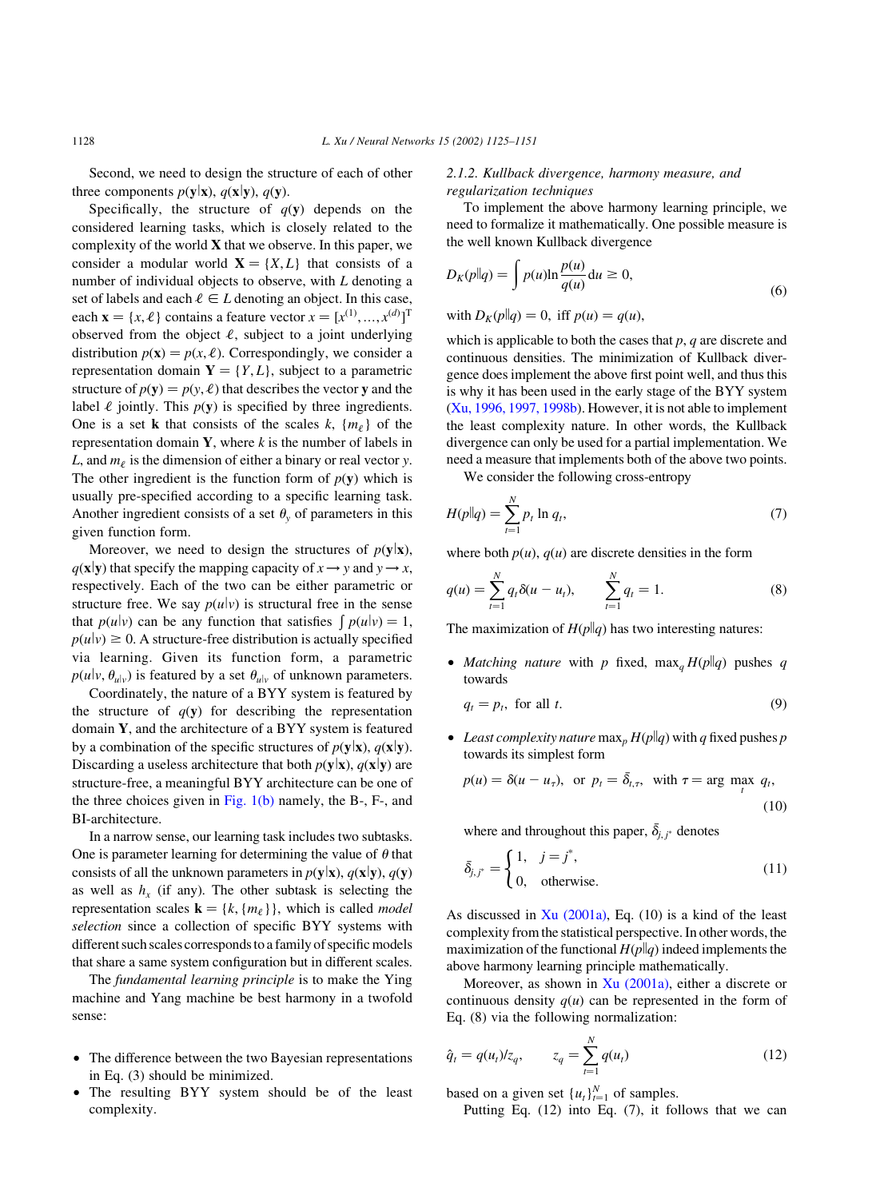Second, we need to design the structure of each of other three components $p(\mathbf{y}|\mathbf{x})$, $q(\mathbf{x}|\mathbf{y})$, $q(\mathbf{y})$.

Specifically, the structure of $q(\mathbf{y})$ depends on the considered learning tasks, which is closely related to the complexity of the world $\mathbf{X}$ that we observe. In this paper, we consider a modular world $\mathbf{X} = \{X, L\}$ that consists of a number of individual objects to observe, with $L$ denoting a set of labels and each $\ell \in L$ denoting an object. In this case, each $\mathbf{x} = \{x, \ell\}$ contains a feature vector $x = [x^{(1)}, \ldots, x^{(d)}]^{\mathrm{T}}$ observed from the object $\ell$, subject to a joint underlying distribution $p(\mathbf{x}) = p(x, \ell)$. Correspondingly, we consider a representation domain $\mathbf{Y} = \{Y, L\}$, subject to a parametric structure of $p(\mathbf{y}) = p(y, \ell)$ that describes the vector $\mathbf{y}$ and the label $\ell$ jointly. This $p(\mathbf{y})$ is specified by three ingredients. One is a set $\mathbf{k}$ that consists of the scales $k$, $\{m_\ell\}$ of the representation domain $\mathbf{Y}$, where $k$ is the number of labels in $L$, and $m_\ell$ is the dimension of either a binary or real vector $y$. The other ingredient is the function form of $p(\mathbf{y})$ which is usually pre-specified according to a specific learning task. Another ingredient consists of a set $\theta_y$ of parameters in this given function form.

Moreover, we need to design the structures of $p(\mathbf{y}|\mathbf{x})$, $q(\mathbf{x}|\mathbf{y})$ that specify the mapping capacity of $x \to y$ and $y \to x$, respectively. Each of the two can be either parametric or structure free. We say $p(u|v)$ is structural free in the sense that $p(u|v)$ can be any function that satisfies $\int p(u|v) = 1$, $p(u|v) \geq 0$. A structure-free distribution is actually specified via learning. Given its function form, a parametric $p(u|v, \theta_{u|v})$ is featured by a set $\theta_{u|v}$ of unknown parameters.

Coordinately, the nature of a BYY system is featured by the structure of $q(\mathbf{y})$ for describing the representation domain $\mathbf{Y}$, and the architecture of a BYY system is featured by a combination of the specific structures of $p(\mathbf{y}|\mathbf{x})$, $q(\mathbf{x}|\mathbf{y})$. Discarding a useless architecture that both $p(\mathbf{y}|\mathbf{x})$, $q(\mathbf{x}|\mathbf{y})$ are structure-free, a meaningful BYY architecture can be one of the three choices given in Fig. 1(b) namely, the B-, F-, and BI-architecture.

In a narrow sense, our learning task includes two subtasks. One is parameter learning for determining the value of $\theta$ that consists of all the unknown parameters in $p(\mathbf{y}|\mathbf{x})$, $q(\mathbf{x}|\mathbf{y})$, $q(\mathbf{y})$ as well as $h_x$ (if any). The other subtask is selecting the representation scales $\mathbf{k} = \{k, \{m_\ell\}\}$, which is called *model selection* since a collection of specific BYY systems with different such scales corresponds to a family of specific models that share a same system configuration but in different scales.

The *fundamental learning principle* is to make the Ying machine and Yang machine be best harmony in a twofold sense:

- The difference between the two Bayesian representations in Eq. (3) should be minimized.
- The resulting BYY system should be of the least complexity.

### 2.1.2. Kullback divergence, harmony measure, and regularization techniques

To implement the above harmony learning principle, we need to formalize it mathematically. One possible measure is the well known Kullback divergence

$$D_K(p\|q) = \int p(u) \ln \frac{p(u)}{q(u)} \mathrm{d}u \geq 0, \tag{6}$$

with $D_K(p\|q) = 0$, iff $p(u) = q(u)$,

which is applicable to both the cases that $p$, $q$ are discrete and continuous densities. The minimization of Kullback divergence does implement the above first point well, and thus this is why it has been used in the early stage of the BYY system (Xu, 1996, 1997, 1998b). However, it is not able to implement the least complexity nature. In other words, the Kullback divergence can only be used for a partial implementation. We need a measure that implements both of the above two points.

We consider the following cross-entropy

$$H(p\|q) = \sum_{t=1}^{N} p_t \ln q_t, \tag{7}$$

where both $p(u)$, $q(u)$ are discrete densities in the form

$$q(u) = \sum_{t=1}^{N} q_t \delta(u - u_t), \qquad \sum_{t=1}^{N} q_t = 1. \tag{8}$$

The maximization of $H(p\|q)$ has two interesting natures:

- *Matching nature* with $p$ fixed, $\max_q H(p\|q)$ pushes $q$ towards

$$q_t = p_t, \text{ for all } t. \tag{9}$$

- *Least complexity nature* $\max_p H(p\|q)$ with $q$ fixed pushes $p$ towards its simplest form

$$p(u) = \delta(u - u_\tau), \text{ or } p_t = \bar{\delta}_{t,\tau}, \text{ with } \tau = \arg\max_t q_t, \tag{10}$$

where and throughout this paper, $\bar{\delta}_{j,j^*}$ denotes

$$\bar{\delta}_{j,j^*} = \begin{cases} 1, & j = j^*, \\ 0, & \text{otherwise.} \end{cases} \tag{11}$$

As discussed in Xu (2001a), Eq. (10) is a kind of the least complexity from the statistical perspective. In other words, the maximization of the functional $H(p\|q)$ indeed implements the above harmony learning principle mathematically.

Moreover, as shown in Xu (2001a), either a discrete or continuous density $q(u)$ can be represented in the form of Eq. (8) via the following normalization:

$$\hat{q}_t = q(u_t)/z_q, \qquad z_q = \sum_{t=1}^{N} q(u_t) \tag{12}$$

based on a given set $\{u_t\}_{t=1}^{N}$ of samples.

Putting Eq. (12) into Eq. (7), it follows that we can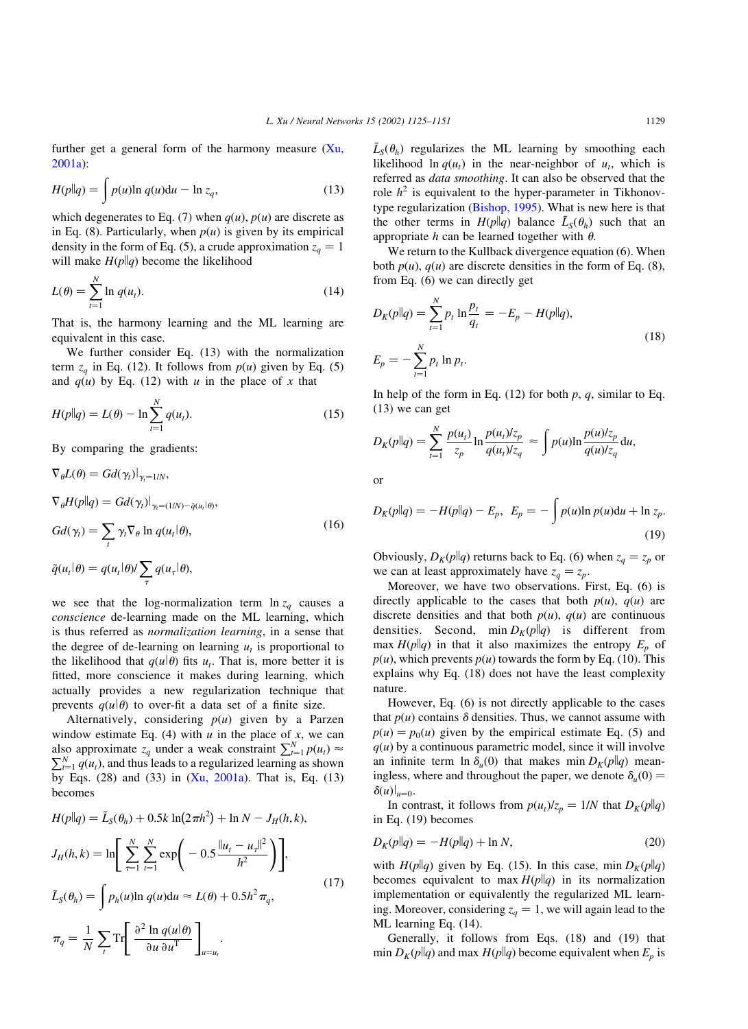further get a general form of the harmony measure (Xu, 2001a):

$$H(p\|q) = \int p(u)\ln q(u)\mathrm{d}u - \ln z_q, \tag{13}$$

which degenerates to Eq. (7) when $q(u)$, $p(u)$ are discrete as in Eq. (8). Particularly, when $p(u)$ is given by its empirical density in the form of Eq. (5), a crude approximation $z_q = 1$ will make $H(p\|q)$ become the likelihood

$$L(\theta) = \sum_{t=1}^{N} \ln q(u_t). \tag{14}$$

That is, the harmony learning and the ML learning are equivalent in this case.

We further consider Eq. (13) with the normalization term $z_q$ in Eq. (12). It follows from $p(u)$ given by Eq. (5) and $q(u)$ by Eq. (12) with $u$ in the place of $x$ that

$$H(p\|q) = L(\theta) - \ln \sum_{t=1}^{N} q(u_t). \tag{15}$$

By comparing the gradients:

$$\begin{aligned}
&\nabla_\theta L(\theta) = Gd(\gamma_t)|_{\gamma_t = 1/N},\\
&\nabla_\theta H(p\|q) = Gd(\gamma_t)|_{\gamma_t = (1/N) - \tilde{q}(u_t|\theta)},\\
&Gd(\gamma_t) = \sum_t \gamma_t \nabla_\theta \ln q(u_t|\theta),\\
&\tilde{q}(u_t|\theta) = q(u_t|\theta) / \sum_\tau q(u_\tau|\theta),
\end{aligned} \tag{16}$$

we see that the log-normalization term $\ln z_q$ causes a *conscience* de-learning made on the ML learning, which is thus referred as *normalization learning*, in a sense that the degree of de-learning on learning $u_t$ is proportional to the likelihood that $q(u|\theta)$ fits $u_t$. That is, more better it is fitted, more conscience it makes during learning, which actually provides a new regularization technique that prevents $q(u|\theta)$ to over-fit a data set of a finite size.

Alternatively, considering $p(u)$ given by a Parzen window estimate Eq. (4) with $u$ in the place of $x$, we can also approximate $z_q$ under a weak constraint $\sum_{t=1}^{N} p(u_t) \approx \sum_{t=1}^{N} q(u_t)$, and thus leads to a regularized learning as shown by Eqs. (28) and (33) in (Xu, 2001a). That is, Eq. (13) becomes

$$\begin{aligned}
&H(p\|q) = \tilde{L}_S(\theta_h) + 0.5k\ln(2\pi h^2) + \ln N - J_H(h,k),\\
&J_H(h,k) = \ln\left[\sum_{\tau=1}^{N}\sum_{t=1}^{N} \exp\left(-0.5\frac{\|u_t - u_\tau\|^2}{h^2}\right)\right],\\
&\tilde{L}_S(\theta_h) = \int p_h(u)\ln q(u)\mathrm{d}u \approx L(\theta) + 0.5h^2\pi_q,\\
&\pi_q = \frac{1}{N}\sum_t \mathrm{Tr}\left[\frac{\partial^2 \ln q(u|\theta)}{\partial u\,\partial u^{\mathrm{T}}}\right]_{u=u_t}.
\end{aligned} \tag{17}$$

$\tilde{L}_S(\theta_h)$ regularizes the ML learning by smoothing each likelihood $\ln q(u_t)$ in the near-neighbor of $u_t$, which is referred as *data smoothing*. It can also be observed that the role $h^2$ is equivalent to the hyper-parameter in Tikhonov-type regularization (Bishop, 1995). What is new here is that the other terms in $H(p\|q)$ balance $\tilde{L}_S(\theta_h)$ such that an appropriate $h$ can be learned together with $\theta$.

We return to the Kullback divergence equation (6). When both $p(u)$, $q(u)$ are discrete densities in the form of Eq. (8), from Eq. (6) we can directly get

$$\begin{aligned}
&D_K(p\|q) = \sum_{t=1}^{N} p_t \ln\frac{p_t}{q_t} = -E_p - H(p\|q),\\
&E_p = -\sum_{t=1}^{N} p_t \ln p_t.
\end{aligned} \tag{18}$$

In help of the form in Eq. (12) for both $p$, $q$, similar to Eq. (13) we can get

$$D_K(p\|q) = \sum_{t=1}^{N} \frac{p(u_t)}{z_p}\ln\frac{p(u_t)/z_p}{q(u_t)/z_q} \approx \int p(u)\ln\frac{p(u)/z_p}{q(u)/z_q}\mathrm{d}u,$$

or

$$D_K(p\|q) = -H(p\|q) - E_p, \quad E_p = -\int p(u)\ln p(u)\mathrm{d}u + \ln z_p. \tag{19}$$

Obviously, $D_K(p\|q)$ returns back to Eq. (6) when $z_q = z_p$ or we can at least approximately have $z_q = z_p$.

Moreover, we have two observations. First, Eq. (6) is directly applicable to the cases that both $p(u)$, $q(u)$ are discrete densities and that both $p(u)$, $q(u)$ are continuous densities. Second, $\min D_K(p\|q)$ is different from $\max H(p\|q)$ in that it also maximizes the entropy $E_p$ of $p(u)$, which prevents $p(u)$ towards the form by Eq. (10). This explains why Eq. (18) does not have the least complexity nature.

However, Eq. (6) is not directly applicable to the cases that $p(u)$ contains $\delta$ densities. Thus, we cannot assume with $p(u) = p_0(u)$ given by the empirical estimate Eq. (5) and $q(u)$ by a continuous parametric model, since it will involve an infinite term $\ln \delta_u(0)$ that makes $\min D_K(p\|q)$ meaningless, where and throughout the paper, we denote $\delta_u(0) = \delta(u)|_{u=0}$.

In contrast, it follows from $p(u_t)/z_p = 1/N$ that $D_K(p\|q)$ in Eq. (19) becomes

$$D_K(p\|q) = -H(p\|q) + \ln N, \tag{20}$$

with $H(p\|q)$ given by Eq. (15). In this case, $\min D_K(p\|q)$ becomes equivalent to $\max H(p\|q)$ in its normalization implementation or equivalently the regularized ML learning. Moreover, considering $z_q = 1$, we will again lead to the ML learning Eq. (14).

Generally, it follows from Eqs. (18) and (19) that $\min D_K(p\|q)$ and $\max H(p\|q)$ become equivalent when $E_p$ is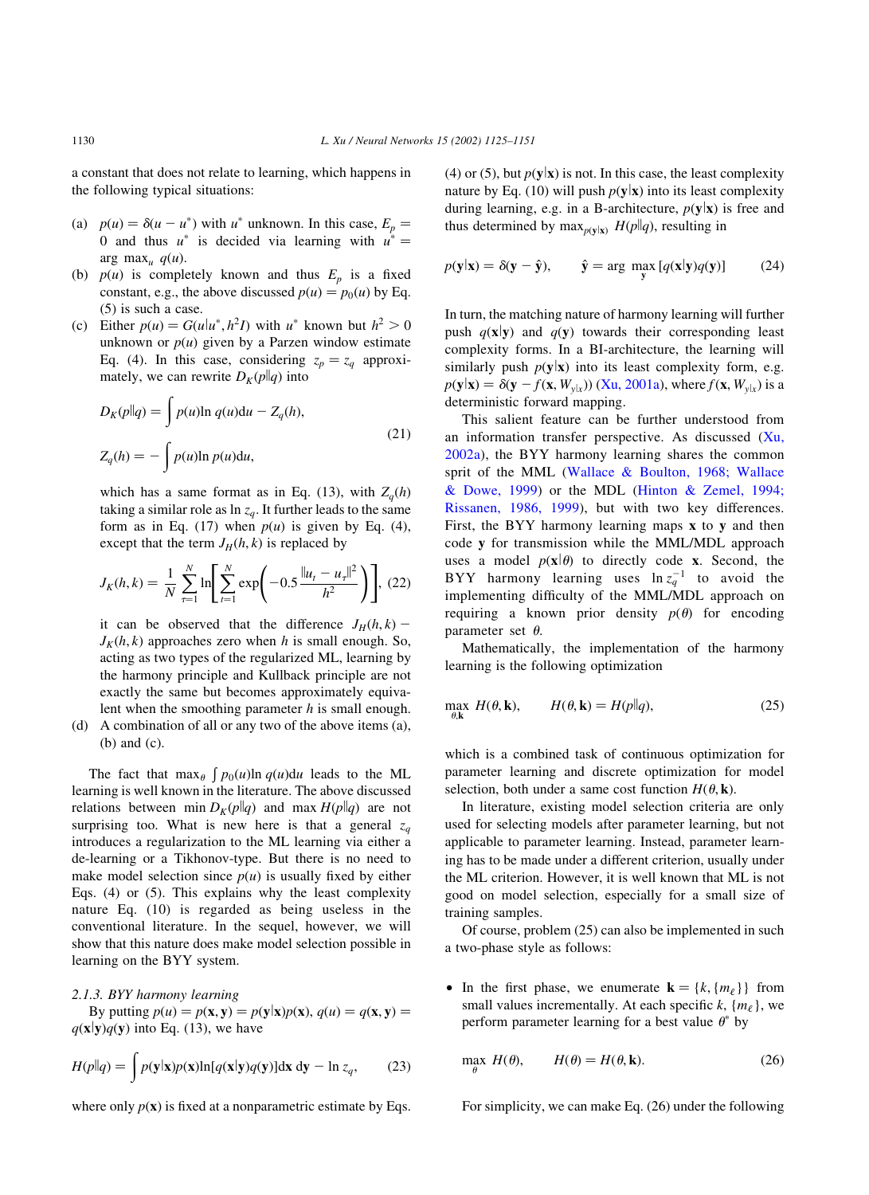a constant that does not relate to learning, which happens in the following typical situations:

(a) $p(u) = \delta(u - u^*)$ with $u^*$ unknown. In this case, $E_p = 0$ and thus $u^*$ is decided via learning with $u^* = \arg\max_u q(u)$.

(b) $p(u)$ is completely known and thus $E_p$ is a fixed constant, e.g., the above discussed $p(u) = p_0(u)$ by Eq. (5) is such a case.

(c) Either $p(u) = G(u|u^*, h^2 I)$ with $u^*$ known but $h^2 > 0$ unknown or $p(u)$ given by a Parzen window estimate Eq. (4). In this case, considering $z_p = z_q$ approximately, we can rewrite $D_K(p\|q)$ into

$$
\begin{aligned}
D_K(p\|q) &= \int p(u) \ln q(u) \mathrm{d}u - Z_q(h), \\
Z_q(h) &= -\int p(u) \ln p(u) \mathrm{d}u,
\end{aligned}
\tag{21}
$$

which has a same format as in Eq. (13), with $Z_q(h)$ taking a similar role as $\ln z_q$. It further leads to the same form as in Eq. (17) when $p(u)$ is given by Eq. (4), except that the term $J_H(h,k)$ is replaced by

$$
J_K(h,k) = \frac{1}{N} \sum_{t=1}^{N} \ln\left[ \sum_{t=1}^{N} \exp\left( -0.5 \frac{\|u_t - u_\tau\|^2}{h^2} \right) \right], \tag{22}
$$

it can be observed that the difference $J_H(h,k) - J_K(h,k)$ approaches zero when $h$ is small enough. So, acting as two types of the regularized ML, learning by the harmony principle and Kullback principle are not exactly the same but becomes approximately equivalent when the smoothing parameter $h$ is small enough.

(d) A combination of all or any two of the above items (a), (b) and (c).

The fact that $\max_\theta \int p_0(u) \ln q(u) \mathrm{d}u$ leads to the ML learning is well known in the literature. The above discussed relations between $\min D_K(p\|q)$ and $\max H(p\|q)$ are not surprising too. What is new here is that a general $z_q$ introduces a regularization to the ML learning via either a de-learning or a Tikhonov-type. But there is no need to make model selection since $p(u)$ is usually fixed by either Eqs. (4) or (5). This explains why the least complexity nature Eq. (10) is regarded as being useless in the conventional literature. In the sequel, however, we will show that this nature does make model selection possible in learning on the BYY system.

### 2.1.3. BYY harmony learning

By putting $p(u) = p(\mathbf{x}, \mathbf{y}) = p(\mathbf{y}|\mathbf{x})p(\mathbf{x})$, $q(u) = q(\mathbf{x}, \mathbf{y}) = q(\mathbf{x}|\mathbf{y})q(\mathbf{y})$ into Eq. (13), we have

$$
H(p\|q) = \int p(\mathbf{y}|\mathbf{x})p(\mathbf{x}) \ln[q(\mathbf{x}|\mathbf{y})q(\mathbf{y})] \mathrm{d}\mathbf{x}\, \mathrm{d}\mathbf{y} - \ln z_q, \tag{23}
$$

where only $p(\mathbf{x})$ is fixed at a nonparametric estimate by Eqs. (4) or (5), but $p(\mathbf{y}|\mathbf{x})$ is not. In this case, the least complexity nature by Eq. (10) will push $p(\mathbf{y}|\mathbf{x})$ into its least complexity during learning, e.g. in a B-architecture, $p(\mathbf{y}|\mathbf{x})$ is free and thus determined by $\max_{p(\mathbf{y}|\mathbf{x})} H(p\|q)$, resulting in

$$
p(\mathbf{y}|\mathbf{x}) = \delta(\mathbf{y} - \hat{\mathbf{y}}), \qquad \hat{\mathbf{y}} = \arg\max_{\mathbf{y}} [q(\mathbf{x}|\mathbf{y})q(\mathbf{y})] \tag{24}
$$

In turn, the matching nature of harmony learning will further push $q(\mathbf{x}|\mathbf{y})$ and $q(\mathbf{y})$ towards their corresponding least complexity forms. In a BI-architecture, the learning will similarly push $p(\mathbf{y}|\mathbf{x})$ into its least complexity form, e.g. $p(\mathbf{y}|\mathbf{x}) = \delta(\mathbf{y} - f(\mathbf{x}, W_{\mathbf{y}|\mathbf{x}}))$ (Xu, 2001a), where $f(\mathbf{x}, W_{\mathbf{y}|\mathbf{x}})$ is a deterministic forward mapping.

This salient feature can be further understood from an information transfer perspective. As discussed (Xu, 2002a), the BYY harmony learning shares the common sprit of the MML (Wallace & Boulton, 1968; Wallace & Dowe, 1999) or the MDL (Hinton & Zemel, 1994; Rissanen, 1986, 1999), but with two key differences. First, the BYY harmony learning maps $\mathbf{x}$ to $\mathbf{y}$ and then code $\mathbf{y}$ for transmission while the MML/MDL approach uses a model $p(\mathbf{x}|\theta)$ to directly code $\mathbf{x}$. Second, the BYY harmony learning uses $\ln z_q^{-1}$ to avoid the implementing difficulty of the MML/MDL approach on requiring a known prior density $p(\theta)$ for encoding parameter set $\theta$.

Mathematically, the implementation of the harmony learning is the following optimization

$$
\max_{\theta, \mathbf{k}} H(\theta, \mathbf{k}), \qquad H(\theta, \mathbf{k}) = H(p\|q), \tag{25}
$$

which is a combined task of continuous optimization for parameter learning and discrete optimization for model selection, both under a same cost function $H(\theta, \mathbf{k})$.

In literature, existing model selection criteria are only used for selecting models after parameter learning, but not applicable to parameter learning. Instead, parameter learning has to be made under a different criterion, usually under the ML criterion. However, it is well known that ML is not good on model selection, especially for a small size of training samples.

Of course, problem (25) can also be implemented in such a two-phase style as follows:

- In the first phase, we enumerate $\mathbf{k} = \{k, \{m_\ell\}\}$ from small values incrementally. At each specific $k$, $\{m_\ell\}$, we perform parameter learning for a best value $\theta^*$ by

$$
\max_\theta H(\theta), \qquad H(\theta) = H(\theta, \mathbf{k}). \tag{26}
$$

For simplicity, we can make Eq. (26) under the following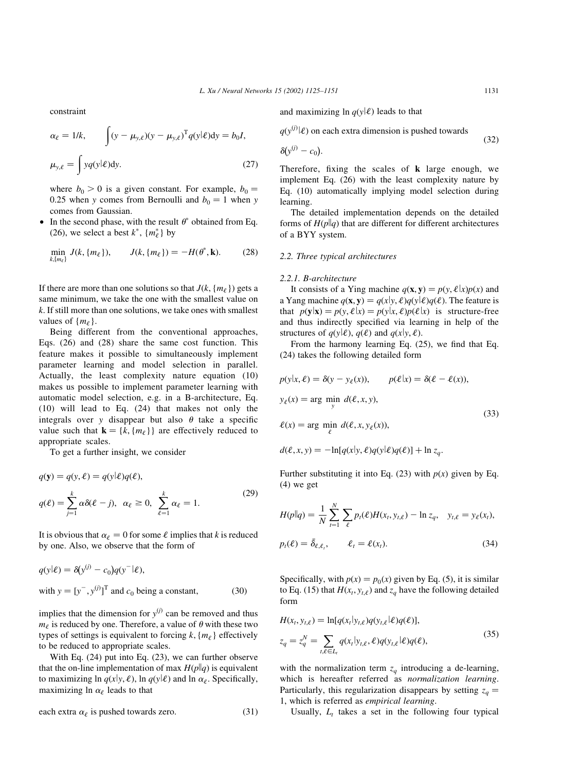constraint

$$\alpha_\ell = 1/k, \qquad \int (y - \mu_{y,\ell})(y - \mu_{y,\ell})^{\mathrm{T}} q(y|\ell)\mathrm{d}y = b_0 I,$$

$$\mu_{y,\ell} = \int y q(y|\ell)\mathrm{d}y. \tag{27}$$

where $b_0 > 0$ is a given constant. For example, $b_0 = 0.25$ when $y$ comes from Bernoulli and $b_0 = 1$ when $y$ comes from Gaussian.

- In the second phase, with the result $\theta^*$ obtained from Eq. (26), we select a best $k^*$, $\{m_\ell^*\}$ by

$$\min_{k,\{m_\ell\}} J(k, \{m_\ell\}), \qquad J(k, \{m_\ell\}) = -H(\theta^*, \mathbf{k}). \tag{28}$$

If there are more than one solutions so that $J(k, \{m_\ell\})$ gets a same minimum, we take the one with the smallest value on $k$. If still more than one solutions, we take ones with smallest values of $\{m_\ell\}$.

Being different from the conventional approaches, Eqs. (26) and (28) share the same cost function. This feature makes it possible to simultaneously implement parameter learning and model selection in parallel. Actually, the least complexity nature equation (10) makes us possible to implement parameter learning with automatic model selection, e.g. in a B-architecture, Eq. (10) will lead to Eq. (24) that makes not only the integrals over $y$ disappear but also $\theta$ take a specific value such that $\mathbf{k} = \{k, \{m_\ell\}\}$ are effectively reduced to appropriate scales.

To get a further insight, we consider

$$q(\mathbf{y}) = q(y, \ell) = q(y|\ell)q(\ell),$$

$$q(\ell) = \sum_{j=1}^{k} \alpha\delta(\ell - j), \quad \alpha_\ell \ge 0, \quad \sum_{\ell=1}^{k} \alpha_\ell = 1. \tag{29}$$

It is obvious that $\alpha_\ell = 0$ for some $\ell$ implies that $k$ is reduced by one. Also, we observe that the form of

$$q(y|\ell) = \delta(y^{(j)} - c_0)q(y^-|\ell),$$

$$\text{with } y = [y^-, y^{(j)}]^{\mathrm{T}} \text{ and } c_0 \text{ being a constant,} \tag{30}$$

implies that the dimension for $y^{(j)}$ can be removed and thus $m_\ell$ is reduced by one. Therefore, a value of $\theta$ with these two types of settings is equivalent to forcing $k, \{m_\ell\}$ effectively to be reduced to appropriate scales.

With Eq. (24) put into Eq. (23), we can further observe that the on-line implementation of max $H(p\|q)$ is equivalent to maximizing $\ln q(x|y, \ell)$, $\ln q(y|\ell)$ and $\ln \alpha_\ell$. Specifically, maximizing $\ln \alpha_\ell$ leads to that

$$\text{each extra } \alpha_\ell \text{ is pushed towards zero.} \tag{31}$$

and maximizing $\ln q(y|\ell)$ leads to that

$$q(y^{(j)}|\ell) \text{ on each extra dimension is pushed towards } \delta(y^{(j)} - c_0). \tag{32}$$

Therefore, fixing the scales of $\mathbf{k}$ large enough, we implement Eq. (26) with the least complexity nature by Eq. (10) automatically implying model selection during learning.

The detailed implementation depends on the detailed forms of $H(p\|q)$ that are different for different architectures of a BYY system.

### 2.2. Three typical architectures

#### 2.2.1. B-architecture

It consists of a Ying machine $q(\mathbf{x}, \mathbf{y}) = p(y, \ell|x)p(x)$ and a Yang machine $q(\mathbf{x}, \mathbf{y}) = q(x|y, \ell)q(y|\ell)q(\ell)$. The feature is that $p(\mathbf{y}|\mathbf{x}) = p(y, \ell|x) = p(y|x, \ell)p(\ell|x)$ is structure-free and thus indirectly specified via learning in help of the structures of $q(y|\ell)$, $q(\ell)$ and $q(x|y, \ell)$.

From the harmony learning Eq. (25), we find that Eq. (24) takes the following detailed form

$$p(y|x, \ell) = \delta(y - y_\ell(x)), \qquad p(\ell|x) = \delta(\ell - \ell(x)),$$

$$y_\ell(x) = \arg\min_y d(\ell, x, y),$$

$$\ell(x) = \arg\min_\ell d(\ell, x, y_\ell(x)), \tag{33}$$

$$d(\ell, x, y) = -\ln[q(x|y, \ell)q(y|\ell)q(\ell)] + \ln z_q.$$

Further substituting it into Eq. (23) with $p(x)$ given by Eq. (4) we get

$$H(p\|q) = \frac{1}{N}\sum_{t=1}^{N}\sum_\ell p_t(\ell)H(x_t, y_{t,\ell}) - \ln z_q, \quad y_{t,\ell} = y_\ell(x_t),$$

$$p_t(\ell) = \bar{\delta}_{\ell,\ell_t}, \qquad \ell_t = \ell(x_t). \tag{34}$$

Specifically, with $p(x) = p_0(x)$ given by Eq. (5), it is similar to Eq. (15) that $H(x_t, y_{t,\ell})$ and $z_q$ have the following detailed form

$$H(x_t, y_{t,\ell}) = \ln[q(x_t|y_{t,\ell})q(y_{t,\ell}|\ell)q(\ell)],$$

$$z_q = z_q^N = \sum_{t,\ell \in L_t} q(x_t|y_{t,\ell}, \ell)q(y_{t,\ell}|\ell)q(\ell), \tag{35}$$

with the normalization term $z_q$ introducing a de-learning, which is hereafter referred as *normalization learning*. Particularly, this regularization disappears by setting $z_q = 1$, which is referred as *empirical learning*.

Usually, $L_t$ takes a set in the following four typical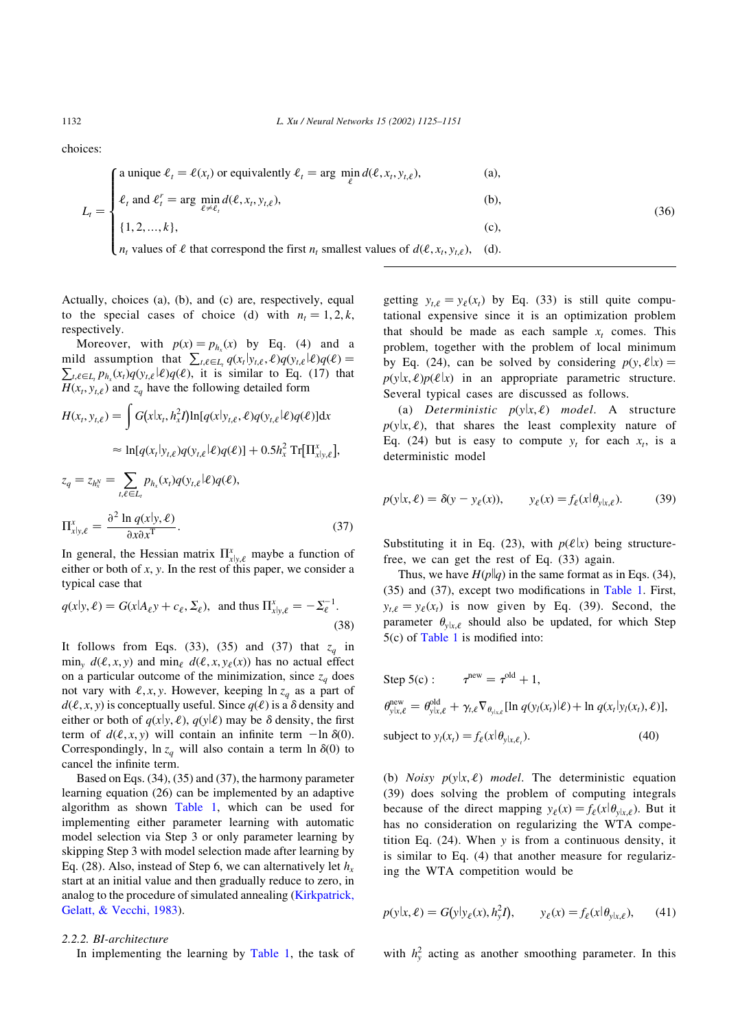choices:

$$L_t = \begin{cases} \text{a unique } \ell_t = \ell(x_t) \text{ or equivalently } \ell_t = \arg\min_{\ell} d(\ell, x_t, y_{t,\ell}), & \text{(a)}, \\ \ell_t \text{ and } \ell_t^r = \arg\min_{\ell \neq \ell_t} d(\ell, x_t, y_{t,\ell}), & \text{(b)}, \\ \{1, 2, \ldots, k\}, & \text{(c)}, \\ n_t \text{ values of } \ell \text{ that correspond the first } n_t \text{ smallest values of } d(\ell, x_t, y_{t,\ell}), & \text{(d)}. \end{cases} \tag{36}$$

Actually, choices (a), (b), and (c) are, respectively, equal to the special cases of choice (d) with $n_t = 1, 2, k$, respectively.

Moreover, with $p(x) = p_{h_x}(x)$ by Eq. (4) and a mild assumption that $\sum_{t,\ell \in L_t} q(x_t|y_{t,\ell}, \ell) q(y_{t,\ell}|\ell) q(\ell) = \sum_{t,\ell \in L_t} p_{h_x}(x_t) q(y_{t,\ell}|\ell) q(\ell)$, it is similar to Eq. (17) that $H(x_t, y_{t,\ell})$ and $z_q$ have the following detailed form

$$H(x_t, y_{t,\ell}) = \int G(x|x_t, h_x^2 I) \ln[q(x|y_{t,\ell}, \ell) q(y_{t,\ell}|\ell) q(\ell)] \mathrm{d}x$$

$$\approx \ln[q(x_t|y_{t,\ell}) q(y_{t,\ell}|\ell) q(\ell)] + 0.5 h_x^2 \,\mathrm{Tr}[\Pi^x_{x|y,\ell}],$$

$$z_q = z_{h_x^N} = \sum_{t,\ell \in L_t} p_{h_x}(x_t) q(y_{t,\ell}|\ell) q(\ell),$$

$$\Pi^x_{x|y,\ell} = \frac{\partial^2 \ln q(x|y, \ell)}{\partial x \partial x^{\mathrm{T}}}. \tag{37}$$

In general, the Hessian matrix $\Pi^x_{x|y,\ell}$ maybe a function of either or both of $x$, $y$. In the rest of this paper, we consider a typical case that

$$q(x|y, \ell) = G(x|A_\ell y + c_\ell, \Sigma_\ell), \text{ and thus } \Pi^x_{x|y,\ell} = -\Sigma_\ell^{-1}. \tag{38}$$

It follows from Eqs. (33), (35) and (37) that $z_q$ in $\min_y d(\ell, x, y)$ and $\min_\ell d(\ell, x, y_\ell(x))$ has no actual effect on a particular outcome of the minimization, since $z_q$ does not vary with $\ell, x, y$. However, keeping $\ln z_q$ as a part of $d(\ell, x, y)$ is conceptually useful. Since $q(\ell)$ is a $\delta$ density and either or both of $q(x|y, \ell)$, $q(y|\ell)$ may be $\delta$ density, the first term of $d(\ell, x, y)$ will contain an infinite term $-\ln \delta(0)$. Correspondingly, $\ln z_q$ will also contain a term $\ln \delta(0)$ to cancel the infinite term.

Based on Eqs. (34), (35) and (37), the harmony parameter learning equation (26) can be implemented by an adaptive algorithm as shown Table 1, which can be used for implementing either parameter learning with automatic model selection via Step 3 or only parameter learning by skipping Step 3 with model selection made after learning by Eq. (28). Also, instead of Step 6, we can alternatively let $h_x$ start at an initial value and then gradually reduce to zero, in analog to the procedure of simulated annealing (Kirkpatrick, Gelatt, & Vecchi, 1983).

### 2.2.2. BI-architecture

In implementing the learning by Table 1, the task of getting $y_{t,\ell} = y_\ell(x_t)$ by Eq. (33) is still quite computational expensive since it is an optimization problem that should be made as each sample $x_t$ comes. This problem, together with the problem of local minimum by Eq. (24), can be solved by considering $p(y, \ell|x) = p(y|x, \ell) p(\ell|x)$ in an appropriate parametric structure. Several typical cases are discussed as follows.

(a) *Deterministic* $p(y|x, \ell)$ *model*. A structure $p(y|x, \ell)$, that shares the least complexity nature of Eq. (24) but is easy to compute $y_t$ for each $x_t$, is a deterministic model

$$p(y|x, \ell) = \delta(y - y_\ell(x)), \qquad y_\ell(x) = f_\ell(x|\theta_{y|x,\ell}). \tag{39}$$

Substituting it in Eq. (23), with $p(\ell|x)$ being structure-free, we can get the rest of Eq. (33) again.

Thus, we have $H(p\|q)$ in the same format as in Eqs. (34), (35) and (37), except two modifications in Table 1. First, $y_{t,\ell} = y_\ell(x_t)$ is now given by Eq. (39). Second, the parameter $\theta_{y|x,\ell}$ should also be updated, for which Step 5(c) of Table 1 is modified into:

$$\text{Step 5(c)}: \qquad \tau^{\text{new}} = \tau^{\text{old}} + 1,$$

$$\theta^{\text{new}}_{y|x,\ell} = \theta^{\text{old}}_{y|x,\ell} + \gamma_{t,\ell} \nabla_{\theta_{y|x,\ell}} [\ln q(y_l(x_t)|\ell) + \ln q(x_t|y_l(x_t), \ell)],$$

$$\text{subject to } y_l(x_t) = f_\ell(x|\theta_{y|x,\ell_t}). \tag{40}$$

(b) *Noisy* $p(y|x, \ell)$ *model*. The deterministic equation (39) does solving the problem of computing integrals because of the direct mapping $y_\ell(x) = f_\ell(x|\theta_{y|x,\ell})$. But it has no consideration on regularizing the WTA competition Eq. (24). When $y$ is from a continuous density, it is similar to Eq. (4) that another measure for regularizing the WTA competition would be

$$p(y|x, \ell) = G(y|y_\ell(x), h_y^2 I), \qquad y_\ell(x) = f_\ell(x|\theta_{y|x,\ell}), \tag{41}$$

with $h_y^2$ acting as another smoothing parameter. In this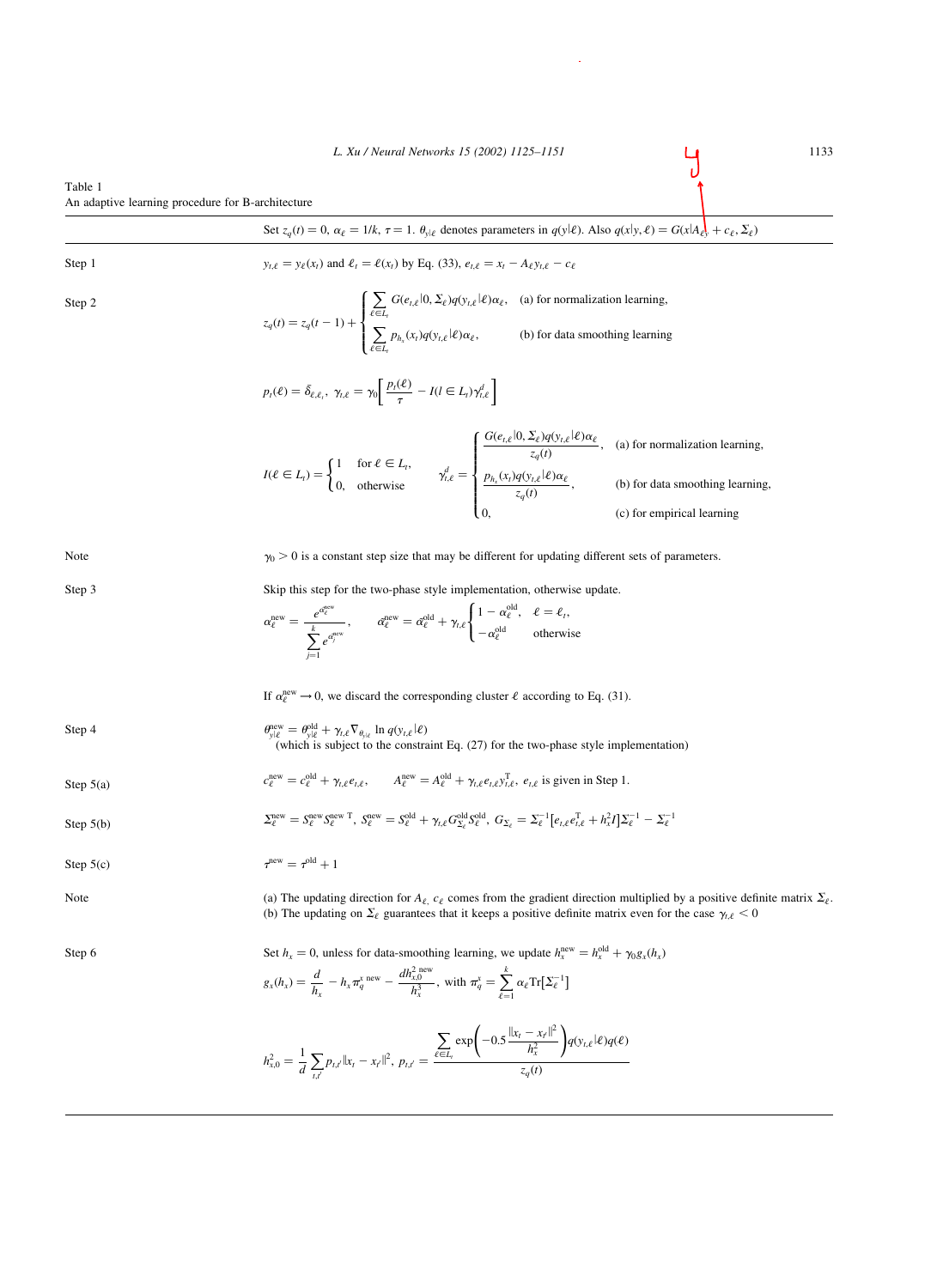Table 1
An adaptive learning procedure for B-architecture

| | |
|---|---|
| | Set $z_q(t) = 0$, $\alpha_\ell = 1/k$, $\tau = 1$. $\theta_{y\|\ell}$ denotes parameters in $q(y\|\ell)$. Also $q(x\|y,\ell) = G(x\|A_\ell y + c_\ell, \Sigma_\ell)$ |
| Step 1 | $y_{t,\ell} = y_\ell(x_t)$ and $\ell_t = \ell(x_t)$ by Eq. (33), $e_{t,\ell} = x_t - A_\ell y_{t,\ell} - c_\ell$ |
| Step 2 | $z_q(t) = z_q(t-1) + \begin{cases} \sum_{\ell \in L_t} G(e_{t,\ell}\|0, \Sigma_\ell) q(y_{t,\ell}\|\ell)\alpha_\ell, & \text{(a) for normalization learning,} \\ \sum_{\ell \in L_t} p_{h_x}(x_t) q(y_{t,\ell}\|\ell)\alpha_\ell, & \text{(b) for data smoothing learning} \end{cases}$ |
| | $p_t(\ell) = \bar{\delta}_{\ell,\ell_t}$, $\gamma_{t,\ell} = \gamma_0 \left[ \frac{p_t(\ell)}{\tau} - I(l \in L_t)\gamma^d_{t,\ell} \right]$ |
| | $I(\ell \in L_t) = \begin{cases} 1 & \text{for } \ell \in L_t, \\ 0, & \text{otherwise} \end{cases}$ $\gamma^d_{t,\ell} = \begin{cases} \frac{G(e_{t,\ell}\|0, \Sigma_\ell) q(y_{t,\ell}\|\ell)\alpha_\ell}{z_q(t)}, & \text{(a) for normalization learning,} \\ \frac{p_{h_x}(x_t) q(y_{t,\ell}\|\ell)\alpha_\ell}{z_q(t)}, & \text{(b) for data smoothing learning,} \\ 0, & \text{(c) for empirical learning} \end{cases}$ |
| Note | $\gamma_0 > 0$ is a constant step size that may be different for updating different sets of parameters. |
| Step 3 | Skip this step for the two-phase style implementation, otherwise update. |
| | $\alpha^{\text{new}}_\ell = \frac{e^{\alpha^{\text{new}}_\ell}}{\sum_{j=1}^k e^{\alpha^{\text{new}}_j}}$, $\alpha^{\text{new}}_\ell = \alpha^{\text{old}}_\ell + \gamma_{t,\ell} \begin{cases} 1 - \alpha^{\text{old}}_\ell, & \ell = \ell_t, \\ -\alpha^{\text{old}}_\ell & \text{otherwise} \end{cases}$ |
| | If $\alpha^{\text{new}}_\ell \to 0$, we discard the corresponding cluster $\ell$ according to Eq. (31). |
| Step 4 | $\theta^{\text{new}}_{y\|\ell} = \theta^{\text{old}}_{y\|\ell} + \gamma_{t,\ell} \nabla_{\theta_{y\|\ell}} \ln q(y_{t,\ell}\|\ell)$ (which is subject to the constraint Eq. (27) for the two-phase style implementation) |
| Step 5(a) | $c^{\text{new}}_\ell = c^{\text{old}}_\ell + \gamma_{t,\ell} e_{t,\ell}$, $A^{\text{new}}_\ell = A^{\text{old}}_\ell + \gamma_{t,\ell} e_{t,\ell} y^{\text{T}}_{t,\ell}$, $e_{t,\ell}$ is given in Step 1. |
| Step 5(b) | $\Sigma^{\text{new}}_\ell = S^{\text{new}}_\ell S^{\text{new T}}_\ell$, $S^{\text{new}}_\ell = S^{\text{old}}_\ell + \gamma_{t,\ell} G^{\text{old}}_{\Sigma_\ell} S^{\text{old}}_\ell$, $G_{\Sigma_\ell} = \Sigma^{-1}_\ell [e_{t,\ell} e^{\text{T}}_{t,\ell} + h^2_x I] \Sigma^{-1}_\ell - \Sigma^{-1}_\ell$ |
| Step 5(c) | $\tau^{\text{new}} = \tau^{\text{old}} + 1$ |
| Note | (a) The updating direction for $A_\ell$, $c_\ell$ comes from the gradient direction multiplied by a positive definite matrix $\Sigma_\ell$. (b) The updating on $\Sigma_\ell$ guarantees that it keeps a positive definite matrix even for the case $\gamma_{t,\ell} < 0$ |
| Step 6 | Set $h_x = 0$, unless for data-smoothing learning, we update $h^{\text{new}}_x = h^{\text{old}}_x + \gamma_0 g_x(h_x)$ |
| | $g_x(h_x) = \frac{d}{h_x} - h_x \pi^{x\ \text{new}}_q - \frac{dh^{2\ \text{new}}_{x,0}}{h^3_x}$, with $\pi^x_q = \sum_{\ell=1}^k \alpha_\ell \text{Tr}[\Sigma^{-1}_\ell]$ |
| | $h^2_{x,0} = \frac{1}{d} \sum_{t,t'} p_{t,t'} \|x_t - x_{t'}\|^2$, $p_{t,t'} = \frac{\sum_{\ell \in L_t} \exp\left(-0.5 \frac{\|x_t - x_{t'}\|^2}{h^2_x}\right) q(y_{t,\ell}\|\ell) q(\ell)}{z_q(t)}$ |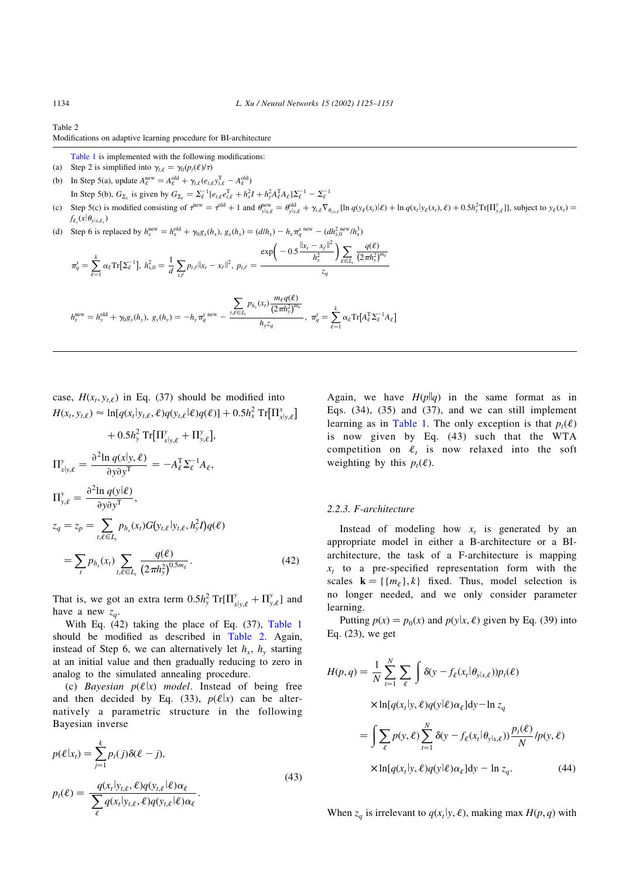Table 2
Modifications on adaptive learning procedure for BI-architecture

Table 1 is implemented with the following modifications:

(a) Step 2 is simplified into $\gamma_{t,\ell} = \gamma_0(p_t(\ell)/\tau)$

(b) In Step 5(a), update $A_\ell^{\text{new}} = A_\ell^{\text{old}} + \gamma_{t,\ell}(e_{t,\ell}y_{t,\ell}^{\text{T}} - A_\ell^{\text{old}})$

In Step 5(b), $G_{\Sigma_\ell}$ is given by $G_{\Sigma_\ell} = \Sigma_\ell^{-1}[e_{t,\ell}e_{t,\ell}^{\text{T}} + h_x^2 I + h_y^2 A_\ell^{\text{T}} A_\ell]\Sigma_\ell^{-1} - \Sigma_\ell^{-1}$

(c) Step 5(c) is modified consisting of $\tau^{\text{new}} = \tau^{\text{old}} + 1$ and $\theta_{y|x,\ell}^{\text{new}} = \theta_{y|x,\ell}^{\text{old}} + \gamma_{t,\ell}\nabla_{\theta_{y|x,\ell}}[\ln q(y_\ell(x_t)|\ell) + \ln q(x_t|y_\ell(x_t),\ell) + 0.5h_y^2 \text{Tr}[\Pi_{y,\ell}^y]]$, subject to $y_\ell(x_t) = f_{\ell_t}(x|\theta_{y|x,\ell_t})$

(d) Step 6 is replaced by $h_x^{\text{new}} = h_x^{\text{old}} + \gamma_0 g_x(h_x)$, $g_x(h_x) = (d/h_x) - h_x\pi_q^{x\ \text{new}} - (dh_{x,0}^{2\ \text{new}}/h_x^3)$

$$\pi_q^x = \sum_{\ell=1}^{k}\alpha_\ell \text{Tr}[\Sigma_\ell^{-1}],\ h_{x,0}^2 = \frac{1}{d}\sum_{t,t'} p_{t,t'}\|x_t - x_{t'}\|^2,\ p_{t,t'} = \frac{\exp\left(-0.5\frac{\|x_t - x_{t'}\|^2}{h_x^2}\right)\sum_{\ell\in L_t}\frac{q(\ell)}{(2\pi h_y^2)^{m_\ell}}}{z_q}$$

$$h_y^{\text{new}} = h_y^{\text{old}} + \gamma_0 g_y(h_y),\ g_y(h_y) = -h_y\pi_q^{y\ \text{new}} - \frac{\sum_{t,\ell\in L_t} p_{h_x}(x_t)\frac{m_\ell q(\ell)}{(2\pi h_y^2)^{m_\ell}}}{h_y z_q},\ \pi_q^y = \sum_{\ell=1}^{k}\alpha_\ell \text{Tr}[A_\ell^{\text{T}}\Sigma_\ell^{-1}A_\ell]$$

case, $H(x_t, y_{t,\ell})$ in Eq. (37) should be modified into

$$H(x_t,y_{t,\ell}) \approx \ln[q(x_t|y_{t,\ell},\ell)q(y_{t,\ell}|\ell)q(\ell)] + 0.5h_x^2\,\text{Tr}[\Pi_{x|y,\ell}^x] + 0.5h_y^2\,\text{Tr}[\Pi_{x|y,\ell}^y + \Pi_{y,\ell}^y],$$

$$\Pi_{x|y,\ell}^y = \frac{\partial^2 \ln q(x|y,\ell)}{\partial y\partial y^{\text{T}}} = -A_\ell^{\text{T}}\Sigma_\ell^{-1}A_\ell,$$

$$\Pi_{y,\ell}^y = \frac{\partial^2 \ln q(y|\ell)}{\partial y\partial y^{\text{T}}},$$

$$z_q = z_p = \sum_{t,\ell\in L_t} p_{h_x}(x_t)G(y_{t,\ell}|y_{t,\ell},h_y^2 I)q(\ell) = \sum_t p_{h_x}(x_t)\sum_{t,\ell\in L_t}\frac{q(\ell)}{(2\pi h_y^2)^{0.5m_\ell}}. \tag{42}$$

That is, we got an extra term $0.5h_y^2\,\text{Tr}[\Pi_{y,\ell}^y + \Pi_{y,\ell}^y]$ and have a new $z_q$.

With Eq. (42) taking the place of Eq. (37), Table 1 should be modified as described in Table 2. Again, instead of Step 6, we can alternatively let $h_x$, $h_y$ starting at an initial value and then gradually reducing to zero in analog to the simulated annealing procedure.

(c) *Bayesian* $p(\ell|x)$ *model*. Instead of being free and then decided by Eq. (33), $p(\ell|x)$ can be alternatively a parametric structure in the following Bayesian inverse

$$p(\ell|x_t) = \sum_{j=1}^{k} p_t(j)\delta(\ell - j),$$
$$p_t(\ell) = \frac{q(x_t|y_{t,\ell},\ell)q(y_{t,\ell}|\ell)\alpha_\ell}{\sum_\ell q(x_t|y_{t,\ell},\ell)q(y_{t,\ell}|\ell)\alpha_\ell}. \tag{43}$$

Again, we have $H(p\|q)$ in the same format as in Eqs. (34), (35) and (37), and we can still implement learning as in Table 1. The only exception is that $p_t(\ell)$ is now given by Eq. (43) such that the WTA competition on $\ell_t$ is now relaxed into the soft weighting by this $p_t(\ell)$.

### 2.2.3. F-architecture

Instead of modeling how $x_t$ is generated by an appropriate model in either a B-architecture or a BI-architecture, the task of a F-architecture is mapping $x_t$ to a pre-specified representation form with the scales $\mathbf{k} = \{\{m_\ell\}, k\}$ fixed. Thus, model selection is no longer needed, and we only consider parameter learning.

Putting $p(x) = p_0(x)$ and $p(y|x,\ell)$ given by Eq. (39) into Eq. (23), we get

$$H(p,q) = \frac{1}{N}\sum_{t=1}^{N}\sum_\ell\int\delta(y - f_\ell(x_t|\theta_{y|x,\ell}))p_t(\ell) \times\ln[q(x_t|y,\ell)q(y|\ell)\alpha_\ell]\text{d}y - \ln z_q$$
$$= \int\sum_\ell p(y,\ell)\sum_{t=1}^{N}\delta(y - f_\ell(x_t|\theta_{y|x,\ell}))\frac{p_t(\ell)}{N}/p(y,\ell) \times\ln[q(x_t|y,\ell)q(y|\ell)\alpha_\ell]\text{d}y - \ln z_q. \tag{44}$$

When $z_q$ is irrelevant to $q(x_t|y,\ell)$, making max $H(p,q)$ with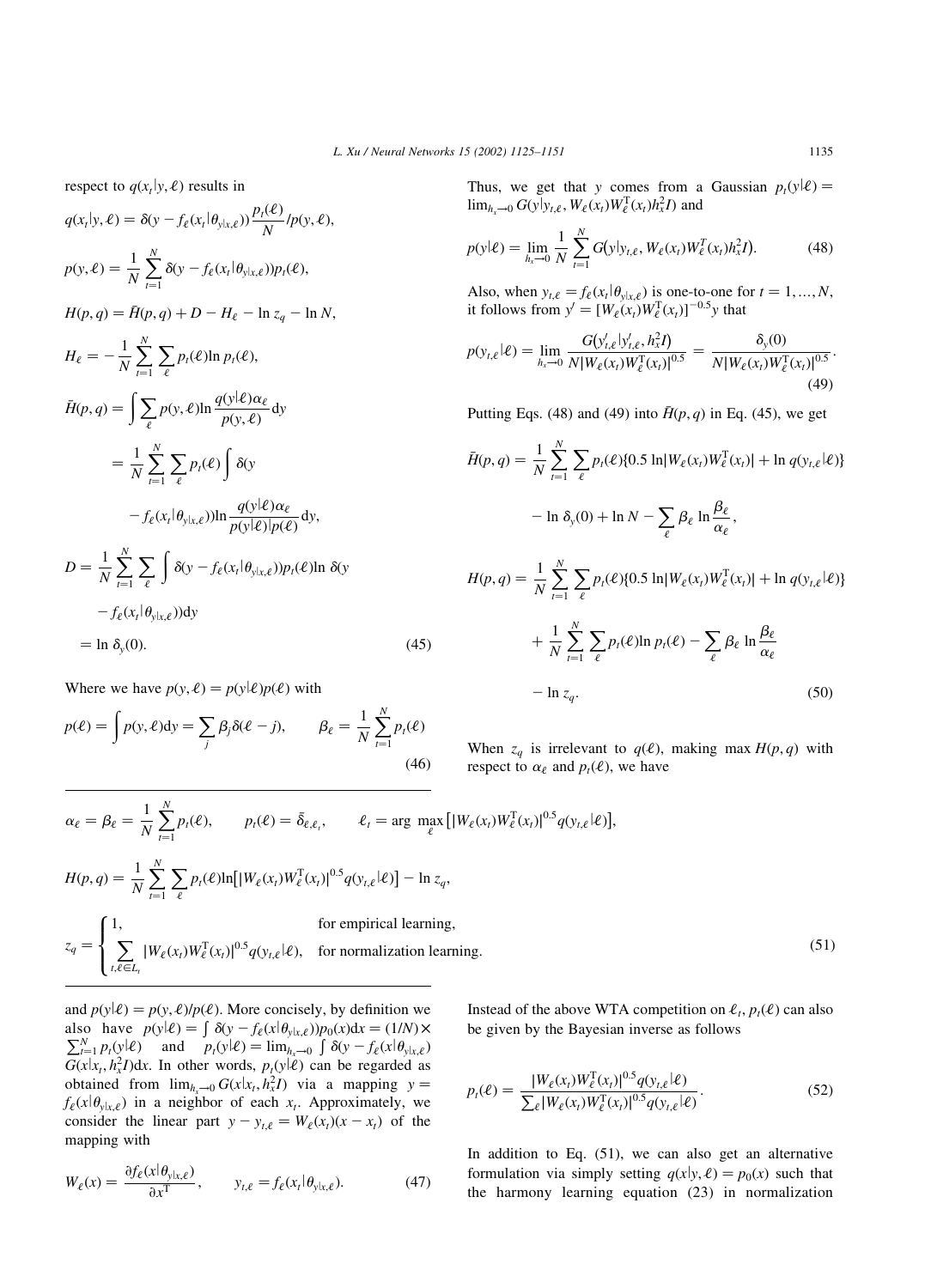respect to $q(x_t|y,\ell)$ results in

$$
\begin{aligned}
q(x_t|y,\ell) &= \delta(y - f_\ell(x_t|\theta_{y|x,\ell}))\frac{p_t(\ell)}{N}/p(y,\ell), \\
p(y,\ell) &= \frac{1}{N}\sum_{t=1}^{N}\delta(y - f_\ell(x_t|\theta_{y|x,\ell}))p_t(\ell), \\
H(p,q) &= \bar{H}(p,q) + D - H_\ell - \ln z_q - \ln N, \\
H_\ell &= -\frac{1}{N}\sum_{t=1}^{N}\sum_\ell p_t(\ell)\ln p_t(\ell), \\
\bar{H}(p,q) &= \int \sum_\ell p(y,\ell)\ln\frac{q(y|\ell)\alpha_\ell}{p(y,\ell)}\mathrm{d}y \\
&= \frac{1}{N}\sum_{t=1}^{N}\sum_\ell p_t(\ell)\int \delta(y - f_\ell(x_t|\theta_{y|x,\ell}))\ln\frac{q(y|\ell)\alpha_\ell}{p(y|\ell)p(\ell)}\mathrm{d}y, \\
D &= \frac{1}{N}\sum_{t=1}^{N}\sum_\ell \int \delta(y - f_\ell(x_t|\theta_{y|x,\ell}))p_t(\ell)\ln \delta(y - f_\ell(x_t|\theta_{y|x,\ell}))\mathrm{d}y \\
&= \ln \delta_y(0).
\end{aligned}
\tag{45}
$$

Where we have $p(y,\ell) = p(y|\ell)p(\ell)$ with

$$
p(\ell) = \int p(y,\ell)\mathrm{d}y = \sum_j \beta_j\delta(\ell - j), \qquad \beta_\ell = \frac{1}{N}\sum_{t=1}^{N}p_t(\ell)
\tag{46}
$$

and $p(y|\ell) = p(y,\ell)/p(\ell)$. More concisely, by definition we also have $p(y|\ell) = \int \delta(y - f_\ell(x|\theta_{y|x,\ell}))p_0(x)\mathrm{d}x = (1/N)\times\sum_{t=1}^{N}p_t(y|\ell)$ and $p_t(y|\ell) = \lim_{h_x\to 0}\int \delta(y - f_\ell(x|\theta_{y|x,\ell}))G(x|x_t, h_x^2 I)\mathrm{d}x$. In other words, $p_t(y|\ell)$ can be regarded as obtained from $\lim_{h_x\to 0}G(x|x_t, h_x^2 I)$ via a mapping $y = f_\ell(x|\theta_{y|x,\ell})$ in a neighbor of each $x_t$. Approximately, we consider the linear part $y - y_{t,\ell} = W_\ell(x_t)(x - x_t)$ of the mapping with

$$
W_\ell(x) = \frac{\partial f_\ell(x|\theta_{y|x,\ell})}{\partial x^{\mathrm{T}}}, \qquad y_{t,\ell} = f_\ell(x_t|\theta_{y|x,\ell}).
\tag{47}
$$

Thus, we get that $y$ comes from a Gaussian $p_t(y|\ell) = \lim_{h_x\to 0}G(y|y_{t,\ell}, W_\ell(x_t)W_\ell^{\mathrm{T}}(x_t)h_x^2 I)$ and

$$
p(y|\ell) = \lim_{h_x\to 0}\frac{1}{N}\sum_{t=1}^{N}G(y|y_{t,\ell}, W_\ell(x_t)W_\ell^T(x_t)h_x^2 I).
\tag{48}
$$

Also, when $y_{t,\ell} = f_\ell(x_t|\theta_{y|x,\ell})$ is one-to-one for $t = 1,\ldots,N$, it follows from $y' = [W_\ell(x_t)W_\ell^{\mathrm{T}}(x_t)]^{-0.5}y$ that

$$
p(y_{t,\ell}|\ell) = \lim_{h_x\to 0}\frac{G(y'_{t,\ell}|y'_{t,\ell}, h_x^2 I)}{N|W_\ell(x_t)W_\ell^{\mathrm{T}}(x_t)|^{0.5}} = \frac{\delta_y(0)}{N|W_\ell(x_t)W_\ell^{\mathrm{T}}(x_t)|^{0.5}}.
\tag{49}
$$

Putting Eqs. (48) and (49) into $\bar{H}(p,q)$ in Eq. (45), we get

$$
\begin{aligned}
\bar{H}(p,q) &= \frac{1}{N}\sum_{t=1}^{N}\sum_\ell p_t(\ell)\{0.5\ln|W_\ell(x_t)W_\ell^{\mathrm{T}}(x_t)| + \ln q(y_{t,\ell}|\ell)\} \\
&\quad - \ln\delta_y(0) + \ln N - \sum_\ell \beta_\ell\ln\frac{\beta_\ell}{\alpha_\ell}, \\
H(p,q) &= \frac{1}{N}\sum_{t=1}^{N}\sum_\ell p_t(\ell)\{0.5\ln|W_\ell(x_t)W_\ell^{\mathrm{T}}(x_t)| + \ln q(y_{t,\ell}|\ell)\} \\
&\quad + \frac{1}{N}\sum_{t=1}^{N}\sum_\ell p_t(\ell)\ln p_t(\ell) - \sum_\ell \beta_\ell\ln\frac{\beta_\ell}{\alpha_\ell} \\
&\quad - \ln z_q.
\end{aligned}
\tag{50}
$$

When $z_q$ is irrelevant to $q(\ell)$, making $\max H(p,q)$ with respect to $\alpha_\ell$ and $p_t(\ell)$, we have

$$
\begin{aligned}
&\alpha_\ell = \beta_\ell = \frac{1}{N}\sum_{t=1}^{N}p_t(\ell), \qquad p_t(\ell) = \bar{\delta}_{\ell,\ell_t}, \qquad \ell_t = \arg\max_\ell\left[|W_\ell(x_t)W_\ell^{\mathrm{T}}(x_t)|^{0.5}q(y_{t,\ell}|\ell)\right], \\
&H(p,q) = \frac{1}{N}\sum_{t=1}^{N}\sum_\ell p_t(\ell)\ln\left[|W_\ell(x_t)W_\ell^{\mathrm{T}}(x_t)|^{0.5}q(y_{t,\ell}|\ell)\right] - \ln z_q, \\
&z_q = \begin{cases} 1, & \text{for empirical learning,} \\ \sum_{t,\ell\in L_t}|W_\ell(x_t)W_\ell^{\mathrm{T}}(x_t)|^{0.5}q(y_{t,\ell}|\ell), & \text{for normalization learning.}\end{cases}
\end{aligned}
\tag{51}
$$

Instead of the above WTA competition on $\ell_t$, $p_t(\ell)$ can also be given by the Bayesian inverse as follows

$$
p_t(\ell) = \frac{|W_\ell(x_t)W_\ell^{\mathrm{T}}(x_t)|^{0.5}q(y_{t,\ell}|\ell)}{\sum_\ell|W_\ell(x_t)W_\ell^{\mathrm{T}}(x_t)|^{0.5}q(y_{t,\ell}|\ell)}.
\tag{52}
$$

In addition to Eq. (51), we can also get an alternative formulation via simply setting $q(x|y,\ell) = p_0(x)$ such that the harmony learning equation (23) in normalization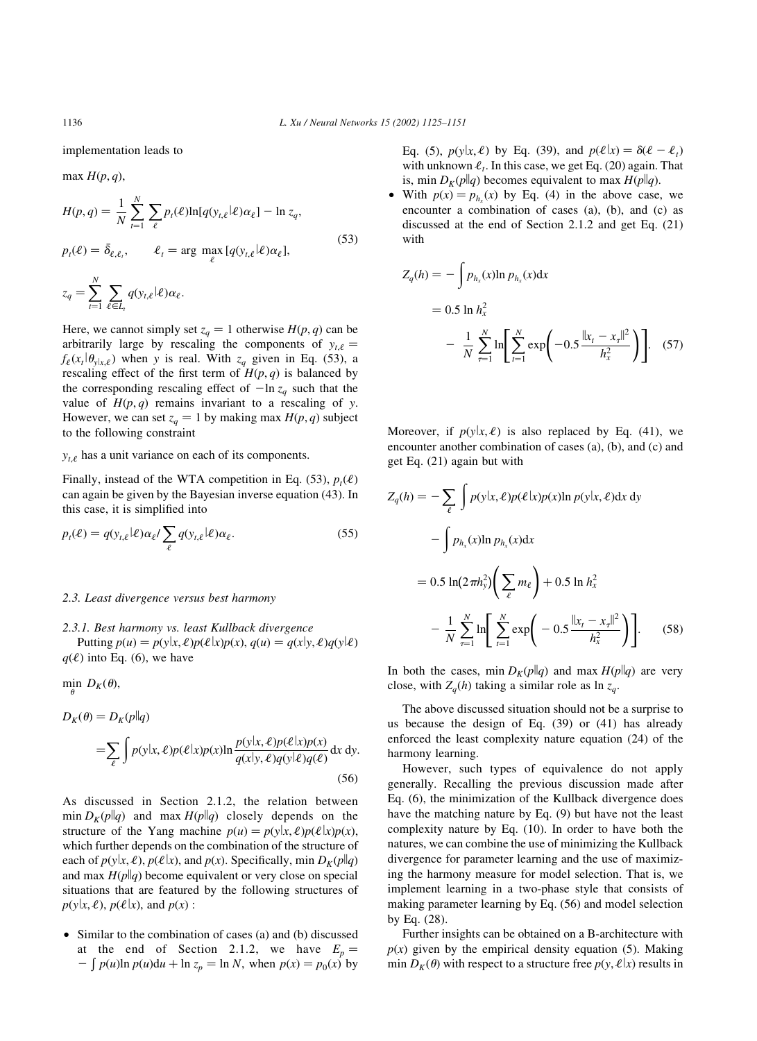implementation leads to

$$
\begin{aligned}
&\max H(p,q),\\
&H(p,q) = \frac{1}{N}\sum_{t=1}^{N}\sum_{\ell} p_t(\ell)\ln[q(y_{t,\ell}|\ell)\alpha_\ell] - \ln z_q,\\
&p_t(\ell) = \bar{\delta}_{\ell,\ell_t}, \qquad \ell_t = \arg\max_{\ell}[q(y_{t,\ell}|\ell)\alpha_\ell], \qquad (53)\\
&z_q = \sum_{t=1}^{N}\sum_{\ell\in L_t} q(y_{t,\ell}|\ell)\alpha_\ell.
\end{aligned}
$$

Here, we cannot simply set $z_q = 1$ otherwise $H(p,q)$ can be arbitrarily large by rescaling the components of $y_{t,\ell} = f_\ell(x_t|\theta_{y|x,\ell})$ when $y$ is real. With $z_q$ given in Eq. (53), a rescaling effect of the first term of $H(p,q)$ is balanced by the corresponding rescaling effect of $-\ln z_q$ such that the value of $H(p,q)$ remains invariant to a rescaling of $y$. However, we can set $z_q = 1$ by making max $H(p,q)$ subject to the following constraint

$y_{t,\ell}$ has a unit variance on each of its components.

Finally, instead of the WTA competition in Eq. (53), $p_t(\ell)$ can again be given by the Bayesian inverse equation (43). In this case, it is simplified into

$$
p_t(\ell) = q(y_{t,\ell}|\ell)\alpha_\ell / \sum_{\ell} q(y_{t,\ell}|\ell)\alpha_\ell. \qquad (55)
$$

### 2.3. Least divergence versus best harmony

#### 2.3.1. Best harmony vs. least Kullback divergence

Putting $p(u) = p(y|x,\ell)p(\ell|x)p(x)$, $q(u) = q(x|y,\ell)q(y|\ell)q(\ell)$ into Eq. (6), we have

$$
\begin{aligned}
&\min_{\theta} D_K(\theta),\\
&D_K(\theta) = D_K(p\|q)\\
&\quad= \sum_{\ell}\int p(y|x,\ell)p(\ell|x)p(x)\ln\frac{p(y|x,\ell)p(\ell|x)p(x)}{q(x|y,\ell)q(y|\ell)q(\ell)}\,dx\,dy. \qquad (56)
\end{aligned}
$$

As discussed in Section 2.1.2, the relation between $\min D_K(p\|q)$ and $\max H(p\|q)$ closely depends on the structure of the Yang machine $p(u) = p(y|x,\ell)p(\ell|x)p(x)$, which further depends on the combination of the structure of each of $p(y|x,\ell)$, $p(\ell|x)$, and $p(x)$. Specifically, $\min D_K(p\|q)$ and $\max H(p\|q)$ become equivalent or very close on special situations that are featured by the following structures of $p(y|x,\ell)$, $p(\ell|x)$, and $p(x)$ :

- Similar to the combination of cases (a) and (b) discussed at the end of Section 2.1.2, we have $E_p = -\int p(u)\ln p(u)du + \ln z_p = \ln N$, when $p(x) = p_0(x)$ by Eq. (5), $p(y|x,\ell)$ by Eq. (39), and $p(\ell|x) = \delta(\ell - \ell_t)$ with unknown $\ell_t$. In this case, we get Eq. (20) again. That is, $\min D_K(p\|q)$ becomes equivalent to $\max H(p\|q)$.
- With $p(x) = p_{h_x}(x)$ by Eq. (4) in the above case, we encounter a combination of cases (a), (b), and (c) as discussed at the end of Section 2.1.2 and get Eq. (21) with

$$
\begin{aligned}
Z_q(h) &= -\int p_{h_x}(x)\ln p_{h_x}(x)dx\\
&= 0.5\ln h_x^2 - \frac{1}{N}\sum_{\tau=1}^{N}\ln\left[\sum_{t=1}^{N}\exp\left(-0.5\frac{\|x_t - x_\tau\|^2}{h_x^2}\right)\right]. \qquad (57)
\end{aligned}
$$

Moreover, if $p(y|x,\ell)$ is also replaced by Eq. (41), we encounter another combination of cases (a), (b), and (c) and get Eq. (21) again but with

$$
\begin{aligned}
Z_q(h) &= -\sum_{\ell}\int p(y|x,\ell)p(\ell|x)p(x)\ln p(y|x,\ell)dx\,dy\\
&\quad - \int p_{h_x}(x)\ln p_{h_x}(x)dx\\
&= 0.5\ln(2\pi h_y^2)\left(\sum_{\ell} m_\ell\right) + 0.5\ln h_x^2\\
&\quad - \frac{1}{N}\sum_{\tau=1}^{N}\ln\left[\sum_{t=1}^{N}\exp\left(-0.5\frac{\|x_t - x_\tau\|^2}{h_x^2}\right)\right]. \qquad (58)
\end{aligned}
$$

In both the cases, $\min D_K(p\|q)$ and $\max H(p\|q)$ are very close, with $Z_q(h)$ taking a similar role as $\ln z_q$.

The above discussed situation should not be a surprise to us because the design of Eq. (39) or (41) has already enforced the least complexity nature equation (24) of the harmony learning.

However, such types of equivalence do not apply generally. Recalling the previous discussion made after Eq. (6), the minimization of the Kullback divergence does have the matching nature by Eq. (9) but have not the least complexity nature by Eq. (10). In order to have both the natures, we can combine the use of minimizing the Kullback divergence for parameter learning and the use of maximizing the harmony measure for model selection. That is, we implement learning in a two-phase style that consists of making parameter learning by Eq. (56) and model selection by Eq. (28).

Further insights can be obtained on a B-architecture with $p(x)$ given by the empirical density equation (5). Making $\min D_K(\theta)$ with respect to a structure free $p(y,\ell|x)$ results in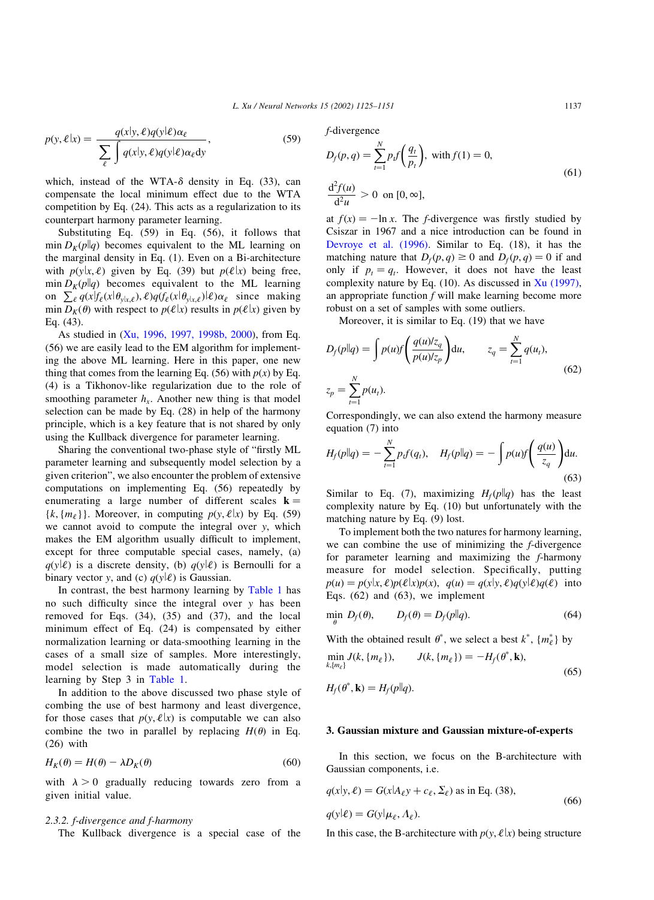$$p(y, \ell|x) = \frac{q(x|y, \ell)q(y|\ell)\alpha_\ell}{\sum_\ell \int q(x|y, \ell)q(y|\ell)\alpha_\ell \mathrm{d}y}, \tag{59}$$

which, instead of the WTA-$\delta$ density in Eq. (33), can compensate the local minimum effect due to the WTA competition by Eq. (24). This acts as a regularization to its counterpart harmony parameter learning.

Substituting Eq. (59) in Eq. (56), it follows that $\min D_K(p\|q)$ becomes equivalent to the ML learning on the marginal density in Eq. (1). Even on a Bi-architecture with $p(y|x, \ell)$ given by Eq. (39) but $p(\ell|x)$ being free, $\min D_K(p\|q)$ becomes equivalent to the ML learning on $\sum_\ell q(x|f_\ell(x|\theta_{y|x,\ell}), \ell)q(f_\ell(x|\theta_{y|x,\ell})|\ell)\alpha_\ell$ since making $\min D_K(\theta)$ with respect to $p(\ell|x)$ results in $p(\ell|x)$ given by Eq. (43).

As studied in (Xu, 1996, 1997, 1998b, 2000), from Eq. (56) we are easily lead to the EM algorithm for implementing the above ML learning. Here in this paper, one new thing that comes from the learning Eq. (56) with $p(x)$ by Eq. (4) is a Tikhonov-like regularization due to the role of smoothing parameter $h_x$. Another new thing is that model selection can be made by Eq. (28) in help of the harmony principle, which is a key feature that is not shared by only using the Kullback divergence for parameter learning.

Sharing the conventional two-phase style of "firstly ML parameter learning and subsequently model selection by a given criterion", we also encounter the problem of extensive computations on implementing Eq. (56) repeatedly by enumerating a large number of different scales $\mathbf{k} = \{k, \{m_\ell\}\}$. Moreover, in computing $p(y, \ell|x)$ by Eq. (59) we cannot avoid to compute the integral over $y$, which makes the EM algorithm usually difficult to implement, except for three computable special cases, namely, (a) $q(y|\ell)$ is a discrete density, (b) $q(y|\ell)$ is Bernoulli for a binary vector $y$, and (c) $q(y|\ell)$ is Gaussian.

In contrast, the best harmony learning by Table 1 has no such difficulty since the integral over $y$ has been removed for Eqs. (34), (35) and (37), and the local minimum effect of Eq. (24) is compensated by either normalization learning or data-smoothing learning in the cases of a small size of samples. More interestingly, model selection is made automatically during the learning by Step 3 in Table 1.

In addition to the above discussed two phase style of combing the use of best harmony and least divergence, for those cases that $p(y, \ell|x)$ is computable we can also combine the two in parallel by replacing $H(\theta)$ in Eq. (26) with

$$H_K(\theta) = H(\theta) - \lambda D_K(\theta) \tag{60}$$

with $\lambda > 0$ gradually reducing towards zero from a given initial value.

### 2.3.2. f-divergence and f-harmony

The Kullback divergence is a special case of the $f$-divergence

$$D_f(p, q) = \sum_{t=1}^{N} p_t f\left(\frac{q_t}{p_t}\right), \text{ with } f(1) = 0,$$
$$\frac{\mathrm{d}^2 f(u)}{\mathrm{d}^2 u} > 0 \text{ on } [0, \infty], \tag{61}$$

at $f(x) = -\ln x$. The $f$-divergence was firstly studied by Csiszar in 1967 and a nice introduction can be found in Devroye et al. (1996). Similar to Eq. (18), it has the matching nature that $D_f(p, q) \geq 0$ and $D_f(p, q) = 0$ if and only if $p_t = q_t$. However, it does not have the least complexity nature by Eq. (10). As discussed in Xu (1997), an appropriate function $f$ will make learning become more robust on a set of samples with some outliers.

Moreover, it is similar to Eq. (19) that we have

$$D_f(p\|q) = \int p(u) f\left(\frac{q(u)/z_q}{p(u)/z_p}\right) \mathrm{d}u, \qquad z_q = \sum_{t=1}^{N} q(u_t),$$
$$z_p = \sum_{t=1}^{N} p(u_t). \tag{62}$$

Correspondingly, we can also extend the harmony measure equation (7) into

$$H_f(p\|q) = -\sum_{t=1}^{N} p_t f(q_t), \quad H_f(p\|q) = -\int p(u) f\left(\frac{q(u)}{z_q}\right) \mathrm{d}u. \tag{63}$$

Similar to Eq. (7), maximizing $H_f(p\|q)$ has the least complexity nature by Eq. (10) but unfortunately with the matching nature by Eq. (9) lost.

To implement both the two natures for harmony learning, we can combine the use of minimizing the $f$-divergence for parameter learning and maximizing the $f$-harmony measure for model selection. Specifically, putting $p(u) = p(y|x, \ell)p(\ell|x)p(x)$, $q(u) = q(x|y, \ell)q(y|\ell)q(\ell)$ into Eqs. (62) and (63), we implement

$$\min_\theta D_f(\theta), \qquad D_f(\theta) = D_f(p\|q). \tag{64}$$

With the obtained result $\theta^*$, we select a best $k^*$, $\{m_\ell^*\}$ by

$$\min_{k, \{m_\ell\}} J(k, \{m_\ell\}), \qquad J(k, \{m_\ell\}) = -H_f(\theta^*, \mathbf{k}),$$
$$H_f(\theta^*, \mathbf{k}) = H_f(p\|q). \tag{65}$$

## 3. Gaussian mixture and Gaussian mixture-of-experts

In this section, we focus on the B-architecture with Gaussian components, i.e.

$$q(x|y, \ell) = G(x|A_\ell y + c_\ell, \Sigma_\ell) \text{ as in Eq. (38)},$$
$$q(y|\ell) = G(y|\mu_\ell, \Lambda_\ell). \tag{66}$$

In this case, the B-architecture with $p(y, \ell|x)$ being structure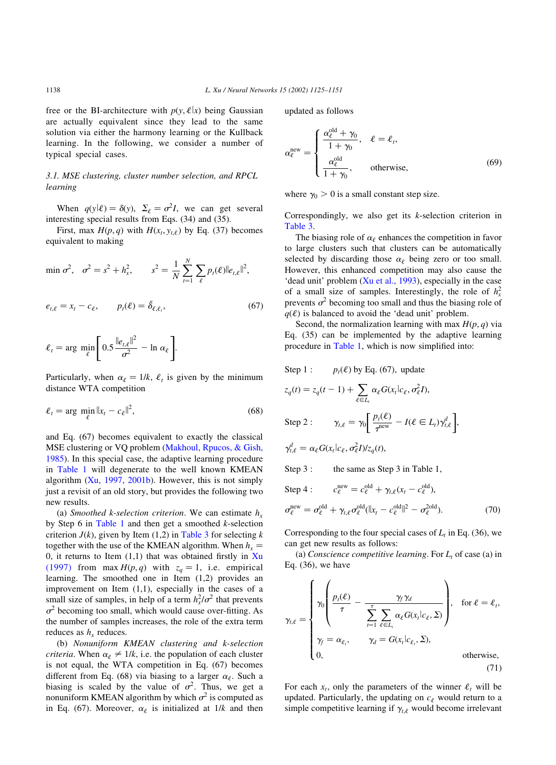free or the BI-architecture with $p(y, \ell|x)$ being Gaussian are actually equivalent since they lead to the same solution via either the harmony learning or the Kullback learning. In the following, we consider a number of typical special cases.

### 3.1. MSE clustering, cluster number selection, and RPCL learning

When $q(y|\ell) = \delta(y)$, $\Sigma_\ell = \sigma^2 I$, we can get several interesting special results from Eqs. (34) and (35).

First, max $H(p, q)$ with $H(x_t, y_{t,\ell})$ by Eq. (37) becomes equivalent to making

$$\min \sigma^2, \quad \sigma^2 = s^2 + h_x^2, \qquad s^2 = \frac{1}{N}\sum_{t=1}^{N}\sum_{\ell} p_t(\ell)\|e_{t,\ell}\|^2,$$

$$e_{t,\ell} = x_t - c_\ell, \qquad p_t(\ell) = \bar{\delta}_{\ell,\ell_t}, \tag{67}$$

$$\ell_t = \arg\min_\ell \left[ 0.5\frac{\|e_{t,\ell}\|^2}{\sigma^2} - \ln \alpha_\ell \right].$$

Particularly, when $\alpha_\ell = 1/k$, $\ell_t$ is given by the minimum distance WTA competition

$$\ell_t = \arg\min_\ell \|x_t - c_\ell\|^2, \tag{68}$$

and Eq. (67) becomes equivalent to exactly the classical MSE clustering or VQ problem (Makhoul, Rpucos, & Gish, 1985). In this special case, the adaptive learning procedure in Table 1 will degenerate to the well known KMEAN algorithm (Xu, 1997, 2001b). However, this is not simply just a revisit of an old story, but provides the following two new results.

(a) *Smoothed k-selection criterion*. We can estimate $h_x$ by Step 6 in Table 1 and then get a smoothed $k$-selection criterion $J(k)$, given by Item (1,2) in Table 3 for selecting $k$ together with the use of the KMEAN algorithm. When $h_x = 0$, it returns to Item (1,1) that was obtained firstly in Xu (1997) from max $H(p, q)$ with $z_q = 1$, i.e. empirical learning. The smoothed one in Item (1,2) provides an improvement on Item (1,1), especially in the cases of a small size of samples, in help of a term $h_x^2/\sigma^2$ that prevents $\sigma^2$ becoming too small, which would cause over-fitting. As the number of samples increases, the role of the extra term reduces as $h_x$ reduces.

(b) *Nonuniform KMEAN clustering and k-selection criteria*. When $\alpha_\ell \neq 1/k$, i.e. the population of each cluster is not equal, the WTA competition in Eq. (67) becomes different from Eq. (68) via biasing to a larger $\alpha_\ell$. Such a biasing is scaled by the value of $\sigma^2$. Thus, we get a nonuniform KMEAN algorithm by which $\sigma^2$ is computed as in Eq. (67). Moreover, $\alpha_\ell$ is initialized at $1/k$ and then updated as follows

$$\alpha_\ell^{\text{new}} = \begin{cases} \dfrac{\alpha_\ell^{\text{old}} + \gamma_0}{1 + \gamma_0}, & \ell = \ell_t, \\[2ex] \dfrac{\alpha_\ell^{\text{old}}}{1 + \gamma_0}, & \text{otherwise}, \end{cases} \tag{69}$$

where $\gamma_0 > 0$ is a small constant step size.

Correspondingly, we also get its $k$-selection criterion in Table 3.

The biasing role of $\alpha_\ell$ enhances the competition in favor to large clusters such that clusters can be automatically selected by discarding those $\alpha_\ell$ being zero or too small. However, this enhanced competition may also cause the 'dead unit' problem (Xu et al., 1993), especially in the case of a small size of samples. Interestingly, the role of $h_x^2$ prevents $\sigma^2$ becoming too small and thus the biasing role of $q(\ell)$ is balanced to avoid the 'dead unit' problem.

Second, the normalization learning with max $H(p, q)$ via Eq. (35) can be implemented by the adaptive learning procedure in Table 1, which is now simplified into:

$$\text{Step 1}: \quad p_t(\ell) \text{ by Eq. (67), update}$$

$$z_q(t) = z_q(t-1) + \sum_{\ell \in L_t} \alpha_\ell G(x_t|c_\ell, \sigma_\ell^2 I),$$

$$\text{Step 2}: \quad \gamma_{t,\ell} = \gamma_0\left[\frac{p_t(\ell)}{\tau^{\text{new}}} - I(\ell \in L_t)\gamma_{t,\ell}^d\right],$$

$$\gamma_{t,\ell}^d = \alpha_\ell G(x_t|c_\ell, \sigma_\ell^2 I)/z_q(t),$$

$$\text{Step 3}: \quad \text{the same as Step 3 in Table 1},$$

$$\text{Step 4}: \quad c_\ell^{\text{new}} = c_\ell^{\text{old}} + \gamma_{t,\ell}(x_t - c_\ell^{\text{old}}),$$

$$\sigma_\ell^{\text{new}} = \sigma_\ell^{\text{old}} + \gamma_{t,\ell}\sigma_\ell^{\text{old}}(\|x_t - c_\ell^{\text{old}}\|^2 - \sigma_\ell^{2\text{old}}). \tag{70}$$

Corresponding to the four special cases of $L_t$ in Eq. (36), we can get new results as follows:

(a) *Conscience competitive learning*. For $L_t$ of case (a) in Eq. (36), we have

$$\gamma_{t,\ell} = \begin{cases} \gamma_0\left(\dfrac{p_t(\ell)}{\tau} - \dfrac{\gamma_f \gamma_d}{\sum_{t=1}^{\tau}\sum_{\ell \in L_t} \alpha_\ell G(x_t|c_\ell, \Sigma)}\right), & \text{for } \ell = \ell_t, \\[2ex] \gamma_f = \alpha_{\ell_t}, \qquad \gamma_d = G(x_t|c_{\ell_t}, \Sigma), & \\[1ex] 0, & \text{otherwise}, \end{cases} \tag{71}$$

For each $x_t$, only the parameters of the winner $\ell_t$ will be updated. Particularly, the updating on $c_\ell$ would return to a simple competitive learning if $\gamma_{t,\ell}$ would become irrelevant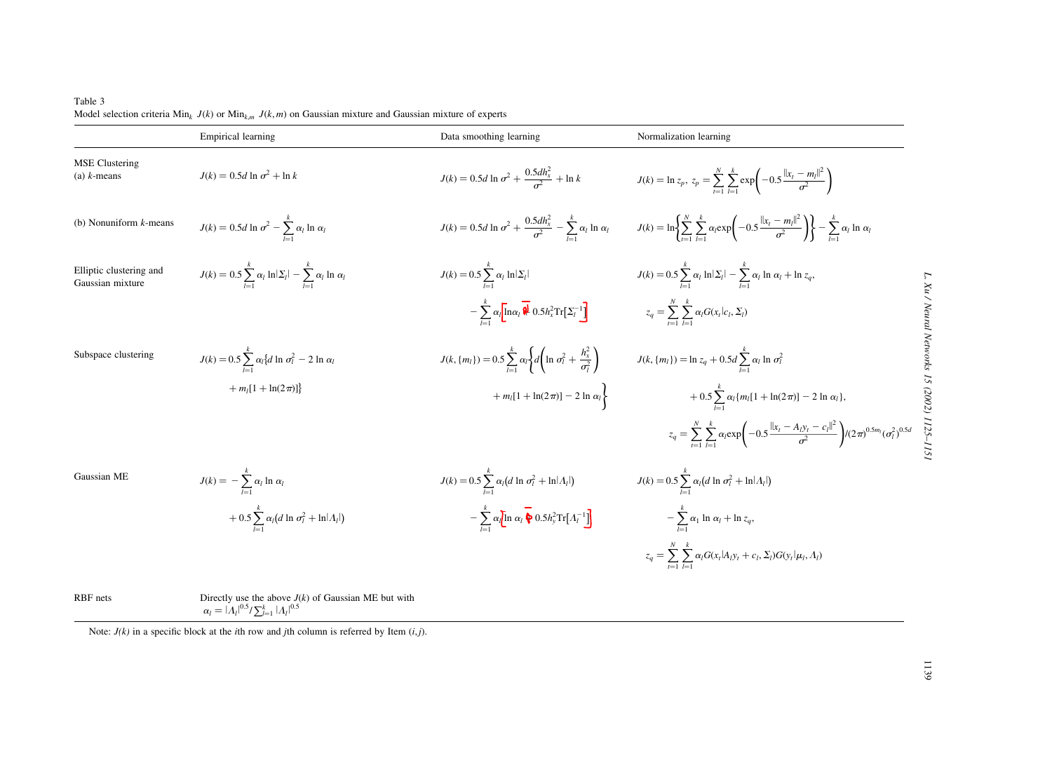Table 3
Model selection criteria $\mathrm{Min}_k\ J(k)$ or $\mathrm{Min}_{k,m}\ J(k,m)$ on Gaussian mixture and Gaussian mixture of experts

| | Empirical learning | Data smoothing learning | Normalization learning |
|---|---|---|---|
| MSE Clustering (a) $k$-means | $J(k) = 0.5d \ln \sigma^2 + \ln k$ | $J(k) = 0.5d \ln \sigma^2 + \dfrac{0.5dh_x^2}{\sigma^2} + \ln k$ | $J(k) = \ln z_p,\ z_p = \sum_{t=1}^{N} \sum_{l=1}^{k} \exp\left(-0.5\dfrac{\lVert x_t - m_l\rVert^2}{\sigma^2}\right)$ |
| (b) Nonuniform $k$-means | $J(k) = 0.5d \ln \sigma^2 - \sum_{l=1}^{k} \alpha_l \ln \alpha_l$ | $J(k) = 0.5d \ln \sigma^2 + \dfrac{0.5dh_x^2}{\sigma^2} - \sum_{l=1}^{k} \alpha_l \ln \alpha_l$ | $J(k) = \ln\left\{\sum_{t=1}^{N} \sum_{l=1}^{k} \alpha_l \exp\left(-0.5\dfrac{\lVert x_t - m_l\rVert^2}{\sigma^2}\right)\right\} - \sum_{l=1}^{k} \alpha_l \ln \alpha_l$ |
| Elliptic clustering and Gaussian mixture | $J(k) = 0.5\sum_{l=1}^{k} \alpha_l \ln\lvert\Sigma_l\rvert - \sum_{l=1}^{k} \alpha_l \ln \alpha_l$ | $J(k) = 0.5\sum_{l=1}^{k} \alpha_l \ln\lvert\Sigma_l\rvert - \sum_{l=1}^{k} \alpha_l \left[\ln\alpha_l - 0.5h_x^2 \mathrm{Tr}\left[\Sigma_l^{-1}\right]\right]$ | $J(k) = 0.5\sum_{l=1}^{k} \alpha_l \ln\lvert\Sigma_l\rvert - \sum_{l=1}^{k} \alpha_l \ln \alpha_l + \ln z_q,$ $z_q = \sum_{t=1}^{N} \sum_{l=1}^{k} \alpha_l G(x_t\mid c_l, \Sigma_l)$ |
| Subspace clustering | $J(k) = 0.5\sum_{l=1}^{k} \alpha_l\{d \ln \sigma_l^2 - 2\ln \alpha_l + m_l[1 + \ln(2\pi)]\}$ | $J(k, \{m_l\}) = 0.5\sum_{l=1}^{k} \alpha_l\left\{d\left(\ln \sigma_l^2 + \dfrac{h_x^2}{\sigma_l^2}\right) + m_l[1 + \ln(2\pi)] - 2\ln \alpha_l\right\}$ | $J(k, \{m_l\}) = \ln z_q + 0.5d\sum_{l=1}^{k} \alpha_l \ln \sigma_l^2 + 0.5\sum_{l=1}^{k} \alpha_l\{m_l[1 + \ln(2\pi)] - 2\ln \alpha_l\},$ $z_q = \sum_{t=1}^{N} \sum_{l=1}^{k} \alpha_l \exp\left(-0.5\dfrac{\lVert x_t - A_l y_t - c_l\rVert^2}{\sigma^2}\right)/(2\pi)^{0.5m_l}(\sigma_l^2)^{0.5d}$ |
| Gaussian ME | $J(k) = -\sum_{l=1}^{k} \alpha_l \ln \alpha_l + 0.5\sum_{l=1}^{k} \alpha_l\left(d \ln \sigma_l^2 + \ln\lvert\Lambda_l\rvert\right)$ | $J(k) = 0.5\sum_{l=1}^{k} \alpha_l\left(d \ln \sigma_l^2 + \ln\lvert\Lambda_l\rvert\right) - \sum_{l=1}^{k} \alpha_l\left[\ln \alpha_l - 0.5h_y^2 \mathrm{Tr}\left[\Lambda_l^{-1}\right]\right]$ | $J(k) = 0.5\sum_{l=1}^{k} \alpha_l\left(d \ln \sigma_l^2 + \ln\lvert\Lambda_l\rvert\right) - \sum_{l=1}^{k} \alpha_1 \ln \alpha_l + \ln z_q,$ $z_q = \sum_{t=1}^{N} \sum_{l=1}^{k} \alpha_l G(x_t\mid A_l y_t + c_l, \Sigma_l) G(y_t\mid \mu_l, \Lambda_l)$ |
| RBF nets | Directly use the above $J(k)$ of Gaussian ME but with $\alpha_l = \lvert\Lambda_l\rvert^{0.5}/\sum_{l=1}^{k} \lvert\Lambda_l\rvert^{0.5}$ | | |

Note: $J(k)$ in a specific block at the $i$th row and $j$th column is referred by Item $(i,j)$.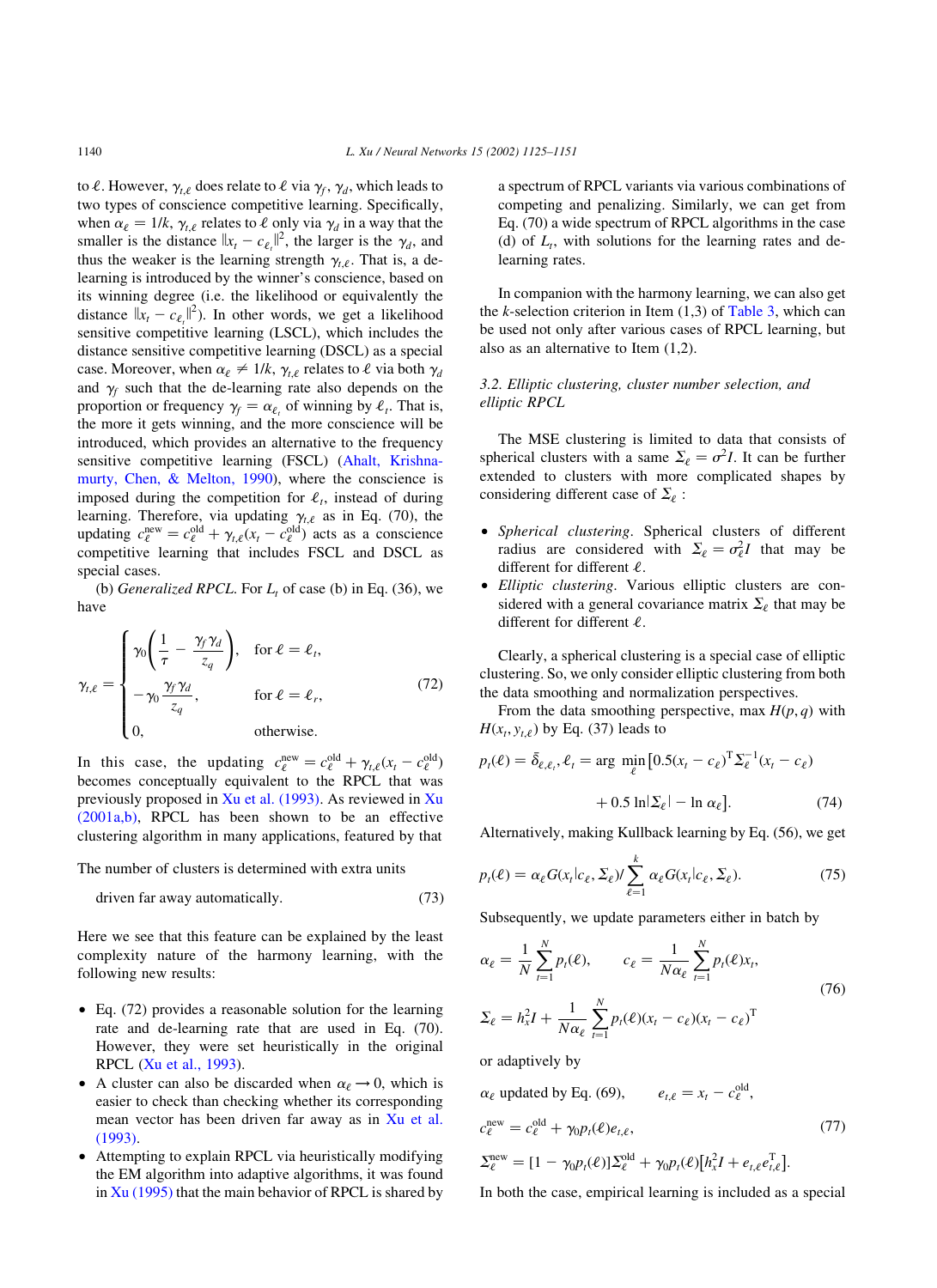to $\ell$. However, $\gamma_{t,\ell}$ does relate to $\ell$ via $\gamma_f$, $\gamma_d$, which leads to two types of conscience competitive learning. Specifically, when $\alpha_\ell = 1/k$, $\gamma_{t,\ell}$ relates to $\ell$ only via $\gamma_d$ in a way that the smaller is the distance $\|x_t - c_{\ell_t}\|^2$, the larger is the $\gamma_d$, and thus the weaker is the learning strength $\gamma_{t,\ell}$. That is, a de-learning is introduced by the winner's conscience, based on its winning degree (i.e. the likelihood or equivalently the distance $\|x_t - c_{\ell_t}\|^2$). In other words, we get a likelihood sensitive competitive learning (LSCL), which includes the distance sensitive competitive learning (DSCL) as a special case. Moreover, when $\alpha_\ell \neq 1/k$, $\gamma_{t,\ell}$ relates to $\ell$ via both $\gamma_d$ and $\gamma_f$ such that the de-learning rate also depends on the proportion or frequency $\gamma_f = \alpha_{\ell_t}$ of winning by $\ell_t$. That is, the more it gets winning, and the more conscience will be introduced, which provides an alternative to the frequency sensitive competitive learning (FSCL) (Ahalt, Krishnamurty, Chen, & Melton, 1990), where the conscience is imposed during the competition for $\ell_t$, instead of during learning. Therefore, via updating $\gamma_{t,\ell}$ as in Eq. (70), the updating $c_\ell^{\text{new}} = c_\ell^{\text{old}} + \gamma_{t,\ell}(x_t - c_\ell^{\text{old}})$ acts as a conscience competitive learning that includes FSCL and DSCL as special cases.

(b) *Generalized RPCL*. For $L_t$ of case (b) in Eq. (36), we have

$$\gamma_{t,\ell} = \begin{cases} \gamma_0\left(\dfrac{1}{\tau} - \dfrac{\gamma_f\gamma_d}{z_q}\right), & \text{for } \ell = \ell_t, \\ -\gamma_0\dfrac{\gamma_f\gamma_d}{z_q}, & \text{for } \ell = \ell_r, \\ 0, & \text{otherwise.} \end{cases} \tag{72}$$

In this case, the updating $c_\ell^{\text{new}} = c_\ell^{\text{old}} + \gamma_{t,\ell}(x_t - c_\ell^{\text{old}})$ becomes conceptually equivalent to the RPCL that was previously proposed in Xu et al. (1993). As reviewed in Xu (2001a,b), RPCL has been shown to be an effective clustering algorithm in many applications, featured by that

The number of clusters is determined with extra units

driven far away automatically. (73)

Here we see that this feature can be explained by the least complexity nature of the harmony learning, with the following new results:

- Eq. (72) provides a reasonable solution for the learning rate and de-learning rate that are used in Eq. (70). However, they were set heuristically in the original RPCL (Xu et al., 1993).
- A cluster can also be discarded when $\alpha_\ell \to 0$, which is easier to check than checking whether its corresponding mean vector has been driven far away as in Xu et al. (1993).
- Attempting to explain RPCL via heuristically modifying the EM algorithm into adaptive algorithms, it was found in Xu (1995) that the main behavior of RPCL is shared by a spectrum of RPCL variants via various combinations of competing and penalizing. Similarly, we can get from Eq. (70) a wide spectrum of RPCL algorithms in the case (d) of $L_t$, with solutions for the learning rates and de-learning rates.

In companion with the harmony learning, we can also get the $k$-selection criterion in Item (1,3) of Table 3, which can be used not only after various cases of RPCL learning, but also as an alternative to Item (1,2).

### 3.2. Elliptic clustering, cluster number selection, and elliptic RPCL

The MSE clustering is limited to data that consists of spherical clusters with a same $\Sigma_\ell = \sigma^2 I$. It can be further extended to clusters with more complicated shapes by considering different case of $\Sigma_\ell$ :

- *Spherical clustering*. Spherical clusters of different radius are considered with $\Sigma_\ell = \sigma_\ell^2 I$ that may be different for different $\ell$.
- *Elliptic clustering*. Various elliptic clusters are considered with a general covariance matrix $\Sigma_\ell$ that may be different for different $\ell$.

Clearly, a spherical clustering is a special case of elliptic clustering. So, we only consider elliptic clustering from both the data smoothing and normalization perspectives.

From the data smoothing perspective, max $H(p,q)$ with $H(x_t, y_{t,\ell})$ by Eq. (37) leads to

$$p_t(\ell) = \bar{\delta}_{\ell,\ell_t}, \ell_t = \arg\min_\ell [0.5(x_t - c_\ell)^{\mathrm{T}}\Sigma_\ell^{-1}(x_t - c_\ell) + 0.5\ln|\Sigma_\ell| - \ln\alpha_\ell]. \tag{74}$$

Alternatively, making Kullback learning by Eq. (56), we get

$$p_t(\ell) = \alpha_\ell G(x_t|c_\ell, \Sigma_\ell) / \sum_{\ell=1}^{k} \alpha_\ell G(x_t|c_\ell, \Sigma_\ell). \tag{75}$$

Subsequently, we update parameters either in batch by

$$\alpha_\ell = \frac{1}{N}\sum_{t=1}^{N} p_t(\ell), \qquad c_\ell = \frac{1}{N\alpha_\ell}\sum_{t=1}^{N} p_t(\ell)x_t,$$
$$\Sigma_\ell = h_x^2 I + \frac{1}{N\alpha_\ell}\sum_{t=1}^{N} p_t(\ell)(x_t - c_\ell)(x_t - c_\ell)^{\mathrm{T}} \tag{76}$$

or adaptively by

$$\alpha_\ell \text{ updated by Eq. (69)}, \qquad e_{t,\ell} = x_t - c_\ell^{\text{old}},$$
$$c_\ell^{\text{new}} = c_\ell^{\text{old}} + \gamma_0 p_t(\ell) e_{t,\ell}, \tag{77}$$
$$\Sigma_\ell^{\text{new}} = [1 - \gamma_0 p_t(\ell)]\Sigma_\ell^{\text{old}} + \gamma_0 p_t(\ell)[h_x^2 I + e_{t,\ell}e_{t,\ell}^{\mathrm{T}}].$$

In both the case, empirical learning is included as a special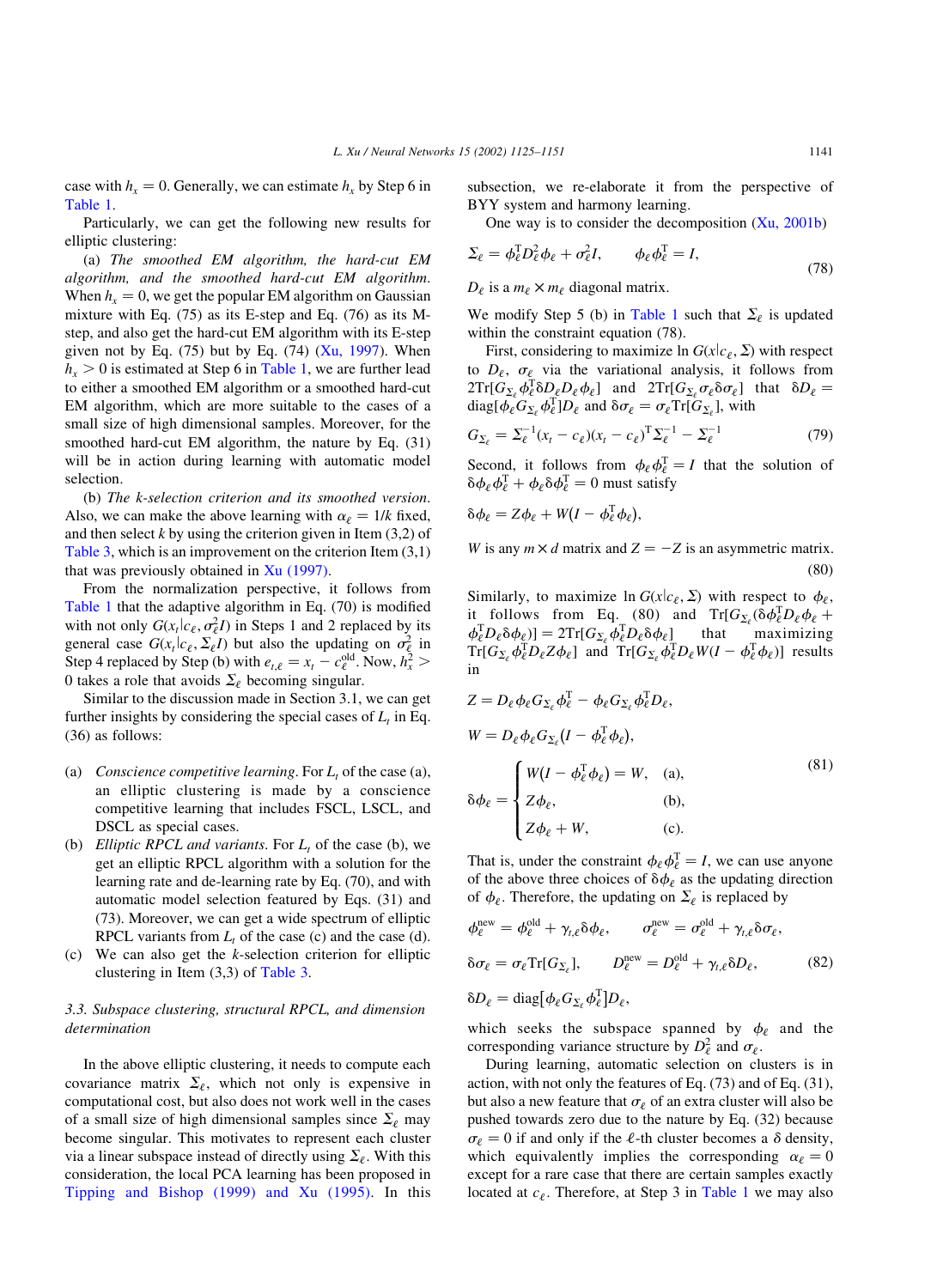case with $h_x = 0$. Generally, we can estimate $h_x$ by Step 6 in Table 1.

Particularly, we can get the following new results for elliptic clustering:

(a) *The smoothed EM algorithm, the hard-cut EM algorithm, and the smoothed hard-cut EM algorithm.* When $h_x = 0$, we get the popular EM algorithm on Gaussian mixture with Eq. (75) as its E-step and Eq. (76) as its M-step, and also get the hard-cut EM algorithm with its E-step given not by Eq. (75) but by Eq. (74) (Xu, 1997). When $h_x > 0$ is estimated at Step 6 in Table 1, we are further lead to either a smoothed EM algorithm or a smoothed hard-cut EM algorithm, which are more suitable to the cases of a small size of high dimensional samples. Moreover, for the smoothed hard-cut EM algorithm, the nature by Eq. (31) will be in action during learning with automatic model selection.

(b) *The k-selection criterion and its smoothed version.* Also, we can make the above learning with $\alpha_\ell = 1/k$ fixed, and then select $k$ by using the criterion given in Item (3,2) of Table 3, which is an improvement on the criterion Item (3,1) that was previously obtained in Xu (1997).

From the normalization perspective, it follows from Table 1 that the adaptive algorithm in Eq. (70) is modified with not only $G(x_t|c_\ell, \sigma_\ell^2 I)$ in Steps 1 and 2 replaced by its general case $G(x_t|c_\ell, \Sigma_\ell I)$ but also the updating on $\sigma_\ell^2$ in Step 4 replaced by Step (b) with $e_{t,\ell} = x_t - c_\ell^{\text{old}}$. Now, $h_x^2 > 0$ takes a role that avoids $\Sigma_\ell$ becoming singular.

Similar to the discussion made in Section 3.1, we can get further insights by considering the special cases of $L_t$ in Eq. (36) as follows:

(a) *Conscience competitive learning*. For $L_t$ of the case (a), an elliptic clustering is made by a conscience competitive learning that includes FSCL, LSCL, and DSCL as special cases.

(b) *Elliptic RPCL and variants*. For $L_t$ of the case (b), we get an elliptic RPCL algorithm with a solution for the learning rate and de-learning rate by Eq. (70), and with automatic model selection featured by Eqs. (31) and (73). Moreover, we can get a wide spectrum of elliptic RPCL variants from $L_t$ of the case (c) and the case (d).

(c) We can also get the $k$-selection criterion for elliptic clustering in Item (3,3) of Table 3.

### 3.3. Subspace clustering, structural RPCL, and dimension determination

In the above elliptic clustering, it needs to compute each covariance matrix $\Sigma_\ell$, which not only is expensive in computational cost, but also does not work well in the cases of a small size of high dimensional samples since $\Sigma_\ell$ may become singular. This motivates to represent each cluster via a linear subspace instead of directly using $\Sigma_\ell$. With this consideration, the local PCA learning has been proposed in Tipping and Bishop (1999) and Xu (1995). In this subsection, we re-elaborate it from the perspective of BYY system and harmony learning.

One way is to consider the decomposition (Xu, 2001b)

$$\Sigma_\ell = \phi_\ell^{\mathrm{T}} D_\ell^2 \phi_\ell + \sigma_\ell^2 I, \qquad \phi_\ell \phi_\ell^{\mathrm{T}} = I, \tag{78}$$

$D_\ell$ is a $m_\ell \times m_\ell$ diagonal matrix.

We modify Step 5 (b) in Table 1 such that $\Sigma_\ell$ is updated within the constraint equation (78).

First, considering to maximize $\ln G(x|c_\ell, \Sigma)$ with respect to $D_\ell$, $\sigma_\ell$ via the variational analysis, it follows from $2\mathrm{Tr}[G_{\Sigma_\ell}\phi_\ell^{\mathrm{T}}\delta D_\ell D_\ell \phi_\ell]$ and $2\mathrm{Tr}[G_{\Sigma_\ell}\sigma_\ell\delta\sigma_\ell]$ that $\delta D_\ell = \mathrm{diag}[\phi_\ell G_{\Sigma_\ell}\phi_\ell^{\mathrm{T}}]D_\ell$ and $\delta\sigma_\ell = \sigma_\ell \mathrm{Tr}[G_{\Sigma_\ell}]$, with

$$G_{\Sigma_\ell} = \Sigma_\ell^{-1}(x_t - c_\ell)(x_t - c_\ell)^{\mathrm{T}}\Sigma_\ell^{-1} - \Sigma_\ell^{-1} \tag{79}$$

Second, it follows from $\phi_\ell\phi_\ell^{\mathrm{T}} = I$ that the solution of $\delta\phi_\ell\phi_\ell^{\mathrm{T}} + \phi_\ell\delta\phi_\ell^{\mathrm{T}} = 0$ must satisfy

$$\delta\phi_\ell = Z\phi_\ell + W(I - \phi_\ell^{\mathrm{T}}\phi_\ell),$$

$$W \text{ is any } m \times d \text{ matrix and } Z = -Z \text{ is an asymmetric matrix.} \tag{80}$$

Similarly, to maximize $\ln G(x|c_\ell, \Sigma)$ with respect to $\phi_\ell$, it follows from Eq. (80) and $\mathrm{Tr}[G_{\Sigma_\ell}(\delta\phi_\ell^{\mathrm{T}} D_\ell \phi_\ell + \phi_\ell^{\mathrm{T}} D_\ell \delta\phi_\ell)] = 2\mathrm{Tr}[G_{\Sigma_\ell}\phi_\ell^{\mathrm{T}} D_\ell \delta\phi_\ell]$ that maximizing $\mathrm{Tr}[G_{\Sigma_\ell}\phi_\ell^{\mathrm{T}} D_\ell Z \phi_\ell]$ and $\mathrm{Tr}[G_{\Sigma_\ell}\phi_\ell^{\mathrm{T}} D_\ell W(I - \phi_\ell^{\mathrm{T}}\phi_\ell)]$ results in

$$Z = D_\ell\phi_\ell G_{\Sigma_\ell}\phi_\ell^{\mathrm{T}} - \phi_\ell G_{\Sigma_\ell}\phi_\ell^{\mathrm{T}} D_\ell,$$

$$W = D_\ell\phi_\ell G_{\Sigma_\ell}(I - \phi_\ell^{\mathrm{T}}\phi_\ell),$$

$$\delta\phi_\ell = \begin{cases} W(I - \phi_\ell^{\mathrm{T}}\phi_\ell) = W, & \text{(a)}, \\ Z\phi_\ell, & \text{(b)}, \\ Z\phi_\ell + W, & \text{(c)}. \end{cases} \tag{81}$$

That is, under the constraint $\phi_\ell\phi_\ell^{\mathrm{T}} = I$, we can use anyone of the above three choices of $\delta\phi_\ell$ as the updating direction of $\phi_\ell$. Therefore, the updating on $\Sigma_\ell$ is replaced by

$$\phi_\ell^{\text{new}} = \phi_\ell^{\text{old}} + \gamma_{t,\ell}\delta\phi_\ell, \qquad \sigma_\ell^{\text{new}} = \sigma_\ell^{\text{old}} + \gamma_{t,\ell}\delta\sigma_\ell,$$

$$\delta\sigma_\ell = \sigma_\ell \mathrm{Tr}[G_{\Sigma_\ell}], \qquad D_\ell^{\text{new}} = D_\ell^{\text{old}} + \gamma_{t,\ell}\delta D_\ell, \tag{82}$$

$$\delta D_\ell = \mathrm{diag}[\phi_\ell G_{\Sigma_\ell}\phi_\ell^{\mathrm{T}}]D_\ell,$$

which seeks the subspace spanned by $\phi_\ell$ and the corresponding variance structure by $D_\ell^2$ and $\sigma_\ell$.

During learning, automatic selection on clusters is in action, with not only the features of Eq. (73) and of Eq. (31), but also a new feature that $\sigma_\ell$ of an extra cluster will also be pushed towards zero due to the nature by Eq. (32) because $\sigma_\ell = 0$ if and only if the $\ell$-th cluster becomes a $\delta$ density, which equivalently implies the corresponding $\alpha_\ell = 0$ except for a rare case that there are certain samples exactly located at $c_\ell$. Therefore, at Step 3 in Table 1 we may also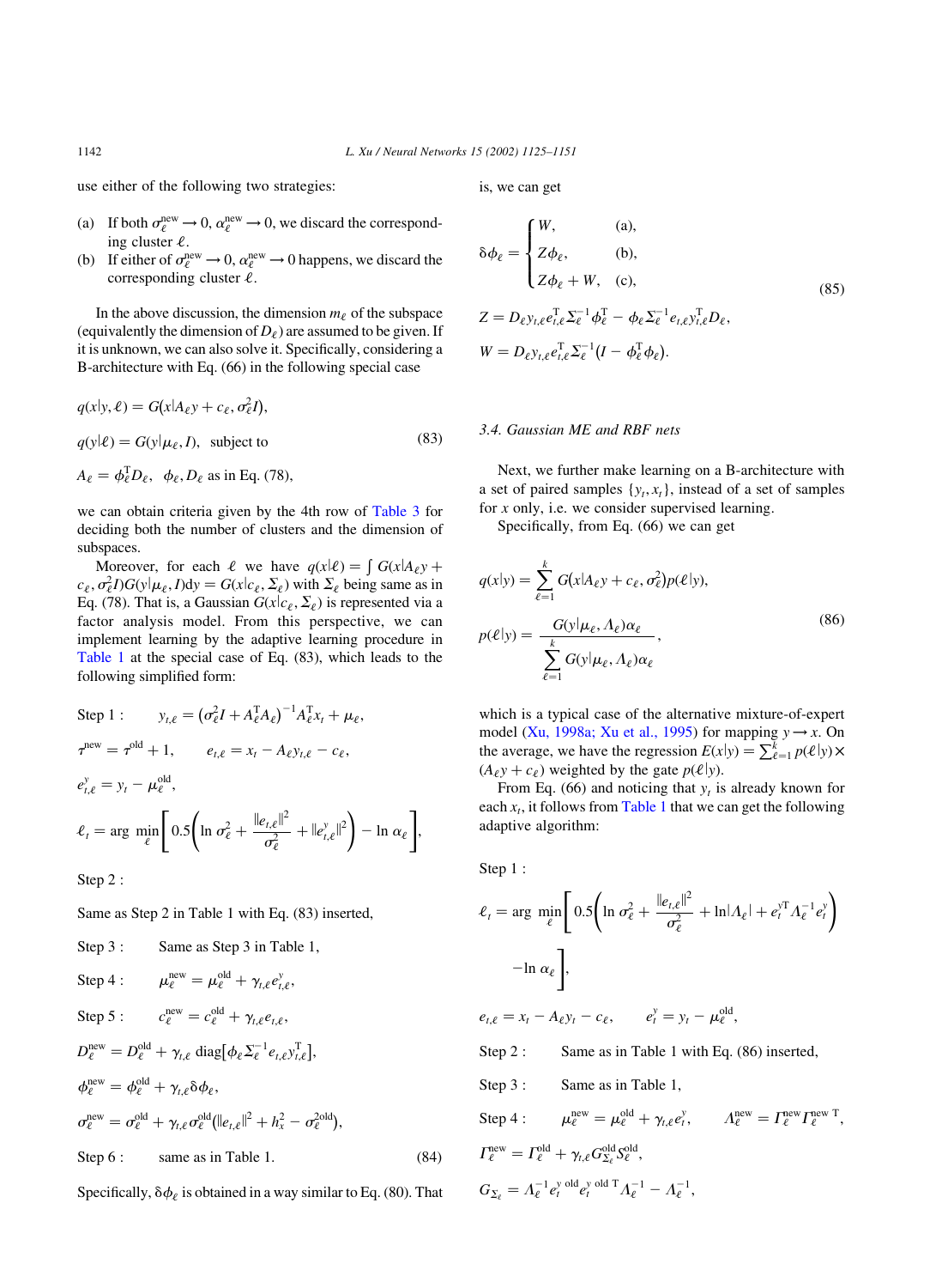use either of the following two strategies:

(a) If both $\sigma_\ell^{\rm new} \to 0$, $\alpha_\ell^{\rm new} \to 0$, we discard the corresponding cluster $\ell$.
(b) If either of $\sigma_\ell^{\rm new} \to 0$, $\alpha_\ell^{\rm new} \to 0$ happens, we discard the corresponding cluster $\ell$.

In the above discussion, the dimension $m_\ell$ of the subspace (equivalently the dimension of $D_\ell$) are assumed to be given. If it is unknown, we can also solve it. Specifically, considering a B-architecture with Eq. (66) in the following special case

$$
\begin{aligned}
&q(x|y,\ell) = G(x|A_\ell y + c_\ell, \sigma_\ell^2 I),\\
&q(y|\ell) = G(y|\mu_\ell, I), \quad \text{subject to} \\
&A_\ell = \phi_\ell^{\rm T} D_\ell, \quad \phi_\ell, D_\ell \text{ as in Eq. (78)},
\end{aligned}
\tag{83}
$$

we can obtain criteria given by the 4th row of Table 3 for deciding both the number of clusters and the dimension of subspaces.

Moreover, for each $\ell$ we have $q(x|\ell) = \int G(x|A_\ell y + c_\ell, \sigma_\ell^2 I) G(y|\mu_\ell, I){\rm d}y = G(x|c_\ell, \Sigma_\ell)$ with $\Sigma_\ell$ being same as in Eq. (78). That is, a Gaussian $G(x|c_\ell, \Sigma_\ell)$ is represented via a factor analysis model. From this perspective, we can implement learning by the adaptive learning procedure in Table 1 at the special case of Eq. (83), which leads to the following simplified form:

Step 1 : $\quad y_{t,\ell} = (\sigma_\ell^2 I + A_\ell^{\rm T} A_\ell)^{-1} A_\ell^{\rm T} x_t + \mu_\ell,$

$\tau^{\rm new} = \tau^{\rm old} + 1, \qquad e_{t,\ell} = x_t - A_\ell y_{t,\ell} - c_\ell,$

$e_{t,\ell}^y = y_t - \mu_\ell^{\rm old},$

$$
\ell_t = \arg\min_\ell \left[ 0.5\left( \ln \sigma_\ell^2 + \frac{\|e_{t,\ell}\|^2}{\sigma_\ell^2} + \|e_{t,\ell}^y\|^2 \right) - \ln \alpha_\ell \right],
$$

Step 2 :

Same as Step 2 in Table 1 with Eq. (83) inserted,

Step 3 : $\quad$ Same as Step 3 in Table 1,

Step 4 : $\quad \mu_\ell^{\rm new} = \mu_\ell^{\rm old} + \gamma_{t,\ell} e_{t,\ell}^y,$

Step 5 : $\quad c_\ell^{\rm new} = c_\ell^{\rm old} + \gamma_{t,\ell} e_{t,\ell},$

$D_\ell^{\rm new} = D_\ell^{\rm old} + \gamma_{t,\ell}\, {\rm diag}[\phi_\ell \Sigma_\ell^{-1} e_{t,\ell} y_{t,\ell}^{\rm T}],$

$\phi_\ell^{\rm new} = \phi_\ell^{\rm old} + \gamma_{t,\ell} \delta\phi_\ell,$

$\sigma_\ell^{\rm new} = \sigma_\ell^{\rm old} + \gamma_{t,\ell} \sigma_\ell^{\rm old} (\|e_{t,\ell}\|^2 + h_x^2 - \sigma_\ell^{2\,\rm old}),$

Step 6 : $\quad$ same as in Table 1. $\qquad$ (84)

Specifically, $\delta\phi_\ell$ is obtained in a way similar to Eq. (80). That is, we can get

$$
\delta\phi_\ell = \begin{cases} W, & \text{(a)}, \\ Z\phi_\ell, & \text{(b)}, \\ Z\phi_\ell + W, & \text{(c)}, \end{cases}
\tag{85}
$$

$Z = D_\ell y_{t,\ell} e_{t,\ell}^{\rm T} \Sigma_\ell^{-1} \phi_\ell^{\rm T} - \phi_\ell \Sigma_\ell^{-1} e_{t,\ell} y_{t,\ell}^{\rm T} D_\ell,$

$W = D_\ell y_{t,\ell} e_{t,\ell}^{\rm T} \Sigma_\ell^{-1} (I - \phi_\ell^{\rm T} \phi_\ell).$

### 3.4. Gaussian ME and RBF nets

Next, we further make learning on a B-architecture with a set of paired samples $\{y_t, x_t\}$, instead of a set of samples for $x$ only, i.e. we consider supervised learning.

Specifically, from Eq. (66) we can get

$$
\begin{aligned}
&q(x|y) = \sum_{\ell=1}^k G(x|A_\ell y + c_\ell, \sigma_\ell^2) p(\ell|y),\\
&p(\ell|y) = \frac{G(y|\mu_\ell, \Lambda_\ell)\alpha_\ell}{\sum_{\ell=1}^k G(y|\mu_\ell, \Lambda_\ell)\alpha_\ell},
\end{aligned}
\tag{86}
$$

which is a typical case of the alternative mixture-of-expert model (Xu, 1998a; Xu et al., 1995) for mapping $y \to x$. On the average, we have the regression $E(x|y) = \sum_{\ell=1}^k p(\ell|y) \times (A_\ell y + c_\ell)$ weighted by the gate $p(\ell|y)$.

From Eq. (66) and noticing that $y_t$ is already known for each $x_t$, it follows from Table 1 that we can get the following adaptive algorithm:

Step 1 :

$$
\ell_t = \arg\min_\ell \left[ 0.5\left( \ln \sigma_\ell^2 + \frac{\|e_{t,\ell}\|^2}{\sigma_\ell^2} + \ln|\Lambda_\ell| + e_t^{y\rm T} \Lambda_\ell^{-1} e_t^y \right) - \ln \alpha_\ell \right],
$$

$e_{t,\ell} = x_t - A_\ell y_t - c_\ell, \qquad e_t^y = y_t - \mu_\ell^{\rm old},$

Step 2 : $\quad$ Same as in Table 1 with Eq. (86) inserted,

Step 3 : $\quad$ Same as in Table 1,

Step 4 : $\quad \mu_\ell^{\rm new} = \mu_\ell^{\rm old} + \gamma_{t,\ell} e_t^y, \qquad \Lambda_\ell^{\rm new} = \Gamma_\ell^{\rm new} \Gamma_\ell^{\rm new\,T},$

$\Gamma_\ell^{\rm new} = \Gamma_\ell^{\rm old} + \gamma_{t,\ell} G_{\Sigma_\ell}^{\rm old} S_\ell^{\rm old},$

$G_{\Sigma_\ell} = \Lambda_\ell^{-1} e_t^{y\,\rm old} e_t^{y\,\rm old\,T} \Lambda_\ell^{-1} - \Lambda_\ell^{-1},$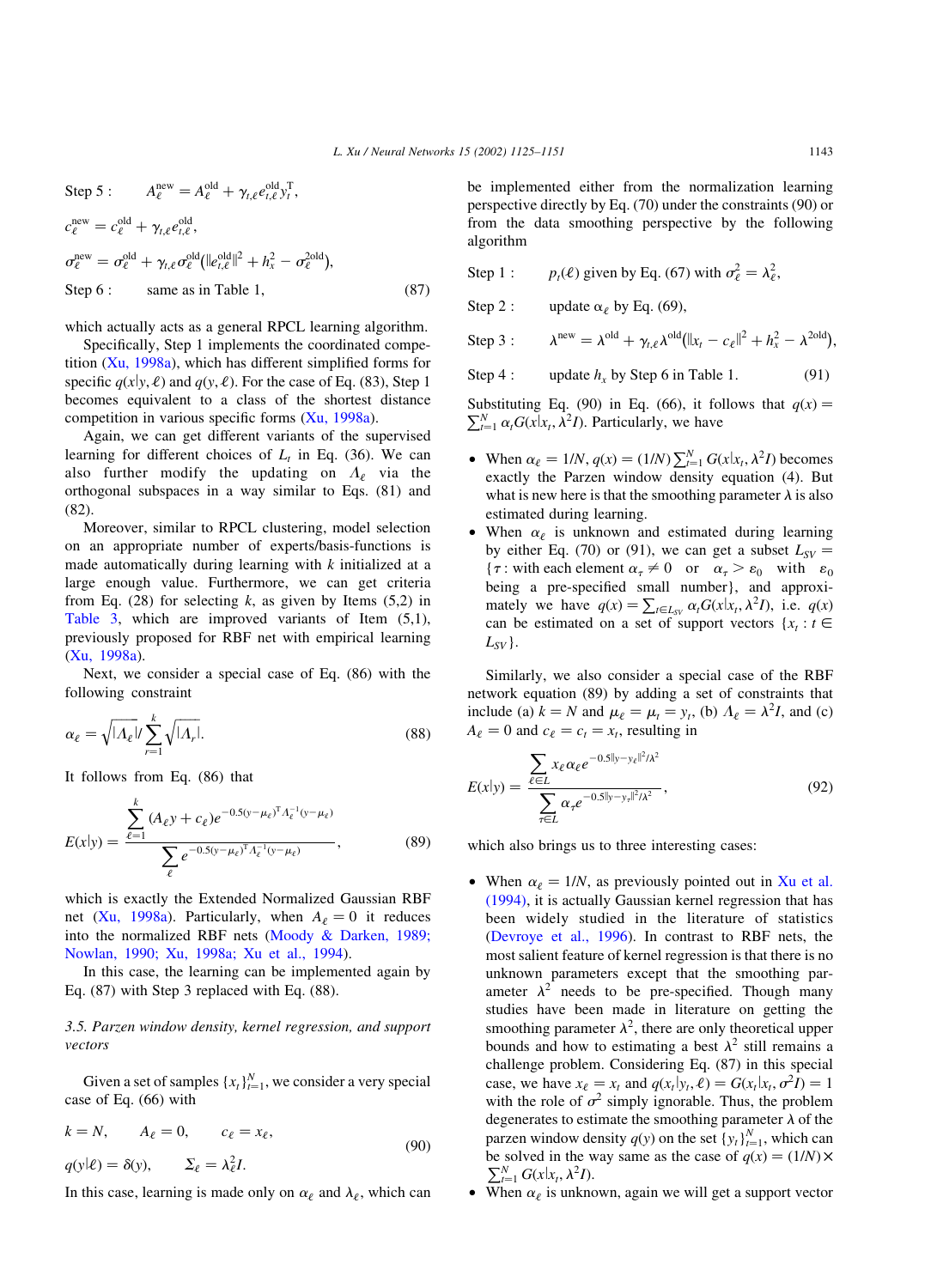$$\text{Step 5}: \quad A_\ell^{\text{new}} = A_\ell^{\text{old}} + \gamma_{t,\ell} e_{t,\ell}^{\text{old}} y_t^{\text{T}},$$

$$c_\ell^{\text{new}} = c_\ell^{\text{old}} + \gamma_{t,\ell} e_{t,\ell}^{\text{old}},$$

$$\sigma_\ell^{\text{new}} = \sigma_\ell^{\text{old}} + \gamma_{t,\ell} \sigma_\ell^{\text{old}} (\|e_{t,\ell}^{\text{old}}\|^2 + h_x^2 - \sigma_\ell^{2\text{old}}),$$

$$\text{Step 6}: \quad \text{same as in Table 1}, \tag{87}$$

which actually acts as a general RPCL learning algorithm.

Specifically, Step 1 implements the conducted competition (Xu, 1998a), which has different simplified forms for specific $q(x|y,\ell)$ and $q(y,\ell)$. For the case of Eq. (83), Step 1 becomes equivalent to a class of the shortest distance competition in various specific forms (Xu, 1998a).

Again, we can get different variants of the supervised learning for different choices of $L_t$ in Eq. (36). We can also further modify the updating on $\Lambda_\ell$ via the orthogonal subspaces in a way similar to Eqs. (81) and (82).

Moreover, similar to RPCL clustering, model selection on an appropriate number of experts/basis-functions is made automatically during learning with $k$ initialized at a large enough value. Furthermore, we can get criteria from Eq. (28) for selecting $k$, as given by Items (5,2) in Table 3, which are improved variants of Item (5,1), previously proposed for RBF net with empirical learning (Xu, 1998a).

Next, we consider a special case of Eq. (86) with the following constraint

$$\alpha_\ell = \sqrt{|\Lambda_\ell|} / \sum_{r=1}^{k} \sqrt{|\Lambda_r|}. \tag{88}$$

It follows from Eq. (86) that

$$E(x|y) = \frac{\sum_{\ell=1}^{k} (A_\ell y + c_\ell) e^{-0.5(y-\mu_\ell)^{\text{T}} \Lambda_\ell^{-1} (y-\mu_\ell)}}{\sum_{\ell} e^{-0.5(y-\mu_\ell)^{\text{T}} \Lambda_\ell^{-1} (y-\mu_\ell)}}, \tag{89}$$

which is exactly the Extended Normalized Gaussian RBF net (Xu, 1998a). Particularly, when $A_\ell = 0$ it reduces into the normalized RBF nets (Moody & Darken, 1989; Nowlan, 1990; Xu, 1998a; Xu et al., 1994).

In this case, the learning can be implemented again by Eq. (87) with Step 3 replaced with Eq. (88).

### 3.5. Parzen window density, kernel regression, and support vectors

Given a set of samples $\{x_t\}_{t=1}^{N}$, we consider a very special case of Eq. (66) with

$$\begin{aligned} &k = N, \qquad A_\ell = 0, \qquad c_\ell = x_\ell, \\ &q(y|\ell) = \delta(y), \qquad \Sigma_\ell = \lambda_\ell^2 I. \end{aligned} \tag{90}$$

In this case, learning is made only on $\alpha_\ell$ and $\lambda_\ell$, which can be implemented either from the normalization learning perspective directly by Eq. (70) under the constraints (90) or from the data smoothing perspective by the following algorithm

$$\text{Step 1}: \quad p_t(\ell) \text{ given by Eq. (67) with } \sigma_\ell^2 = \lambda_\ell^2,$$

$$\text{Step 2}: \quad \text{update } \alpha_\ell \text{ by Eq. (69)},$$

$$\text{Step 3}: \quad \lambda^{\text{new}} = \lambda^{\text{old}} + \gamma_{t,\ell} \lambda^{\text{old}} (\|x_t - c_\ell\|^2 + h_x^2 - \lambda^{2\text{old}}),$$

$$\text{Step 4}: \quad \text{update } h_x \text{ by Step 6 in Table 1}. \tag{91}$$

Substituting Eq. (90) in Eq. (66), it follows that $q(x) = \sum_{t=1}^{N} \alpha_t G(x|x_t, \lambda^2 I)$. Particularly, we have

- When $\alpha_\ell = 1/N$, $q(x) = (1/N)\sum_{t=1}^{N} G(x|x_t, \lambda^2 I)$ becomes exactly the Parzen window density equation (4). But what is new here is that the smoothing parameter $\lambda$ is also estimated during learning.
- When $\alpha_\ell$ is unknown and estimated during learning by either Eq. (70) or (91), we can get a subset $L_{SV} = \{\tau : \text{with each element } \alpha_\tau \neq 0 \text{ or } \alpha_\tau > \varepsilon_0 \text{ with } \varepsilon_0$ being a pre-specified small number$\}$, and approximately we have $q(x) = \sum_{t \in L_{SV}} \alpha_t G(x|x_t, \lambda^2 I)$, i.e. $q(x)$ can be estimated on a set of support vectors $\{x_t : t \in L_{SV}\}$.

Similarly, we also consider a special case of the RBF network equation (89) by adding a set of constraints that include (a) $k = N$ and $\mu_\ell = \mu_t = y_t$, (b) $\Lambda_\ell = \lambda^2 I$, and (c) $A_\ell = 0$ and $c_\ell = c_t = x_t$, resulting in

$$E(x|y) = \frac{\sum_{\ell \in L} x_\ell \alpha_\ell e^{-0.5\|y-y_\ell\|^2/\lambda^2}}{\sum_{\tau \in L} \alpha_\tau e^{-0.5\|y-y_\tau\|^2/\lambda^2}}, \tag{92}$$

which also brings us to three interesting cases:

- When $\alpha_\ell = 1/N$, as previously pointed out in Xu et al. (1994), it is actually Gaussian kernel regression that has been widely studied in the literature of statistics (Devroye et al., 1996). In contrast to RBF nets, the most salient feature of kernel regression is that there is no unknown parameters except that the smoothing parameter $\lambda^2$ needs to be pre-specified. Though many studies have been made in literature on getting the smoothing parameter $\lambda^2$, there are only theoretical upper bounds and how to estimating a best $\lambda^2$ still remains a challenge problem. Considering Eq. (87) in this special case, we have $x_\ell = x_t$ and $q(x_t|y_t,\ell) = G(x_t|x_t, \sigma^2 I) = 1$ with the role of $\sigma^2$ simply ignorable. Thus, the problem degenerates to estimate the smoothing parameter $\lambda$ of the parzen window density $q(y)$ on the set $\{y_t\}_{t=1}^{N}$, which can be solved in the way same as the case of $q(x) = (1/N) \times \sum_{t=1}^{N} G(x|x_t, \lambda^2 I)$.
- When $\alpha_\ell$ is unknown, again we will get a support vector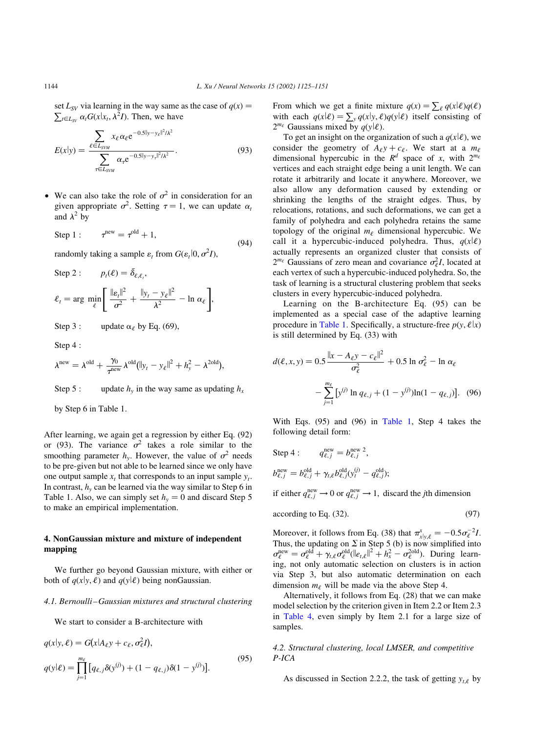set $L_{SV}$ via learning in the way same as the case of $q(x) = \sum_{t \in L_{SV}} \alpha_t G(x|x_t, \lambda^2 I)$. Then, we have

$$E(x|y) = \frac{\sum_{\ell \in L_{SVM}} x_\ell \alpha_\ell e^{-0.5\|y - y_\ell\|^2/\lambda^2}}{\sum_{\tau \in L_{SVM}} \alpha_\tau e^{-0.5\|y - y_\tau\|^2/\lambda^2}}. \tag{93}$$

- We can also take the role of $\sigma^2$ in consideration for an given appropriate $\sigma^2$. Setting $\tau = 1$, we can update $\alpha_t$ and $\lambda^2$ by

$$\text{Step 1 :} \qquad \tau^{\text{new}} = \tau^{\text{old}} + 1, \tag{94}$$

randomly taking a sample $\varepsilon_t$ from $G(\varepsilon_t|0, \sigma^2 I)$,

$$\text{Step 2 :} \qquad p_t(\ell) = \bar{\delta}_{\ell, \ell_t},$$

$$\ell_t = \arg\min_{\ell} \left[ \frac{\|\varepsilon_t\|^2}{\sigma^2} + \frac{\|y_t - y_\ell\|^2}{\lambda^2} - \ln \alpha_\ell \right],$$

Step 3 : update $\alpha_\ell$ by Eq. (69),

Step 4 :

$$\lambda^{\text{new}} = \lambda^{\text{old}} + \frac{\gamma_0}{\tau^{\text{new}}} \lambda^{\text{old}} (\|y_t - y_\ell\|^2 + h_y^2 - \lambda^{2\text{old}}),$$

Step 5 : update $h_y$ in the way same as updating $h_x$ by Step 6 in Table 1.

After learning, we again get a regression by either Eq. (92) or (93). The variance $\sigma^2$ takes a role similar to the smoothing parameter $h_y$. However, the value of $\sigma^2$ needs to be pre-given but not able to be learned since we only have one output sample $x_t$ that corresponds to an input sample $y_t$. In contrast, $h_y$ can be learned via the way similar to Step 6 in Table 1. Also, we can simply set $h_y = 0$ and discard Step 5 to make an empirical implementation.

## 4. NonGaussian mixture and mixture of independent mapping

We further go beyond Gaussian mixture, with either or both of $q(x|y, \ell)$ and $q(y|\ell)$ being nonGaussian.

### 4.1. Bernoulli–Gaussian mixtures and structural clustering

We start to consider a B-architecture with

$$q(x|y, \ell) = G(x|A_\ell y + c_\ell, \sigma_\ell^2 I),$$
$$q(y|\ell) = \prod_{j=1}^{m_\ell} [q_{\ell,j} \delta(y^{(j)}) + (1 - q_{\ell,j}) \delta(1 - y^{(j)})]. \tag{95}$$

From which we get a finite mixture $q(x) = \sum_\ell q(x|\ell) q(\ell)$ with each $q(x|\ell) = \sum_y q(x|y, \ell) q(y|\ell)$ itself consisting of $2^{m_\ell}$ Gaussians mixed by $q(y|\ell)$.

To get an insight on the organization of such a $q(x|\ell)$, we consider the geometry of $A_\ell y + c_\ell$. We start at a $m_\ell$ dimensional hypercubic in the $R^d$ space of $x$, with $2^{m_\ell}$ vertices and each straight edge being a unit length. We can rotate it arbitrarily and locate it anywhere. Moreover, we also allow any deformation caused by extending or shrinking the lengths of the straight edges. Thus, by relocations, rotations, and such deformations, we can get a family of polyhedra and each polyhedra retains the same topology of the original $m_\ell$ dimensional hypercubic. We call it a hypercubic-induced polyhedra. Thus, $q(x|\ell)$ actually represents an organized cluster that consists of $2^{m_\ell}$ Gaussians of zero mean and covariance $\sigma_\ell^2 I$, located at each vertex of such a hypercubic-induced polyhedra. So, the task of learning is a structural clustering problem that seeks clusters in every hypercubic-induced polyhedra.

Learning on the B-architecture Eq. (95) can be implemented as a special case of the adaptive learning procedure in Table 1. Specifically, a structure-free $p(y, \ell|x)$ is still determined by Eq. (33) with

$$d(\ell, x, y) = 0.5 \frac{\|x - A_\ell y - c_\ell\|^2}{\sigma_\ell^2} + 0.5 \ln \sigma_\ell^2 - \ln \alpha_\ell$$
$$- \sum_{j=1}^{m_\ell} [y^{(j)} \ln q_{\ell,j} + (1 - y^{(j)}) \ln(1 - q_{\ell,j})]. \tag{96}$$

With Eqs. (95) and (96) in Table 1, Step 4 takes the following detail form:

$$\text{Step 4 :} \qquad q_{\ell,j}^{\text{new}} = b_{\ell,j}^{\text{new}\,2},$$

$$b_{\ell,j}^{\text{new}} = b_{\ell,j}^{\text{old}} + \gamma_{t,\ell} b_{\ell,j}^{\text{old}} (y_t^{(j)} - q_{\ell,j}^{\text{old}});$$

if either $q_{\ell,j}^{\text{new}} \to 0$ or $q_{\ell,j}^{\text{new}} \to 1$, discard the $j$th dimension according to Eq. (32). (97)

Moreover, it follows from Eq. (38) that $\pi^x_{x|y,\ell} = -0.5 \sigma_\ell^{-2} I$. Thus, the updating on $\Sigma$ in Step 5 (b) is now simplified into $\sigma_\ell^{\text{new}} = \sigma_\ell^{\text{old}} + \gamma_{t,\ell} \sigma_\ell^{\text{old}} (\|e_{t,\ell}\|^2 + h_x^2 - \sigma_\ell^{2\text{old}})$. During learning, not only automatic selection on clusters is in action via Step 3, but also automatic determination on each dimension $m_\ell$ will be made via the above Step 4.

Alternatively, it follows from Eq. (28) that we can make model selection by the criterion given in Item 2.2 or Item 2.3 in Table 4, even simply by Item 2.1 for a large size of samples.

### 4.2. Structural clustering, local LMSER, and competitive P-ICA

As discussed in Section 2.2.2, the task of getting $y_{t,\ell}$ by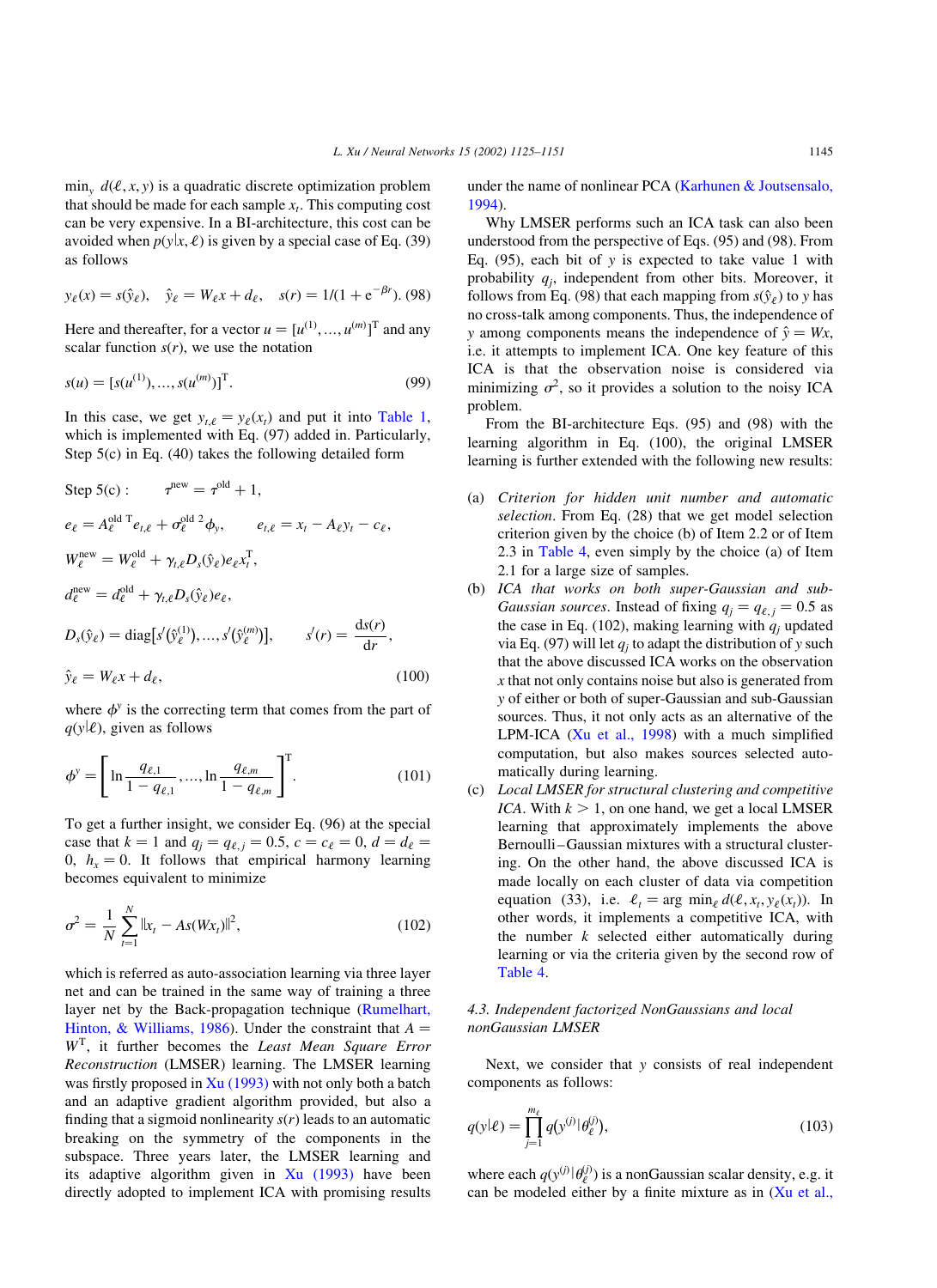$\min_y d(\ell, x, y)$ is a quadratic discrete optimization problem that should be made for each sample $x_t$. This computing cost can be very expensive. In a BI-architecture, this cost can be avoided when $p(y|x, \ell)$ is given by a special case of Eq. (39) as follows

$$y_\ell(x) = s(\hat{y}_\ell), \quad \hat{y}_\ell = W_\ell x + d_\ell, \quad s(r) = 1/(1 + e^{-\beta r}). \tag{98}$$

Here and thereafter, for a vector $u = [u^{(1)}, \ldots, u^{(m)}]^T$ and any scalar function $s(r)$, we use the notation

$$s(u) = [s(u^{(1)}), \ldots, s(u^{(m)})]^T. \tag{99}$$

In this case, we get $y_{t,\ell} = y_\ell(x_t)$ and put it into Table 1, which is implemented with Eq. (97) added in. Particularly, Step 5(c) in Eq. (40) takes the following detailed form

$$\begin{aligned}
&\text{Step 5(c)}: \qquad \tau^{\text{new}} = \tau^{\text{old}} + 1, \\
&e_\ell = A_\ell^{\text{old}\,T} e_{t,\ell} + \sigma_\ell^{\text{old}\,2} \phi_y, \qquad e_{t,\ell} = x_t - A_\ell y_t - c_\ell, \\
&W_\ell^{\text{new}} = W_\ell^{\text{old}} + \gamma_{t,\ell} D_s(\hat{y}_\ell) e_\ell x_t^T, \\
&d_\ell^{\text{new}} = d_\ell^{\text{old}} + \gamma_{t,\ell} D_s(\hat{y}_\ell) e_\ell, \\
&D_s(\hat{y}_\ell) = \text{diag}[s'(\hat{y}_\ell^{(1)}), \ldots, s'(\hat{y}_\ell^{(m)})], \qquad s'(r) = \frac{ds(r)}{dr}, \\
&\hat{y}_\ell = W_\ell x + d_\ell,
\end{aligned} \tag{100}$$

where $\phi^y$ is the correcting term that comes from the part of $q(y|\ell)$, given as follows

$$\phi^y = \left[ \ln \frac{q_{\ell,1}}{1 - q_{\ell,1}}, \ldots, \ln \frac{q_{\ell,m}}{1 - q_{\ell,m}} \right]^T. \tag{101}$$

To get a further insight, we consider Eq. (96) at the special case that $k = 1$ and $q_j = q_{\ell,j} = 0.5$, $c = c_\ell = 0$, $d = d_\ell = 0$, $h_x = 0$. It follows that empirical harmony learning becomes equivalent to minimize

$$\sigma^2 = \frac{1}{N} \sum_{t=1}^{N} \| x_t - A s(W x_t) \|^2, \tag{102}$$

which is referred as auto-association learning via three layer net and can be trained in the same way of training a three layer net by the Back-propagation technique (Rumelhart, Hinton, & Williams, 1986). Under the constraint that $A = W^T$, it further becomes the *Least Mean Square Error Reconstruction* (LMSER) learning. The LMSER learning was firstly proposed in Xu (1993) with not only both a batch and an adaptive gradient algorithm provided, but also a finding that a sigmoid nonlinearity $s(r)$ leads to an automatic breaking on the symmetry of the components in the subspace. Three years later, the LMSER learning and its adaptive algorithm given in Xu (1993) have been directly adopted to implement ICA with promising results under the name of nonlinear PCA (Karhunen & Joutsensalo, 1994).

Why LMSER performs such an ICA task can also been understood from the perspective of Eqs. (95) and (98). From Eq. (95), each bit of $y$ is expected to take value 1 with probability $q_j$, independent from other bits. Moreover, it follows from Eq. (98) that each mapping from $s(\hat{y}_\ell)$ to $y$ has no cross-talk among components. Thus, the independence of $y$ among components means the independence of $\hat{y} = Wx$, i.e. it attempts to implement ICA. One key feature of this ICA is that the observation noise is considered via minimizing $\sigma^2$, so it provides a solution to the noisy ICA problem.

From the BI-architecture Eqs. (95) and (98) with the learning algorithm in Eq. (100), the original LMSER learning is further extended with the following new results:

(a) *Criterion for hidden unit number and automatic selection*. From Eq. (28) that we get model selection criterion given by the choice (b) of Item 2.2 or of Item 2.3 in Table 4, even simply by the choice (a) of Item 2.1 for a large size of samples.

(b) *ICA that works on both super-Gaussian and sub-Gaussian sources*. Instead of fixing $q_j = q_{\ell,j} = 0.5$ as the case in Eq. (102), making learning with $q_j$ updated via Eq. (97) will let $q_j$ to adapt the distribution of $y$ such that the above discussed ICA works on the observation $x$ that not only contains noise but also is generated from $y$ of either or both of super-Gaussian and sub-Gaussian sources. Thus, it not only acts as an alternative of the LPM-ICA (Xu et al., 1998) with a much simplified computation, but also makes sources selected automatically during learning.

(c) *Local LMSER for structural clustering and competitive ICA*. With $k > 1$, on one hand, we get a local LMSER learning that approximately implements the above Bernoulli–Gaussian mixtures with a structural clustering. On the other hand, the above discussed ICA is made locally on each cluster of data via competition equation (33), i.e. $\ell_t = \arg\min_\ell d(\ell, x_t, y_\ell(x_t))$. In other words, it implements a competitive ICA, with the number $k$ selected either automatically during learning or via the criteria given by the second row of Table 4.

### 4.3. Independent factorized NonGaussians and local nonGaussian LMSER

Next, we consider that $y$ consists of real independent components as follows:

$$q(y|\ell) = \prod_{j=1}^{m_\ell} q(y^{(j)}|\theta_\ell^{(j)}), \tag{103}$$

where each $q(y^{(j)}|\theta_\ell^{(j)})$ is a nonGaussian scalar density, e.g. it can be modeled either by a finite mixture as in (Xu et al.,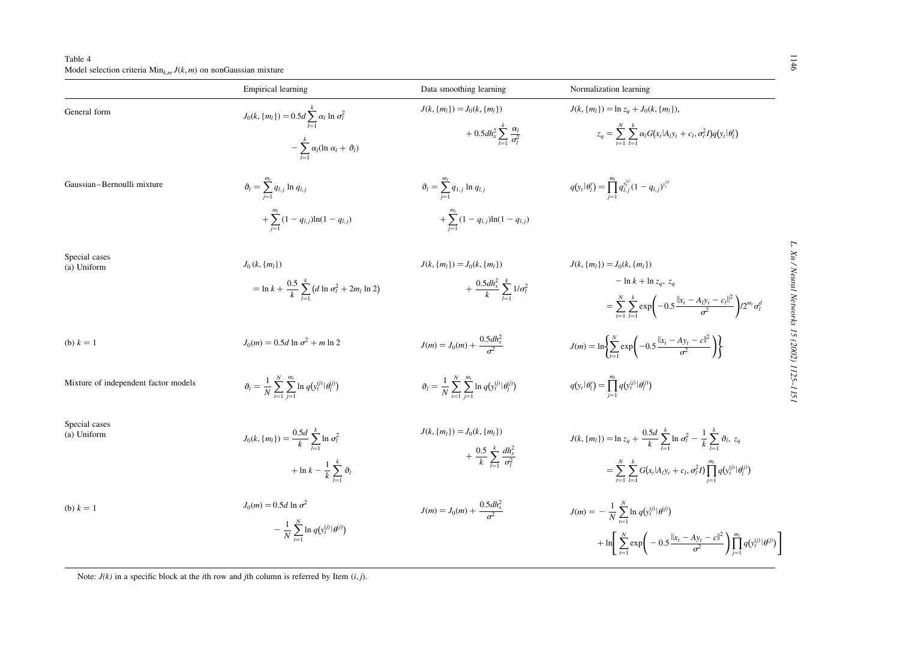Table 4
Model selection criteria $\mathrm{Min}_{k,m} J(k,m)$ on nonGaussian mixture

| | Empirical learning | Data smoothing learning | Normalization learning |
|---|---|---|---|
| General form | $J_0(k,\{m_l\}) = 0.5d\sum_{l=1}^{k}\alpha_l \ln \sigma_l^2 - \sum_{l=1}^{k}\alpha_l(\ln \alpha_l + \vartheta_l)$ | $J(k,\{m_l\}) = J_0(k,\{m_l\}) + 0.5dh_x^2 \sum_{l=1}^{k} \frac{\alpha_l}{\sigma_l^2}$ | $J(k,\{m_l\}) = \ln z_q + J_0(k,\{m_l\})$, $z_q = \sum_{t=1}^{N}\sum_{l=1}^{k}\alpha_l G(x_t\|A_l y_t + c_l, \sigma_l^2 I) q(y_t\|\theta_l^y)$ |
| Gaussian–Bernoulli mixture | $\vartheta_l = \sum_{j=1}^{m_l} q_{l,j}\ln q_{l,j} + \sum_{j=1}^{m_l}(1-q_{l,j})\ln(1-q_{l,j})$ | $\vartheta_l = \sum_{j=1}^{m_l} q_{1,j}\ln q_{l,j} + \sum_{j=1}^{m_l}(1-q_{l,j})\ln(1-q_{l,j})$ | $q(y_t\|\theta_l^y) = \prod_{j=1}^{m_l} q_{l,j}^{y_t^{(j)}}(1-q_{l,j})^{y_t^{(j)}}$ |
| Special cases (a) Uniform | $J_0(k,\{m_l\}) = \ln k + \frac{0.5}{k}\sum_{l=1}^{k}(d\ln\sigma_l^2 + 2m_l \ln 2)$ | $J(k,\{m_l\}) = J_0(k,\{m_l\}) + \frac{0.5dh_x^2}{k}\sum_{l=1}^{k} 1/\sigma_l^2$ | $J(k,\{m_l\}) = J_0(k,\{m_l\}) - \ln k + \ln z_q$, $z_q = \sum_{t=1}^{N}\sum_{l=1}^{k}\exp\left(-0.5\frac{\\|x_t - A_l y_t - c_l\\|^2}{\sigma^2}\right)/2^{m_l}\sigma_l^d$ |
| (b) $k=1$ | $J_0(m) = 0.5d\ln\sigma^2 + m\ln 2$ | $J(m) = J_0(m) + \frac{0.5dh_x^2}{\sigma^2}$ | $J(m) = \ln\left\{\sum_{t=1}^{N}\exp\left(-0.5\frac{\\|x_t - Ay_t - c\\|^2}{\sigma^2}\right)\right\}$ |
| Mixture of independent factor models | $\vartheta_l = \frac{1}{N}\sum_{t=1}^{N}\sum_{j=1}^{m_l}\ln q(y_t^{(j)}\|\theta_l^{(j)})$ | $\vartheta_l = \frac{1}{N}\sum_{t=1}^{N}\sum_{j=1}^{m_l}\ln q(y_t^{(j)}\|\theta_l^{(j)})$ | $q(y_t\|\theta_l^y) = \prod_{j=1}^{m_l} q(y_t^{(j)}\|\theta_l^{(j)})$ |
| Special cases (a) Uniform | $J_0(k,\{m_l\}) = \frac{0.5d}{k}\sum_{l=1}^{k}\ln\sigma_l^2 + \ln k - \frac{1}{k}\sum_{l=1}^{k}\vartheta_l$ | $J(k,\{m_l\}) = J_0(k,\{m_l\}) + \frac{0.5}{k}\sum_{l=1}^{k}\frac{dh_x^2}{\sigma_l^2}$ | $J(k,\{m_l\}) = \ln z_q + \frac{0.5d}{k}\sum_{l=1}^{k}\ln\sigma_l^2 - \frac{1}{k}\sum_{l=1}^{k}\vartheta_l$, $z_q = \sum_{t=1}^{N}\sum_{l=1}^{k} G(x_t\|A_l y_t + c_l, \sigma_l^2 I)\prod_{j=1}^{m_l} q(y_t^{(j)}\|\theta_l^{(j)})$ |
| (b) $k=1$ | $J_0(m) = 0.5d\ln\sigma^2 - \frac{1}{N}\sum_{t=1}^{N}\ln q(y_t^{(j)}\|\theta^{(j)})$ | $J(m) = J_0(m) + \frac{0.5dh_x^2}{\sigma^2}$ | $J(m) = -\frac{1}{N}\sum_{t=1}^{N}\ln q(y_t^{(j)}\|\theta^{(j)}) + \ln\left[\sum_{t=1}^{N}\exp\left(-0.5\frac{\\|x_t - Ay_t - c\\|^2}{\sigma^2}\right)\prod_{j=1}^{m_l} q(y_t^{(j)}\|\theta^{(j)})\right]$ |

Note: $J(k)$ in a specific block at the $i$th row and $j$th column is referred by Item $(i,j)$.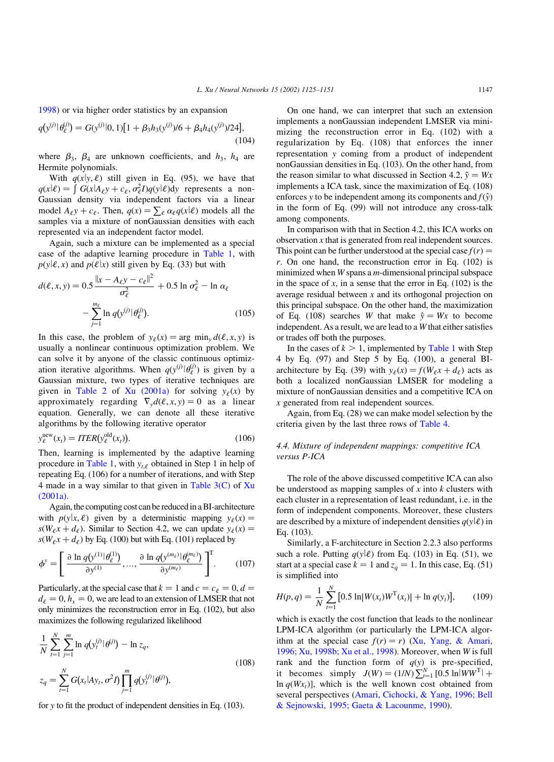1998) or via higher order statistics by an expansion

$$q(y^{(j)}|\theta_\ell^{(j)}) = G(y^{(j)}|0,1)[1 + \beta_3 h_3(y^{(j)})/6 + \beta_4 h_4(y^{(j)})/24], \tag{104}$$

where $\beta_3$, $\beta_4$ are unknown coefficients, and $h_3$, $h_4$ are Hermite polynomials.

With $q(x|y,\ell)$ still given in Eq. (95), we have that $q(x|\ell) = \int G(x|A_\ell y + c_\ell, \sigma_\ell^2 I) q(y|\ell) \mathrm{d}y$ represents a nonGaussian density via independent factors via a linear model $A_\ell y + c_\ell$. Then, $q(x) = \sum_\ell \alpha_\ell q(x|\ell)$ models all the samples via a mixture of nonGaussian densities with each represented via an independent factor model.

Again, such a mixture can be implemented as a special case of the adaptive learning procedure in Table 1, with $p(y|\ell,x)$ and $p(\ell|x)$ still given by Eq. (33) but with

$$d(\ell,x,y) = 0.5\frac{\|x - A_\ell y - c_\ell\|^2}{\sigma_\ell^2} + 0.5 \ln \sigma_\ell^2 - \ln \alpha_\ell - \sum_{j=1}^{m_\ell} \ln q(y^{(j)}|\theta_\ell^{(j)}). \tag{105}$$

In this case, the problem of $y_\ell(x) = \arg\min_y d(\ell,x,y)$ is usually a nonlinear continuous optimization problem. We can solve it by anyone of the classic continuous optimization iterative algorithms. When $q(y^{(j)}|\theta_\ell^{(j)})$ is given by a Gaussian mixture, two types of iterative techniques are given in Table 2 of Xu (2001a) for solving $y_\ell(x)$ by approximately regarding $\nabla_y d(\ell,x,y) = 0$ as a linear equation. Generally, we can denote all these iterative algorithms by the following iterative operator

$$y_\ell^{\mathrm{new}}(x_t) = ITER(y_\ell^{\mathrm{old}}(x_t)). \tag{106}$$

Then, learning is implemented by the adaptive learning procedure in Table 1, with $y_{t,\ell}$ obtained in Step 1 in help of repeating Eq. (106) for a number of iterations, and with Step 4 made in a way similar to that given in Table 3(C) of Xu (2001a).

Again, the computing cost can be reduced in a BI-architecture with $p(y|x,\ell)$ given by a deterministic mapping $y_\ell(x) = s(W_\ell x + d_\ell)$. Similar to Section 4.2, we can update $y_\ell(x) = s(W_\ell x + d_\ell)$ by Eq. (100) but with Eq. (101) replaced by

$$\phi^y = \left[ \frac{\partial \ln q(y^{(1)}|\theta_\ell^{(1)})}{\partial y^{(1)}}, \ldots, \frac{\partial \ln q(y^{(m_\ell)}|\theta_\ell^{(m_\ell)})}{\partial y^{(m_\ell)}} \right]^{\mathrm{T}}. \tag{107}$$

Particularly, at the special case that $k = 1$ and $c = c_\ell = 0, d = d_\ell = 0, h_x = 0$, we are lead to an extension of LMSER that not only minimizes the reconstruction error in Eq. (102), but also maximizes the following regularized likelihood

$$\frac{1}{N}\sum_{t=1}^{N}\sum_{j=1}^{m} \ln q(y_t^{(j)}|\theta^{(j)}) - \ln z_q,$$
$$z_q = \sum_{t=1}^{N} G(x_t|Ay_t, \sigma^2 I)\prod_{j=1}^{m} q(y_t^{(j)}|\theta^{(j)}), \tag{108}$$

for $y$ to fit the product of independent densities in Eq. (103).

On one hand, we can interpret that such an extension implements a nonGaussian independent LMSER via minimizing the reconstruction error in Eq. (102) with a regularization by Eq. (108) that enforces the inner representation $y$ coming from a product of independent nonGaussian densities in Eq. (103). On the other hand, from the reason similar to what discussed in Section 4.2, $\hat{y} = Wx$ implements a ICA task, since the maximization of Eq. (108) enforces $y$ to be independent among its components and $f(\hat{y})$ in the form of Eq. (99) will not introduce any cross-talk among components.

In comparison with that in Section 4.2, this ICA works on observation $x$ that is generated from real independent sources. This point can be further understood at the special case $f(r) = r$. On one hand, the reconstruction error in Eq. (102) is minimized when $W$ spans a $m$-dimensional principal subspace in the space of $x$, in a sense that the error in Eq. (102) is the average residual between $x$ and its orthogonal projection on this principal subspace. On the other hand, the maximization of Eq. (108) forces $W$ that make $\hat{y} = Wx$ to become independent. As a result, we are lead to a $W$ that either satisfies or trades off both the purposes.

In the cases of $k > 1$, implemented by Table 1 with Step 4 by Eq. (97) and Step 5 by Eq. (100), a general BI-architecture by Eq. (39) with $y_\ell(x) = f(W_\ell x + d_\ell)$ acts as both a localized nonGaussian LMSER for modeling a mixture of nonGaussian densities and a competitive ICA on $x$ generated from real independent sources.

Again, from Eq. (28) we can make model selection by the criteria given by the last three rows of Table 4.

### 4.4. Mixture of independent mappings: competitive ICA versus P-ICA

The role of the above discussed competitive ICA can also be understood as mapping samples of $x$ into $k$ clusters with each cluster in a representation of least redundant, i.e. in the form of independent components. Moreover, these clusters are described by a mixture of independent densities $q(y|\ell)$ in Eq. (103).

Similarly, a F-architecture in Section 2.2.3 also performs such a role. Putting $q(y|\ell)$ from Eq. (103) in Eq. (51), we start at a special case $k = 1$ and $z_q = 1$. In this case, Eq. (51) is simplified into

$$H(p,q) = \frac{1}{N}\sum_{t=1}^{N}[0.5 \ln|W(x_t)W^{\mathrm{T}}(x_t)| + \ln q(y_t)], \tag{109}$$

which is exactly the cost function that leads to the nonlinear LPM-ICA algorithm (or particularly the LPM-ICA algorithm at the special case $f(r) = r$) (Xu, Yang, & Amari, 1996; Xu, 1998b; Xu et al., 1998). Moreover, when $W$ is full rank and the function form of $q(y)$ is pre-specified, it becomes simply $J(W) = (1/N)\sum_{t=1}^{N}[0.5 \ln|WW^{\mathrm{T}}| + \ln q(Wx_t)]$, which is the well known cost obtained from several perspectives (Amari, Cichocki, & Yang, 1996; Bell & Sejnowski, 1995; Gaeta & Lacounme, 1990).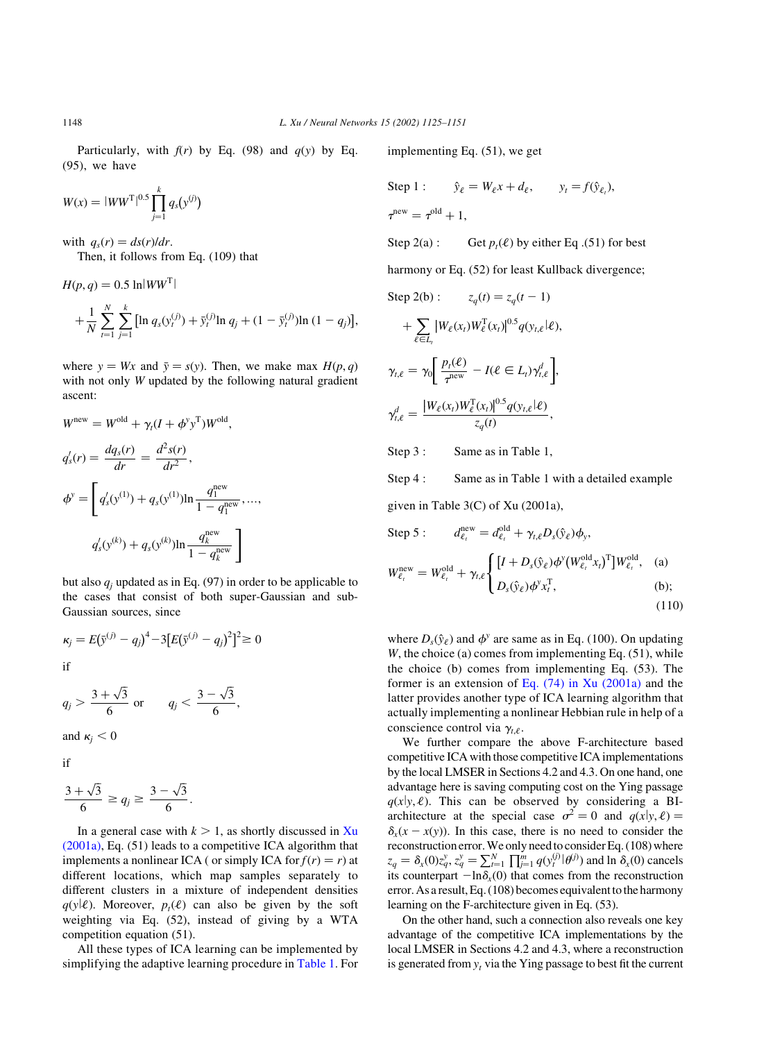Particularly, with $f(r)$ by Eq. (98) and $q(y)$ by Eq. (95), we have

$$W(x) = |WW^{\mathrm{T}}|^{0.5} \prod_{j=1}^{k} q_s(y^{(j)})$$

with $q_s(r) = ds(r)/dr$.

Then, it follows from Eq. (109) that

$$H(p,q) = 0.5 \ln|WW^{\mathrm{T}}| + \frac{1}{N}\sum_{t=1}^{N}\sum_{j=1}^{k}[\ln q_s(y_t^{(j)}) + \bar{y}_t^{(j)} \ln q_j + (1-\bar{y}_t^{(j)})\ln(1-q_j)],$$

where $y = Wx$ and $\bar{y} = s(y)$. Then, we make max $H(p,q)$ with not only $W$ updated by the following natural gradient ascent:

$$W^{\mathrm{new}} = W^{\mathrm{old}} + \gamma_t(I + \phi^y y^{\mathrm{T}})W^{\mathrm{old}},$$

$$q_s'(r) = \frac{dq_s(r)}{dr} = \frac{d^2 s(r)}{dr^2},$$

$$\phi^y = \left[ q_s'(y^{(1)}) + q_s(y^{(1)}) \ln \frac{q_1^{\mathrm{new}}}{1-q_1^{\mathrm{new}}}, \ldots, q_s'(y^{(k)}) + q_s(y^{(k)}) \ln \frac{q_k^{\mathrm{new}}}{1-q_k^{\mathrm{new}}} \right]$$

but also $q_j$ updated as in Eq. (97) in order to be applicable to the cases that consist of both super-Gaussian and sub-Gaussian sources, since

$$\kappa_j = E(\bar{y}^{(j)} - q_j)^4 - 3[E(\bar{y}^{(j)} - q_j)^2]^2 \geq 0$$

if

$$q_j > \frac{3+\sqrt{3}}{6} \quad \text{or} \quad q_j < \frac{3-\sqrt{3}}{6},$$

and $\kappa_j < 0$

if

$$\frac{3+\sqrt{3}}{6} \geq q_j \geq \frac{3-\sqrt{3}}{6}.$$

In a general case with $k > 1$, as shortly discussed in Xu (2001a), Eq. (51) leads to a competitive ICA algorithm that implements a nonlinear ICA ( or simply ICA for $f(r) = r$) at different locations, which map samples separately to different clusters in a mixture of independent densities $q(y|\ell)$. Moreover, $p_t(\ell)$ can also be given by the soft weighting via Eq. (52), instead of giving by a WTA competition equation (51).

All these types of ICA learning can be implemented by simplifying the adaptive learning procedure in Table 1. For implementing Eq. (51), we get

Step 1 : $\quad \hat{y}_\ell = W_\ell x + d_\ell, \qquad y_t = f(\hat{y}_{\ell_t}),$

$\tau^{\mathrm{new}} = \tau^{\mathrm{old}} + 1,$

Step 2(a) : $\quad$ Get $p_t(\ell)$ by either Eq .(51) for best harmony or Eq. (52) for least Kullback divergence;

Step 2(b) : $\quad z_q(t) = z_q(t-1) + \sum_{\ell \in L_t} |W_\ell(x_t) W_\ell^{\mathrm{T}}(x_t)|^{0.5} q(y_{t,\ell}|\ell),$

$$\gamma_{t,\ell} = \gamma_0 \left[ \frac{p_t(\ell)}{\tau^{\mathrm{new}}} - I(\ell \in L_t)\gamma_{t,\ell}^d \right],$$

$$\gamma_{t,\ell}^d = \frac{|W_\ell(x_t) W_\ell^{\mathrm{T}}(x_t)|^{0.5} q(y_{t,\ell}|\ell)}{z_q(t)},$$

Step 3 : $\quad$ Same as in Table 1,

Step 4 : $\quad$ Same as in Table 1 with a detailed example given in Table 3(C) of Xu (2001a),

Step 5 : $\quad d_{\ell_t}^{\mathrm{new}} = d_{\ell_t}^{\mathrm{old}} + \gamma_{t,\ell} D_s(\hat{y}_\ell)\phi_y,$

$$W_{\ell_t}^{\mathrm{new}} = W_{\ell_t}^{\mathrm{old}} + \gamma_{t,\ell} \begin{cases} [I + D_s(\hat{y}_\ell)\phi^y (W_{\ell_t}^{\mathrm{old}} x_t)^{\mathrm{T}}] W_{\ell_t}^{\mathrm{old}}, & \text{(a)} \\ D_s(\hat{y}_\ell)\phi^y x_t^{\mathrm{T}}, & \text{(b);} \end{cases} \tag{110}$$

where $D_s(\hat{y}_\ell)$ and $\phi^y$ are same as in Eq. (100). On updating $W$, the choice (a) comes from implementing Eq. (51), while the choice (b) comes from implementing Eq. (53). The former is an extension of Eq. (74) in Xu (2001a) and the latter provides another type of ICA learning algorithm that actually implementing a nonlinear Hebbian rule in help of a conscience control via $\gamma_{t,\ell}$.

We further compare the above F-architecture based competitive ICA with those competitive ICA implementations by the local LMSER in Sections 4.2 and 4.3. On one hand, one advantage here is saving computing cost on the Ying passage $q(x|y,\ell)$. This can be observed by considering a BI-architecture at the special case $\sigma^2 = 0$ and $q(x|y,\ell) = \delta_x(x - x(y))$. In this case, there is no need to consider the reconstruction error. We only need to consider Eq. (108) where $z_q = \delta_x(0) z_q^y$, $z_q^y = \sum_{t=1}^{N} \prod_{j=1}^{m} q(y_t^{(j)}|\theta^{(j)})$ and $\ln \delta_x(0)$ cancels its counterpart $-\ln \delta_x(0)$ that comes from the reconstruction error. As a result, Eq. (108) becomes equivalent to the harmony learning on the F-architecture given in Eq. (53).

On the other hand, such a connection also reveals one key advantage of the competitive ICA implementations by the local LMSER in Sections 4.2 and 4.3, where a reconstruction is generated from $y_t$ via the Ying passage to best fit the current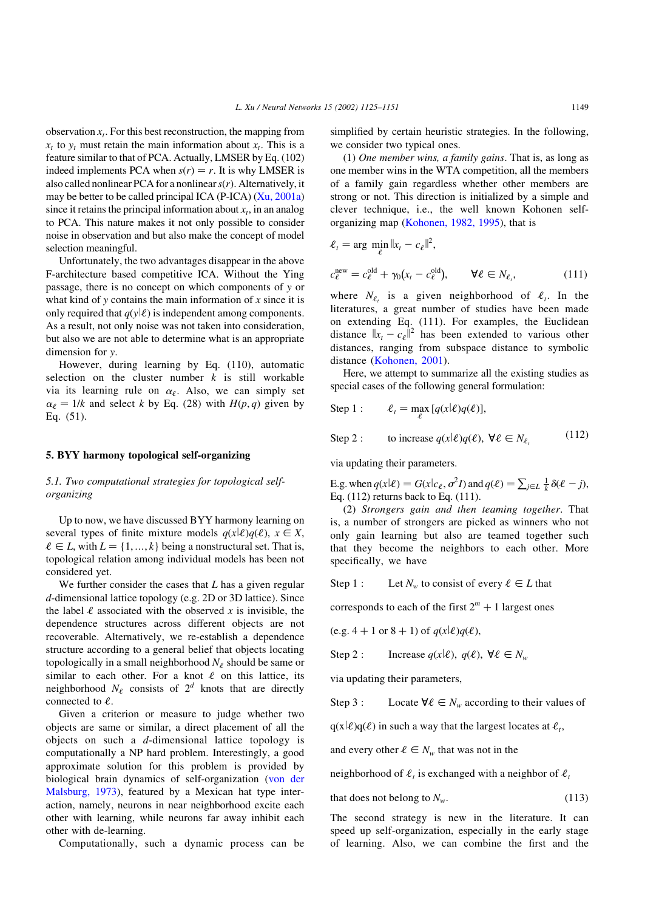observation $x_t$. For this best reconstruction, the mapping from $x_t$ to $y_t$ must retain the main information about $x_t$. This is a feature similar to that of PCA. Actually, LMSER by Eq. (102) indeed implements PCA when $s(r) = r$. It is why LMSER is also called nonlinear PCA for a nonlinear $s(r)$. Alternatively, it may be better to be called principal ICA (P-ICA) (Xu, 2001a) since it retains the principal information about $x_t$, in an analog to PCA. This nature makes it not only possible to consider noise in observation and but also make the concept of model selection meaningful.

Unfortunately, the two advantages disappear in the above F-architecture based competitive ICA. Without the Ying passage, there is no concept on which components of $y$ or what kind of $y$ contains the main information of $x$ since it is only required that $q(y|\ell)$ is independent among components. As a result, not only noise was not taken into consideration, but also we are not able to determine what is an appropriate dimension for $y$.

However, during learning by Eq. (110), automatic selection on the cluster number $k$ is still workable via its learning rule on $\alpha_\ell$. Also, we can simply set $\alpha_\ell = 1/k$ and select $k$ by Eq. (28) with $H(p,q)$ given by Eq. (51).

## 5. BYY harmony topological self-organizing

### 5.1. Two computational strategies for topological self-organizing

Up to now, we have discussed BYY harmony learning on several types of finite mixture models $q(x|\ell)q(\ell)$, $x \in X$, $\ell \in L$, with $L = \{1, \ldots, k\}$ being a nonstructural set. That is, topological relation among individual models has not been considered yet.

We further consider the cases that $L$ has a given regular $d$-dimensional lattice topology (e.g. 2D or 3D lattice). Since the label $\ell$ associated with the observed $x$ is invisible, the dependence structures across different objects are not recoverable. Alternatively, we re-establish a dependence structure according to a general belief that objects locating topologically in a small neighborhood $N_\ell$ should be same or similar to each other. For a knot $\ell$ on this lattice, its neighborhood $N_\ell$ consists of $2^d$ knots that are directly connected to $\ell$.

Given a criterion or measure to judge whether two objects are same or similar, a direct placement of all the objects on such a $d$-dimensional lattice topology is computationally a NP hard problem. Interestingly, a good approximate solution for this problem is provided by biological brain dynamics of self-organization (von der Malsburg, 1973), featured by a Mexican hat type interaction, namely, neurons in near neighborhood excite each other with learning, while neurons far away inhibit each other with de-learning.

Computationally, such a dynamic process can be simplified by certain heuristic strategies. In the following, we consider two typical ones.

(1) *One member wins, a family gains*. That is, as long as one member wins in the WTA competition, all the members of a family gain regardless whether other members are strong or not. This direction is initialized by a simple and clever technique, i.e., the well known Kohonen self-organizing map (Kohonen, 1982, 1995), that is

$$\ell_t = \arg\min_{\ell} \|x_t - c_\ell\|^2,$$

$$c_\ell^{\text{new}} = c_\ell^{\text{old}} + \gamma_0 (x_t - c_\ell^{\text{old}}), \qquad \forall \ell \in N_{\ell_t}, \tag{111}$$

where $N_{\ell_t}$ is a given neighborhood of $\ell_t$. In the literatures, a great number of studies have been made on extending Eq. (111). For examples, the Euclidean distance $\|x_t - c_\ell\|^2$ has been extended to various other distances, ranging from subspace distance to symbolic distance (Kohonen, 2001).

Here, we attempt to summarize all the existing studies as special cases of the following general formulation:

$$\text{Step 1}: \quad \ell_t = \max_{\ell} [q(x|\ell)q(\ell)],$$

$$\text{Step 2}: \quad \text{to increase } q(x|\ell)q(\ell), \ \forall \ell \in N_{\ell_t} \tag{112}$$

via updating their parameters.

E.g. when $q(x|\ell) = G(x|c_\ell, \sigma^2 I)$ and $q(\ell) = \sum_{j \in L} \frac{1}{k} \delta(\ell - j)$, Eq. (112) returns back to Eq. (111).

(2) *Strongers gain and then teaming together*. That is, a number of strongers are picked as winners who not only gain learning but also are teamed together such that they become the neighbors to each other. More specifically, we have

Step 1 : Let $N_w$ to consist of every $\ell \in L$ that corresponds to each of the first $2^m + 1$ largest ones (e.g. $4+1$ or $8+1$) of $q(x|\ell)q(\ell)$,

Step 2 : Increase $q(x|\ell)$, $q(\ell)$, $\forall \ell \in N_w$ via updating their parameters,

Step 3 : Locate $\forall \ell \in N_w$ according to their values of $q(x|\ell)q(\ell)$ in such a way that the largest locates at $\ell_t$, and every other $\ell \in N_w$ that was not in the neighborhood of $\ell_t$ is exchanged with a neighbor of $\ell_t$ that does not belong to $N_w$. (113)

The second strategy is new in the literature. It can speed up self-organization, especially in the early stage of learning. Also, we can combine the first and the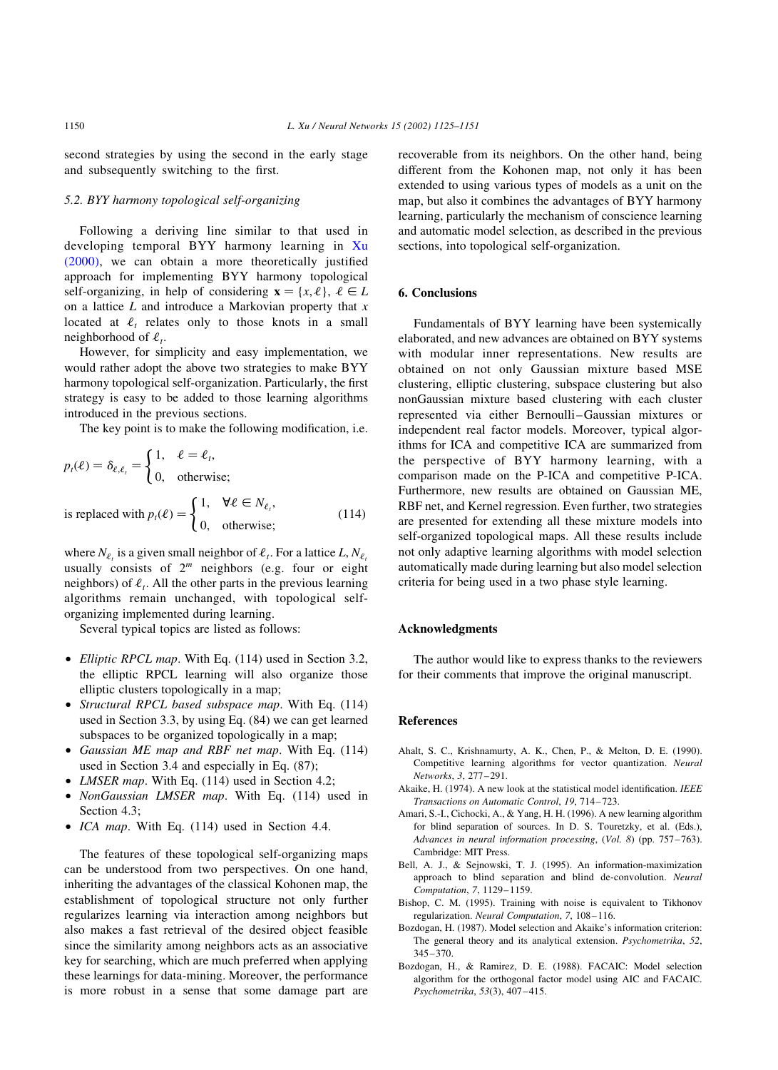second strategies by using the second in the early stage and subsequently switching to the first.

### 5.2. BYY harmony topological self-organizing

Following a deriving line similar to that used in developing temporal BYY harmony learning in Xu (2000), we can obtain a more theoretically justified approach for implementing BYY harmony topological self-organizing, in help of considering $\mathbf{x} = \{x, \ell\}$, $\ell \in L$ on a lattice $L$ and introduce a Markovian property that $x$ located at $\ell_t$ relates only to those knots in a small neighborhood of $\ell_t$.

However, for simplicity and easy implementation, we would rather adopt the above two strategies to make BYY harmony topological self-organization. Particularly, the first strategy is easy to be added to those learning algorithms introduced in the previous sections.

The key point is to make the following modification, i.e.

$$p_t(\ell) = \delta_{\ell,\ell_t} = \begin{cases} 1, & \ell = \ell_t, \\ 0, & \text{otherwise;} \end{cases}$$

$$\text{is replaced with } p_t(\ell) = \begin{cases} 1, & \forall \ell \in N_{\ell_t}, \\ 0, & \text{otherwise;} \end{cases} \tag{114}$$

where $N_{\ell_t}$ is a given small neighbor of $\ell_t$. For a lattice $L$, $N_{\ell_t}$ usually consists of $2^m$ neighbors (e.g. four or eight neighbors) of $\ell_t$. All the other parts in the previous learning algorithms remain unchanged, with topological self-organizing implemented during learning.

Several typical topics are listed as follows:

- *Elliptic RPCL map*. With Eq. (114) used in Section 3.2, the elliptic RPCL learning will also organize those elliptic clusters topologically in a map;
- *Structural RPCL based subspace map*. With Eq. (114) used in Section 3.3, by using Eq. (84) we can get learned subspaces to be organized topologically in a map;
- *Gaussian ME map and RBF net map*. With Eq. (114) used in Section 3.4 and especially in Eq. (87);
- *LMSER map*. With Eq. (114) used in Section 4.2;
- *NonGaussian LMSER map*. With Eq. (114) used in Section 4.3;
- *ICA map*. With Eq. (114) used in Section 4.4.

The features of these topological self-organizing maps can be understood from two perspectives. On one hand, inheriting the advantages of the classical Kohonen map, the establishment of topological structure not only further regularizes learning via interaction among neighbors but also makes a fast retrieval of the desired object feasible since the similarity among neighbors acts as an associative key for searching, which are much preferred when applying these learnings for data-mining. Moreover, the performance is more robust in a sense that some damage part are recoverable from its neighbors. On the other hand, being different from the Kohonen map, not only it has been extended to using various types of models as a unit on the map, but also it combines the advantages of BYY harmony learning, particularly the mechanism of conscience learning and automatic model selection, as described in the previous sections, into topological self-organization.

## 6. Conclusions

Fundamentals of BYY learning have been systemically elaborated, and new advances are obtained on BYY systems with modular inner representations. New results are obtained on not only Gaussian mixture based MSE clustering, elliptic clustering, subspace clustering but also nonGaussian mixture based clustering with each cluster represented via either Bernoulli–Gaussian mixtures or independent real factor models. Moreover, typical algorithms for ICA and competitive ICA are summarized from the perspective of BYY harmony learning, with a comparison made on the P-ICA and competitive P-ICA. Furthermore, new results are obtained on Gaussian ME, RBF net, and Kernel regression. Even further, two strategies are presented for extending all these mixture models into self-organized topological maps. All these results include not only adaptive learning algorithms with model selection automatically made during learning but also model selection criteria for being used in a two phase style learning.

## Acknowledgments

The author would like to express thanks to the reviewers for their comments that improve the original manuscript.

## References

Ahalt, S. C., Krishnamurty, A. K., Chen, P., & Melton, D. E. (1990). Competitive learning algorithms for vector quantization. *Neural Networks*, *3*, 277–291.

Akaike, H. (1974). A new look at the statistical model identification. *IEEE Transactions on Automatic Control*, *19*, 714–723.

Amari, S.-I., Cichocki, A., & Yang, H. H. (1996). A new learning algorithm for blind separation of sources. In D. S. Touretzky, et al. (Eds.), *Advances in neural information processing*, (*Vol. 8*) (pp. 757–763). Cambridge: MIT Press.

Bell, A. J., & Sejnowski, T. J. (1995). An information-maximization approach to blind separation and blind de-convolution. *Neural Computation*, *7*, 1129–1159.

Bishop, C. M. (1995). Training with noise is equivalent to Tikhonov regularization. *Neural Computation*, *7*, 108–116.

Bozdogan, H. (1987). Model selection and Akaike's information criterion: The general theory and its analytical extension. *Psychometrika*, *52*, 345–370.

Bozdogan, H., & Ramirez, D. E. (1988). FACAIC: Model selection algorithm for the orthogonal factor model using AIC and FACAIC. *Psychometrika*, *53*(3), 407–415.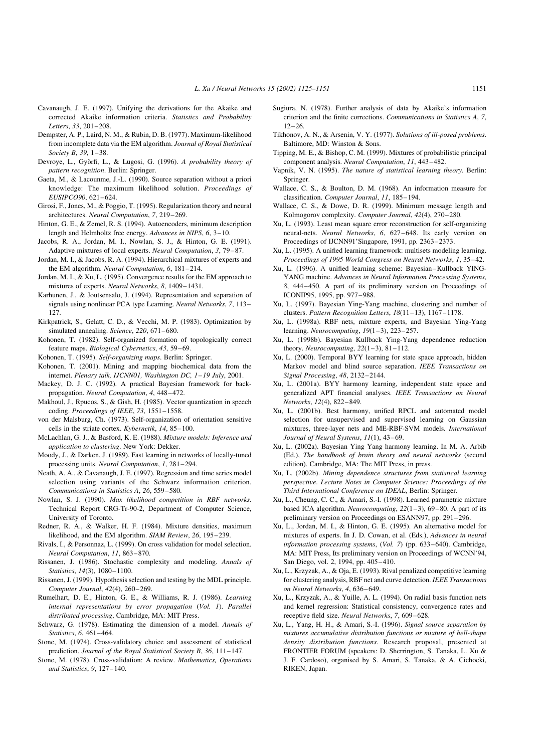Cavanaugh, J. E. (1997). Unifying the derivations for the Akaike and corrected Akaike information criteria. *Statistics and Probability Letters*, *33*, 201–208.

Dempster, A. P., Laird, N. M., & Rubin, D. B. (1977). Maximum-likelihood from incomplete data via the EM algorithm. *Journal of Royal Statistical Society B*, *39*, 1–38.

Devroye, L., Györfi, L., & Lugosi, G. (1996). *A probability theory of pattern recognition*. Berlin: Springer.

Gaeta, M., & Lacounme, J.-L. (1990). Source separation without a priori knowledge: The maximum likelihood solution. *Proceedings of EUSIPCO90*, 621–624.

Girosi, F., Jones, M., & Poggio, T. (1995). Regularization theory and neural architectures. *Neural Computation*, *7*, 219–269.

Hinton, G. E., & Zemel, R. S. (1994). Autoencoders, minimum description length and Helmholtz free energy. *Advances in NIPS*, *6*, 3–10.

Jacobs, R. A., Jordan, M. I., Nowlan, S. J., & Hinton, G. E. (1991). Adaptive mixtures of local experts. *Neural Computation*, *3*, 79–87.

Jordan, M. I., & Jacobs, R. A. (1994). Hierarchical mixtures of experts and the EM algorithm. *Neural Computation*, *6*, 181–214.

Jordan, M. I., & Xu, L. (1995). Convergence results for the EM approach to mixtures of experts. *Neural Networks*, *8*, 1409–1431.

Karhunen, J., & Joutsensalo, J. (1994). Representation and separation of signals using nonlinear PCA type Learning. *Neural Networks*, *7*, 113–127.

Kirkpatrick, S., Gelatt, C. D., & Vecchi, M. P. (1983). Optimization by simulated annealing. *Science*, *220*, 671–680.

Kohonen, T. (1982). Self-organized formation of topologically correct feature maps. *Biological Cybernetics*, *43*, 59–69.

Kohonen, T. (1995). *Self-organizing maps*. Berlin: Springer.

Kohonen, T. (2001). Mining and mapping biochemical data from the internet. *Plenary talk, IJCNN01, Washington DC, 1–19 July*, 2001.

Mackey, D. J. C. (1992). A practical Bayesian framework for back-propagation. *Neural Computation*, *4*, 448–472.

Makhoul, J., Rpucos, S., & Gish, H. (1985). Vector quantization in speech coding. *Proceedings of IEEE*, *73*, 1551–1558.

von der Malsburg, Ch. (1973). Self-organization of orientation sensitive cells in the striate cortex. *Kybernetik*, *14*, 85–100.

McLachlan, G. J., & Basford, K. E. (1988). *Mixture models: Inference and application to clustering*. New York: Dekker.

Moody, J., & Darken, J. (1989). Fast learning in networks of locally-tuned processing units. *Neural Computation*, *1*, 281–294.

Neath, A. A., & Cavanaugh, J. E. (1997). Regression and time series model selection using variants of the Schwarz information criterion. *Communications in Statistics A*, *26*, 559–580.

Nowlan, S. J. (1990). *Max likelihood competition in RBF networks*. Technical Report CRG-Tr-90-2, Department of Computer Science, University of Toronto.

Redner, R. A., & Walker, H. F. (1984). Mixture densities, maximum likelihood, and the EM algorithm. *SIAM Review*, *26*, 195–239.

Rivals, I., & Personnaz, L. (1999). On cross validation for model selection. *Neural Computation*, *11*, 863–870.

Rissanen, J. (1986). Stochastic complexity and modeling. *Annals of Statistics*, *14*(3), 1080–1100.

Rissanen, J. (1999). Hypothesis selection and testing by the MDL principle. *Computer Journal*, *42*(4), 260–269.

Rumelhart, D. E., Hinton, G. E., & Williams, R. J. (1986). *Learning internal representations by error propagation* (*Vol. 1*). *Parallel distributed processing*, Cambridge, MA: MIT Press.

Schwarz, G. (1978). Estimating the dimension of a model. *Annals of Statistics*, *6*, 461–464.

Stone, M. (1974). Cross-validatory choice and assessment of statistical prediction. *Journal of the Royal Statistical Society B*, *36*, 111–147.

Stone, M. (1978). Cross-validation: A review. *Mathematics, Operations and Statistics*, *9*, 127–140.

Sugiura, N. (1978). Further analysis of data by Akaike's information criterion and the finite corrections. *Communications in Statistics A*, *7*, 12–26.

Tikhonov, A. N., & Arsenin, V. Y. (1977). *Solutions of ill-posed problems*. Baltimore, MD: Winston & Sons.

Tipping, M. E., & Bishop, C. M. (1999). Mixtures of probabilistic principal component analysis. *Neural Computation*, *11*, 443–482.

Vapnik, V. N. (1995). *The nature of statistical learning theory*. Berlin: Springer.

Wallace, C. S., & Boulton, D. M. (1968). An information measure for classification. *Computer Journal*, *11*, 185–194.

Wallace, C. S., & Dowe, D. R. (1999). Minimum message length and Kolmogorov complexity. *Computer Journal*, *42*(4), 270–280.

Xu, L. (1993). Least mean square error reconstruction for self-organizing neural-nets. *Neural Networks*, *6*, 627–648. Its early version on Proceedings of IJCNN91'Singapore, 1991, pp. 2363–2373.

Xu, L. (1995). A unified learning framework: multisets modeling learning. *Proceedings of 1995 World Congress on Neural Networks*, *1*, 35–42.

Xu, L. (1996). A unified learning scheme: Bayesian–Kullback YING-YANG machine. *Advances in Neural Information Processing Systems*, *8*, 444–450. A part of its preliminary version on Proceedings of ICONIP95, 1995, pp. 977–988.

Xu, L. (1997). Bayesian Ying-Yang machine, clustering and number of clusters. *Pattern Recognition Letters*, *18*(11–13), 1167–1178.

Xu, L. (1998a). RBF nets, mixture experts, and Bayesian Ying-Yang learning. *Neurocomputing*, *19*(1–3), 223–257.

Xu, L. (1998b). Bayesian Kullback Ying-Yang dependence reduction theory. *Neurocomputing*, *22*(1–3), 81–112.

Xu, L. (2000). Temporal BYY learning for state space approach, hidden Markov model and blind source separation. *IEEE Transactions on Signal Processing*, *48*, 2132–2144.

Xu, L. (2001a). BYY harmony learning, independent state space and generalized APT financial analyses. *IEEE Transactions on Neural Networks*, *12*(4), 822–849.

Xu, L. (2001b). Best harmony, unified RPCL and automated model selection for unsupervised and supervised learning on Gaussian mixtures, three-layer nets and ME-RBF-SVM models. *International Journal of Neural Systems*, *11*(1), 43–69.

Xu, L. (2002a). Bayesian Ying Yang harmony learning. In M. A. Arbib (Ed.), *The handbook of brain theory and neural networks* (second edition). Cambridge, MA: The MIT Press, in press.

Xu, L. (2002b). *Mining dependence structures from statistical learning perspective*. *Lecture Notes in Computer Science: Proceedings of the Third International Conference on IDEAL*, Berlin: Springer.

Xu, L., Cheung, C. C., & Amari, S.-I. (1998). Learned parametric mixture based ICA algorithm. *Neurocomputing*, *22*(1–3), 69–80. A part of its preliminary version on Proceedings on ESANN97, pp. 291–296.

Xu, L., Jordan, M. I., & Hinton, G. E. (1995). An alternative model for mixtures of experts. In J. D. Cowan, et al. (Eds.), *Advances in neural information processing systems*, (*Vol. 7*) (pp. 633–640). Cambridge, MA: MIT Press, Its preliminary version on Proceedings of WCNN'94, San Diego, vol. 2, 1994, pp. 405–410.

Xu, L., Krzyzak, A., & Oja, E. (1993). Rival penalized competitive learning for clustering analysis, RBF net and curve detection. *IEEE Transactions on Neural Networks*, *4*, 636–649.

Xu, L., Krzyzak, A., & Yuille, A. L. (1994). On radial basis function nets and kernel regression: Statistical consistency, convergence rates and receptive field size. *Neural Networks*, *7*, 609–628.

Xu, L., Yang, H. H., & Amari, S.-I. (1996). *Signal source separation by mixtures accumulative distribution functions or mixture of bell-shape density distribution functions*. Research proposal, presented at FRONTIER FORUM (speakers: D. Sherrington, S. Tanaka, L. Xu & J. F. Cardoso), organised by S. Amari, S. Tanaka, & A. Cichocki, RIKEN, Japan.